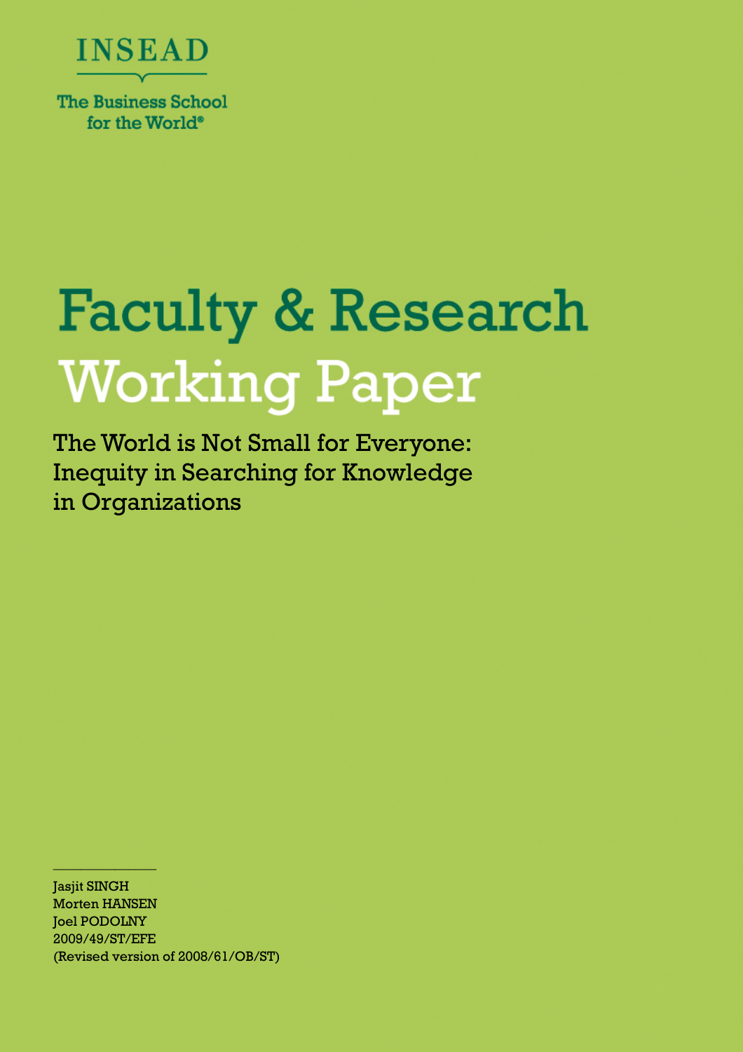INSEAD

The Business School for the World®

# Faculty & Research Working Paper

## The World is Not Small for Everyone: Inequity in Searching for Knowledge in Organizations

Jasjit SINGH
Morten HANSEN
Joel PODOLNY
2009/49/ST/EFE
(Revised version of 2008/61/OB/ST)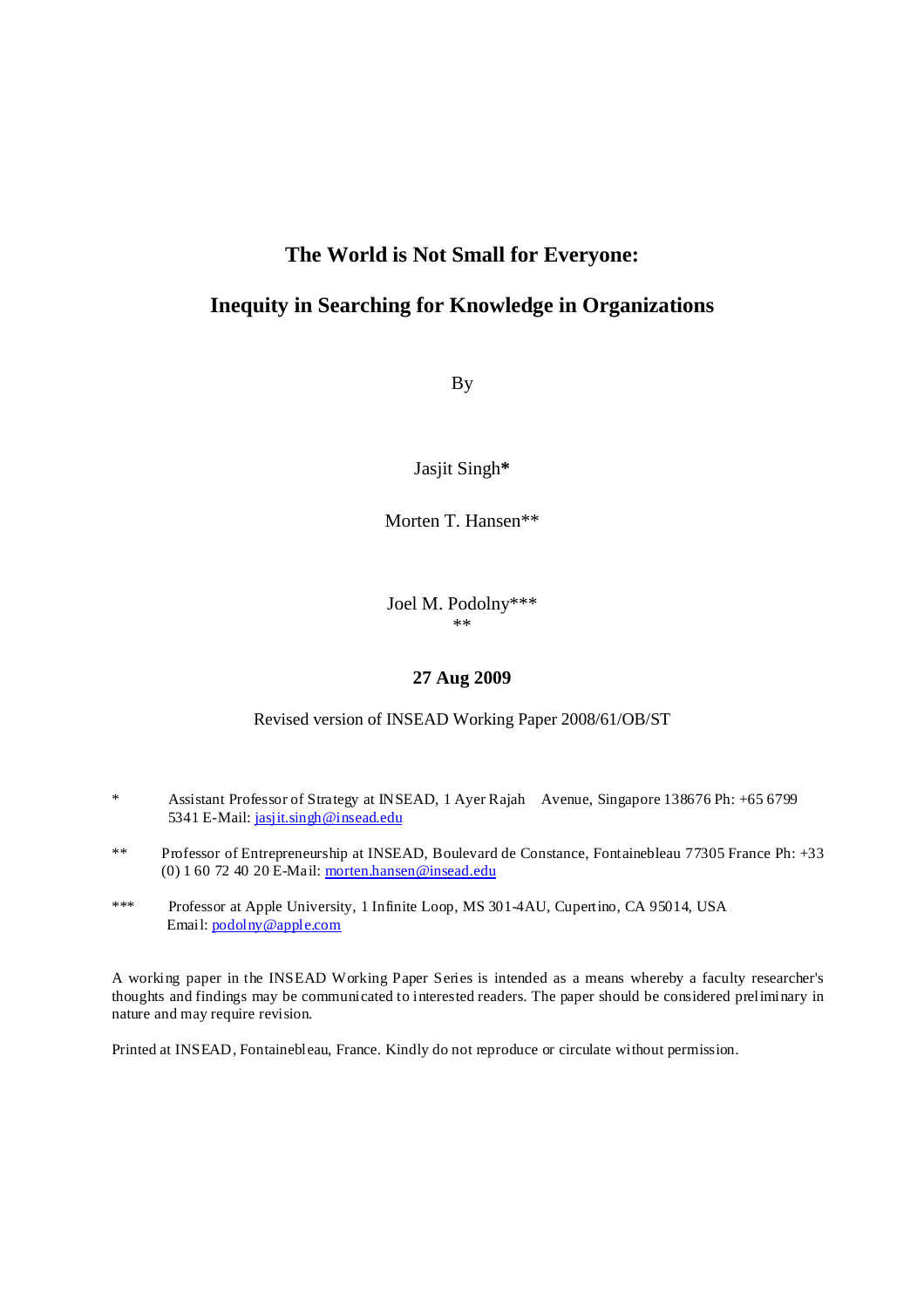# The World is Not Small for Everyone:

# Inequity in Searching for Knowledge in Organizations

By

Jasjit Singh*

Morten T. Hansen**

Joel M. Podolny***

**27 Aug 2009**

Revised version of INSEAD Working Paper 2008/61/OB/ST

\* Assistant Professor of Strategy at INSEAD, 1 Ayer Rajah Avenue, Singapore 138676 Ph: +65 6799 5341 E-Mail: jasjit.singh@insead.edu

\*\* Professor of Entrepreneurship at INSEAD, Boulevard de Constance, Fontainebleau 77305 France Ph: +33 (0) 1 60 72 40 20 E-Mail: morten.hansen@insead.edu

\*\*\* Professor at Apple University, 1 Infinite Loop, MS 301-4AU, Cupertino, CA 95014, USA Email: podolny@apple.com

A working paper in the INSEAD Working Paper Series is intended as a means whereby a faculty researcher's thoughts and findings may be communicated to interested readers. The paper should be considered preliminary in nature and may require revision.

Printed at INSEAD, Fontainebleau, France. Kindly do not reproduce or circulate without permission.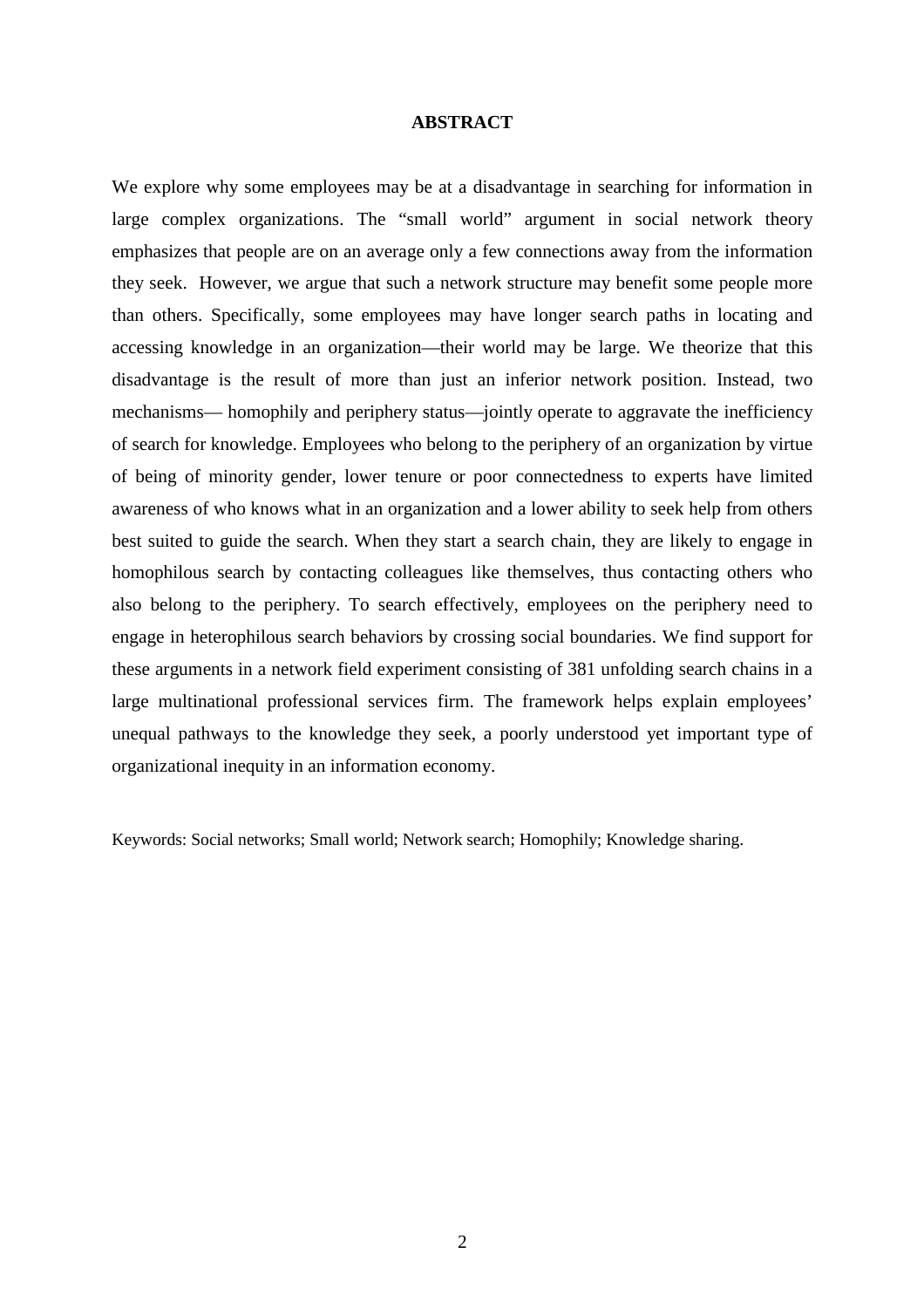# ABSTRACT

We explore why some employees may be at a disadvantage in searching for information in large complex organizations. The "small world" argument in social network theory emphasizes that people are on an average only a few connections away from the information they seek. However, we argue that such a network structure may benefit some people more than others. Specifically, some employees may have longer search paths in locating and accessing knowledge in an organization—their world may be large. We theorize that this disadvantage is the result of more than just an inferior network position. Instead, two mechanisms— homophily and periphery status—jointly operate to aggravate the inefficiency of search for knowledge. Employees who belong to the periphery of an organization by virtue of being of minority gender, lower tenure or poor connectedness to experts have limited awareness of who knows what in an organization and a lower ability to seek help from others best suited to guide the search. When they start a search chain, they are likely to engage in homophilous search by contacting colleagues like themselves, thus contacting others who also belong to the periphery. To search effectively, employees on the periphery need to engage in heterophilous search behaviors by crossing social boundaries. We find support for these arguments in a network field experiment consisting of 381 unfolding search chains in a large multinational professional services firm. The framework helps explain employees' unequal pathways to the knowledge they seek, a poorly understood yet important type of organizational inequity in an information economy.

Keywords: Social networks; Small world; Network search; Homophily; Knowledge sharing.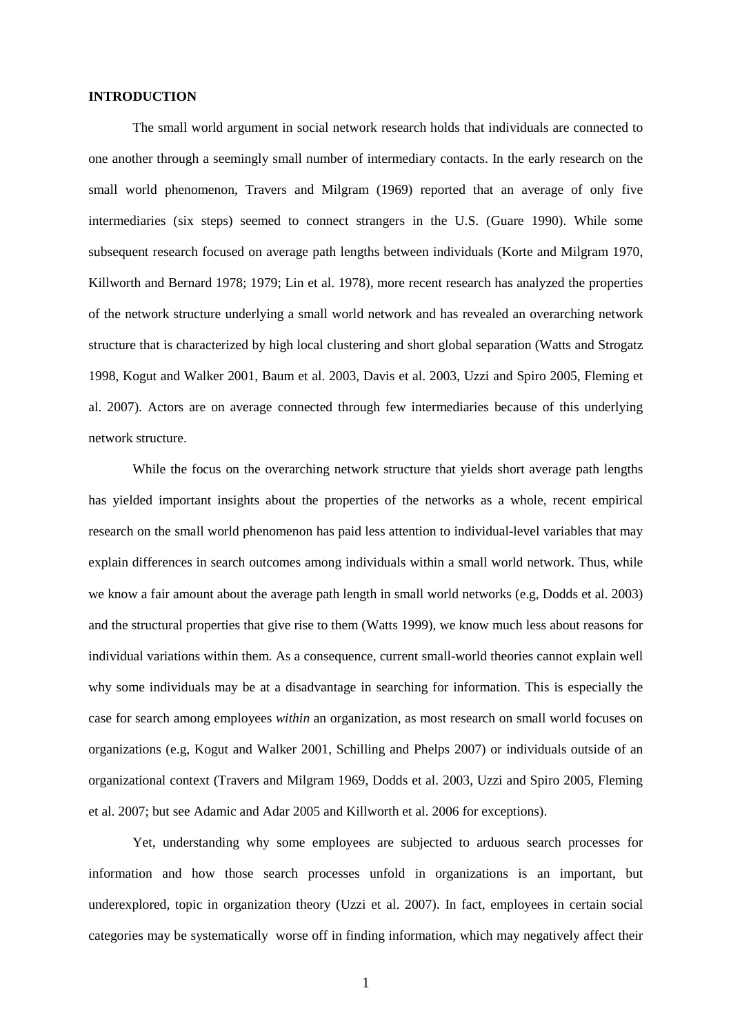## INTRODUCTION

The small world argument in social network research holds that individuals are connected to one another through a seemingly small number of intermediary contacts. In the early research on the small world phenomenon, Travers and Milgram (1969) reported that an average of only five intermediaries (six steps) seemed to connect strangers in the U.S. (Guare 1990). While some subsequent research focused on average path lengths between individuals (Korte and Milgram 1970, Killworth and Bernard 1978; 1979; Lin et al. 1978), more recent research has analyzed the properties of the network structure underlying a small world network and has revealed an overarching network structure that is characterized by high local clustering and short global separation (Watts and Strogatz 1998, Kogut and Walker 2001, Baum et al. 2003, Davis et al. 2003, Uzzi and Spiro 2005, Fleming et al. 2007). Actors are on average connected through few intermediaries because of this underlying network structure.

While the focus on the overarching network structure that yields short average path lengths has yielded important insights about the properties of the networks as a whole, recent empirical research on the small world phenomenon has paid less attention to individual-level variables that may explain differences in search outcomes among individuals within a small world network. Thus, while we know a fair amount about the average path length in small world networks (e.g, Dodds et al. 2003) and the structural properties that give rise to them (Watts 1999), we know much less about reasons for individual variations within them. As a consequence, current small-world theories cannot explain well why some individuals may be at a disadvantage in searching for information. This is especially the case for search among employees *within* an organization, as most research on small world focuses on organizations (e.g, Kogut and Walker 2001, Schilling and Phelps 2007) or individuals outside of an organizational context (Travers and Milgram 1969, Dodds et al. 2003, Uzzi and Spiro 2005, Fleming et al. 2007; but see Adamic and Adar 2005 and Killworth et al. 2006 for exceptions).

Yet, understanding why some employees are subjected to arduous search processes for information and how those search processes unfold in organizations is an important, but underexplored, topic in organization theory (Uzzi et al. 2007). In fact, employees in certain social categories may be systematically worse off in finding information, which may negatively affect their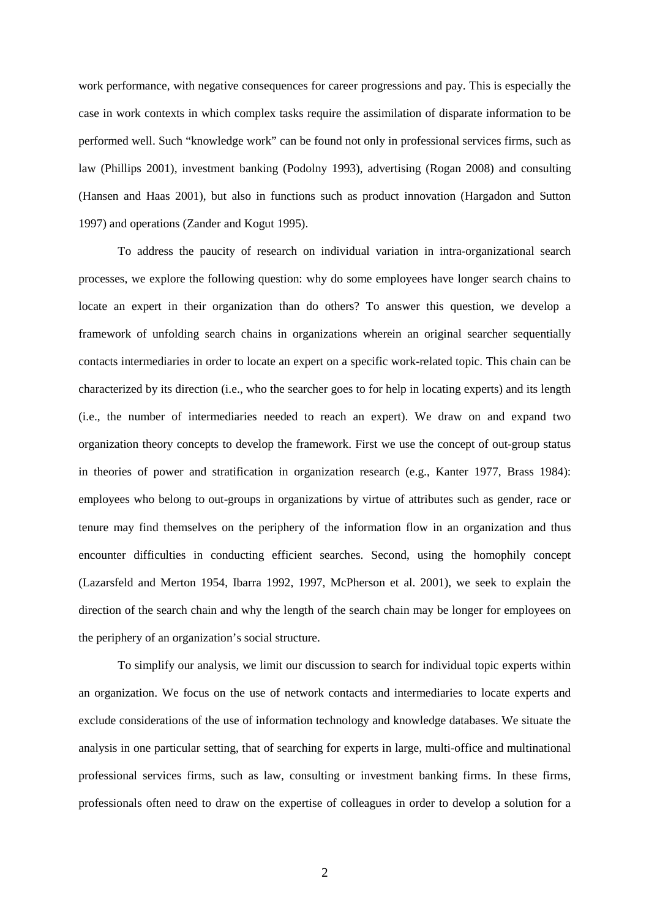work performance, with negative consequences for career progressions and pay. This is especially the case in work contexts in which complex tasks require the assimilation of disparate information to be performed well. Such "knowledge work" can be found not only in professional services firms, such as law (Phillips 2001), investment banking (Podolny 1993), advertising (Rogan 2008) and consulting (Hansen and Haas 2001), but also in functions such as product innovation (Hargadon and Sutton 1997) and operations (Zander and Kogut 1995).

To address the paucity of research on individual variation in intra-organizational search processes, we explore the following question: why do some employees have longer search chains to locate an expert in their organization than do others? To answer this question, we develop a framework of unfolding search chains in organizations wherein an original searcher sequentially contacts intermediaries in order to locate an expert on a specific work-related topic. This chain can be characterized by its direction (i.e., who the searcher goes to for help in locating experts) and its length (i.e., the number of intermediaries needed to reach an expert). We draw on and expand two organization theory concepts to develop the framework. First we use the concept of out-group status in theories of power and stratification in organization research (e.g., Kanter 1977, Brass 1984): employees who belong to out-groups in organizations by virtue of attributes such as gender, race or tenure may find themselves on the periphery of the information flow in an organization and thus encounter difficulties in conducting efficient searches. Second, using the homophily concept (Lazarsfeld and Merton 1954, Ibarra 1992, 1997, McPherson et al. 2001), we seek to explain the direction of the search chain and why the length of the search chain may be longer for employees on the periphery of an organization's social structure.

To simplify our analysis, we limit our discussion to search for individual topic experts within an organization. We focus on the use of network contacts and intermediaries to locate experts and exclude considerations of the use of information technology and knowledge databases. We situate the analysis in one particular setting, that of searching for experts in large, multi-office and multinational professional services firms, such as law, consulting or investment banking firms. In these firms, professionals often need to draw on the expertise of colleagues in order to develop a solution for a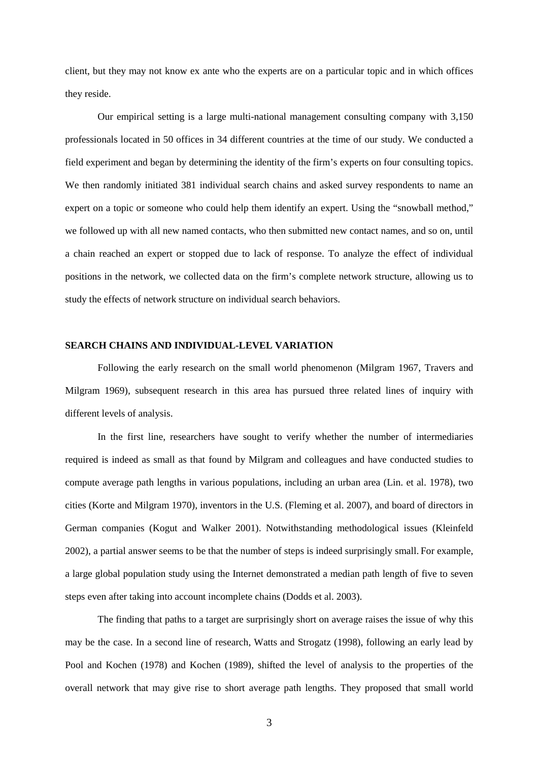client, but they may not know ex ante who the experts are on a particular topic and in which offices they reside.

Our empirical setting is a large multi-national management consulting company with 3,150 professionals located in 50 offices in 34 different countries at the time of our study. We conducted a field experiment and began by determining the identity of the firm's experts on four consulting topics. We then randomly initiated 381 individual search chains and asked survey respondents to name an expert on a topic or someone who could help them identify an expert. Using the "snowball method," we followed up with all new named contacts, who then submitted new contact names, and so on, until a chain reached an expert or stopped due to lack of response. To analyze the effect of individual positions in the network, we collected data on the firm's complete network structure, allowing us to study the effects of network structure on individual search behaviors.

## SEARCH CHAINS AND INDIVIDUAL-LEVEL VARIATION

Following the early research on the small world phenomenon (Milgram 1967, Travers and Milgram 1969), subsequent research in this area has pursued three related lines of inquiry with different levels of analysis.

In the first line, researchers have sought to verify whether the number of intermediaries required is indeed as small as that found by Milgram and colleagues and have conducted studies to compute average path lengths in various populations, including an urban area (Lin. et al. 1978), two cities (Korte and Milgram 1970), inventors in the U.S. (Fleming et al. 2007), and board of directors in German companies (Kogut and Walker 2001). Notwithstanding methodological issues (Kleinfeld 2002), a partial answer seems to be that the number of steps is indeed surprisingly small. For example, a large global population study using the Internet demonstrated a median path length of five to seven steps even after taking into account incomplete chains (Dodds et al. 2003).

The finding that paths to a target are surprisingly short on average raises the issue of why this may be the case. In a second line of research, Watts and Strogatz (1998), following an early lead by Pool and Kochen (1978) and Kochen (1989), shifted the level of analysis to the properties of the overall network that may give rise to short average path lengths. They proposed that small world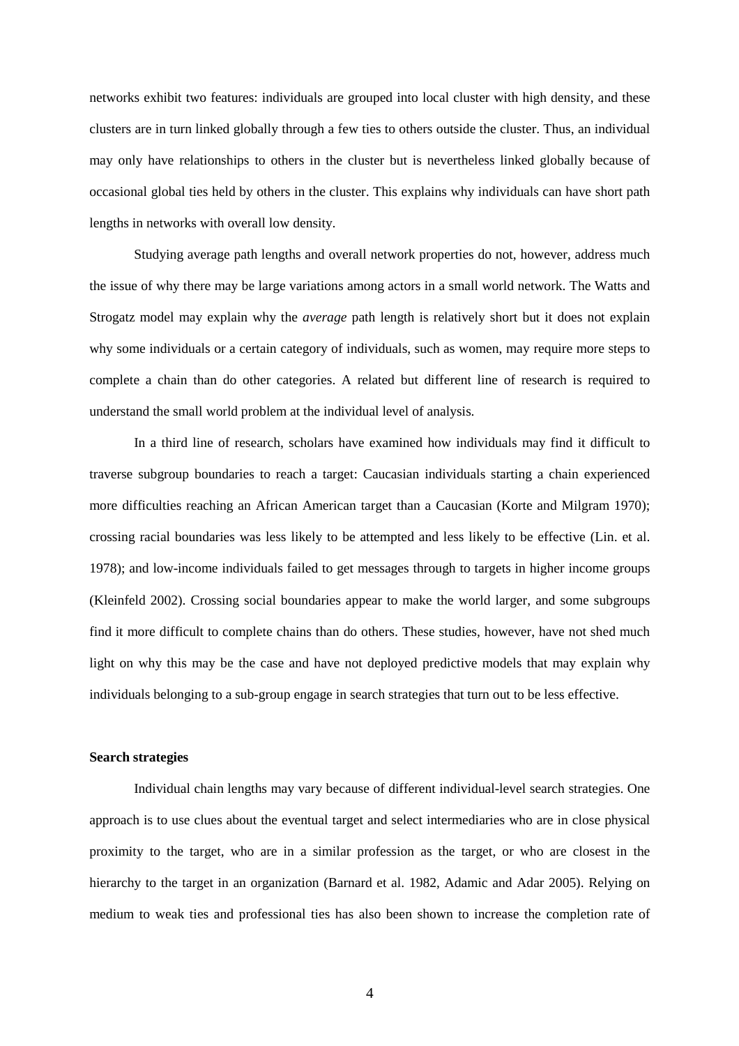networks exhibit two features: individuals are grouped into local cluster with high density, and these clusters are in turn linked globally through a few ties to others outside the cluster. Thus, an individual may only have relationships to others in the cluster but is nevertheless linked globally because of occasional global ties held by others in the cluster. This explains why individuals can have short path lengths in networks with overall low density.

Studying average path lengths and overall network properties do not, however, address much the issue of why there may be large variations among actors in a small world network. The Watts and Strogatz model may explain why the *average* path length is relatively short but it does not explain why some individuals or a certain category of individuals, such as women, may require more steps to complete a chain than do other categories. A related but different line of research is required to understand the small world problem at the individual level of analysis.

In a third line of research, scholars have examined how individuals may find it difficult to traverse subgroup boundaries to reach a target: Caucasian individuals starting a chain experienced more difficulties reaching an African American target than a Caucasian (Korte and Milgram 1970); crossing racial boundaries was less likely to be attempted and less likely to be effective (Lin. et al. 1978); and low-income individuals failed to get messages through to targets in higher income groups (Kleinfeld 2002). Crossing social boundaries appear to make the world larger, and some subgroups find it more difficult to complete chains than do others. These studies, however, have not shed much light on why this may be the case and have not deployed predictive models that may explain why individuals belonging to a sub-group engage in search strategies that turn out to be less effective.

**Search strategies**

Individual chain lengths may vary because of different individual-level search strategies. One approach is to use clues about the eventual target and select intermediaries who are in close physical proximity to the target, who are in a similar profession as the target, or who are closest in the hierarchy to the target in an organization (Barnard et al. 1982, Adamic and Adar 2005). Relying on medium to weak ties and professional ties has also been shown to increase the completion rate of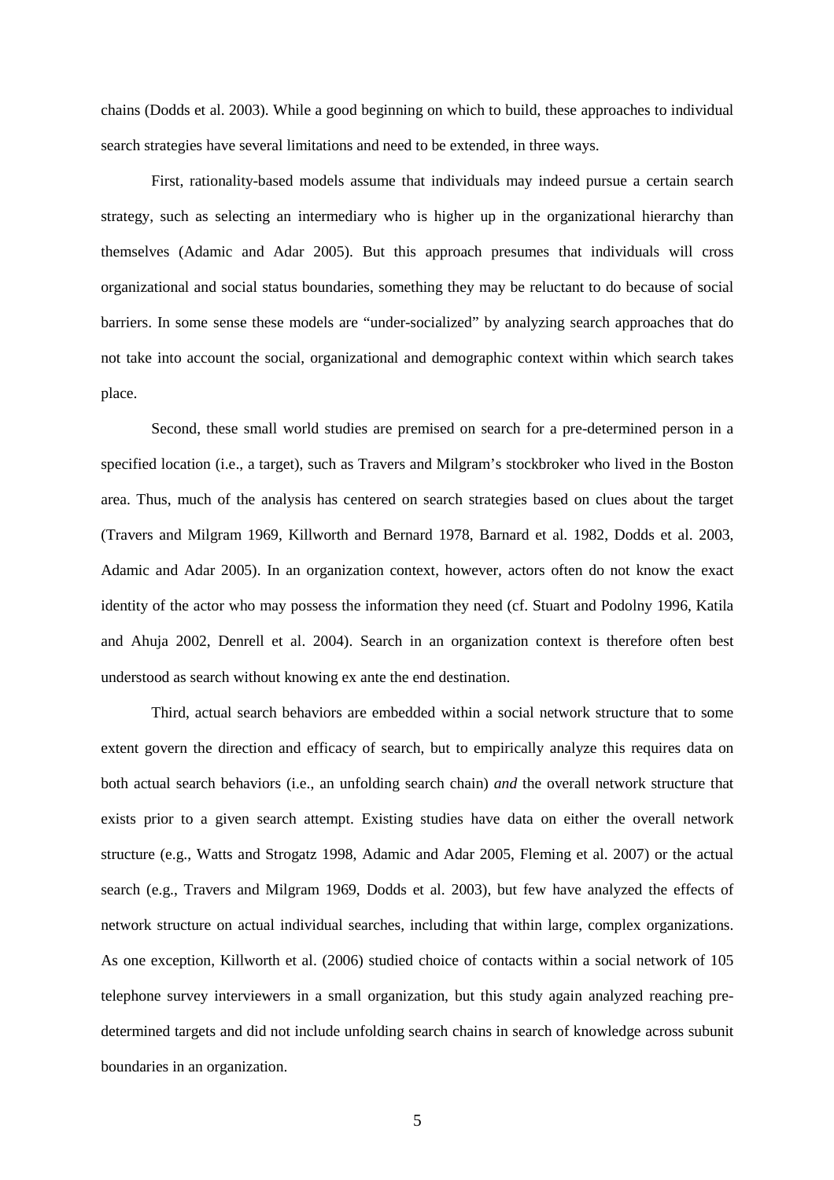chains (Dodds et al. 2003). While a good beginning on which to build, these approaches to individual search strategies have several limitations and need to be extended, in three ways.

First, rationality-based models assume that individuals may indeed pursue a certain search strategy, such as selecting an intermediary who is higher up in the organizational hierarchy than themselves (Adamic and Adar 2005). But this approach presumes that individuals will cross organizational and social status boundaries, something they may be reluctant to do because of social barriers. In some sense these models are "under-socialized" by analyzing search approaches that do not take into account the social, organizational and demographic context within which search takes place.

Second, these small world studies are premised on search for a pre-determined person in a specified location (i.e., a target), such as Travers and Milgram's stockbroker who lived in the Boston area. Thus, much of the analysis has centered on search strategies based on clues about the target (Travers and Milgram 1969, Killworth and Bernard 1978, Barnard et al. 1982, Dodds et al. 2003, Adamic and Adar 2005). In an organization context, however, actors often do not know the exact identity of the actor who may possess the information they need (cf. Stuart and Podolny 1996, Katila and Ahuja 2002, Denrell et al. 2004). Search in an organization context is therefore often best understood as search without knowing ex ante the end destination.

Third, actual search behaviors are embedded within a social network structure that to some extent govern the direction and efficacy of search, but to empirically analyze this requires data on both actual search behaviors (i.e., an unfolding search chain) *and* the overall network structure that exists prior to a given search attempt. Existing studies have data on either the overall network structure (e.g., Watts and Strogatz 1998, Adamic and Adar 2005, Fleming et al. 2007) or the actual search (e.g., Travers and Milgram 1969, Dodds et al. 2003), but few have analyzed the effects of network structure on actual individual searches, including that within large, complex organizations. As one exception, Killworth et al. (2006) studied choice of contacts within a social network of 105 telephone survey interviewers in a small organization, but this study again analyzed reaching pre-determined targets and did not include unfolding search chains in search of knowledge across subunit boundaries in an organization.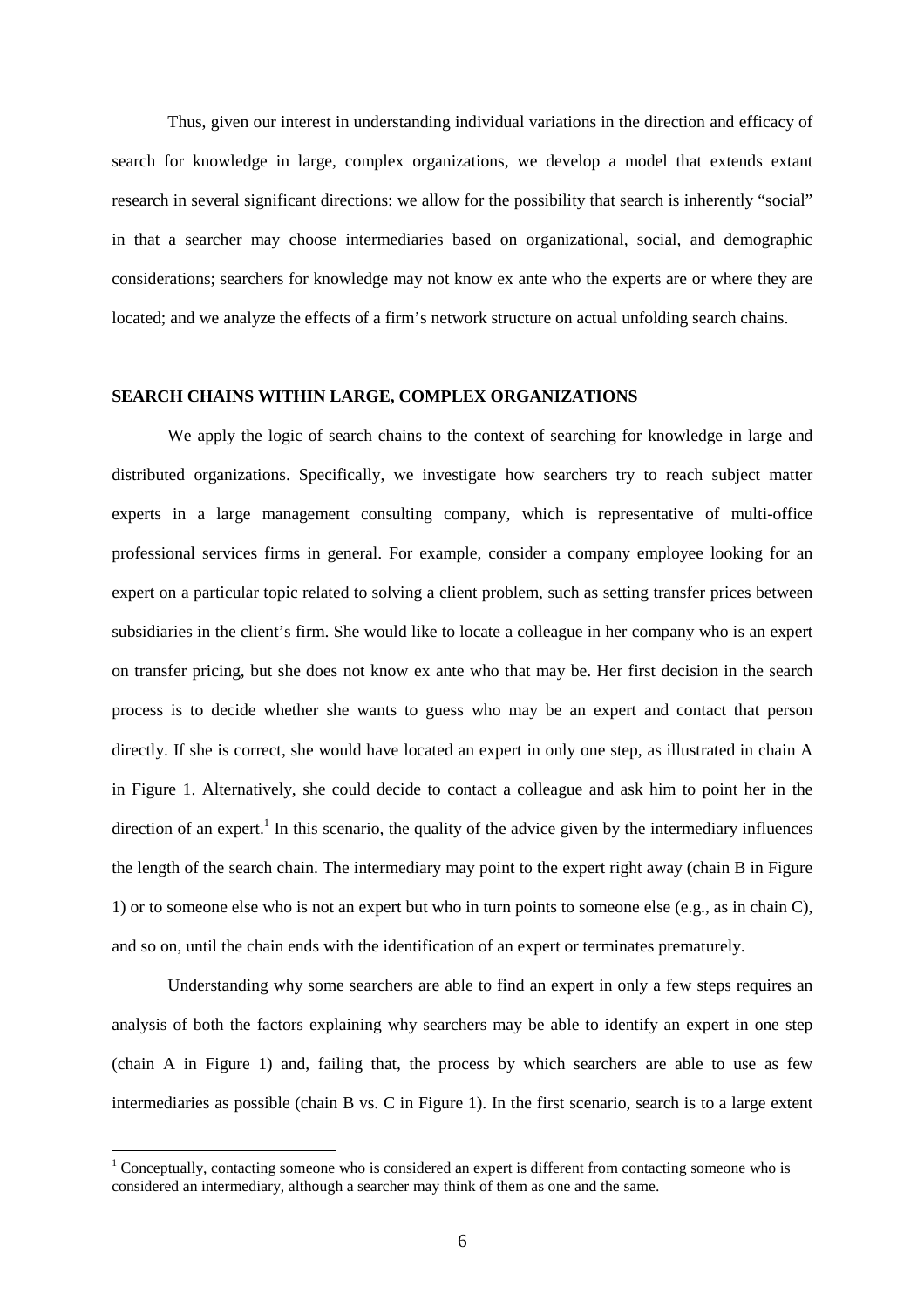Thus, given our interest in understanding individual variations in the direction and efficacy of search for knowledge in large, complex organizations, we develop a model that extends extant research in several significant directions: we allow for the possibility that search is inherently "social" in that a searcher may choose intermediaries based on organizational, social, and demographic considerations; searchers for knowledge may not know ex ante who the experts are or where they are located; and we analyze the effects of a firm's network structure on actual unfolding search chains.

## SEARCH CHAINS WITHIN LARGE, COMPLEX ORGANIZATIONS

We apply the logic of search chains to the context of searching for knowledge in large and distributed organizations. Specifically, we investigate how searchers try to reach subject matter experts in a large management consulting company, which is representative of multi-office professional services firms in general. For example, consider a company employee looking for an expert on a particular topic related to solving a client problem, such as setting transfer prices between subsidiaries in the client's firm. She would like to locate a colleague in her company who is an expert on transfer pricing, but she does not know ex ante who that may be. Her first decision in the search process is to decide whether she wants to guess who may be an expert and contact that person directly. If she is correct, she would have located an expert in only one step, as illustrated in chain A in Figure 1. Alternatively, she could decide to contact a colleague and ask him to point her in the direction of an expert.[1] In this scenario, the quality of the advice given by the intermediary influences the length of the search chain. The intermediary may point to the expert right away (chain B in Figure 1) or to someone else who is not an expert but who in turn points to someone else (e.g., as in chain C), and so on, until the chain ends with the identification of an expert or terminates prematurely.

Understanding why some searchers are able to find an expert in only a few steps requires an analysis of both the factors explaining why searchers may be able to identify an expert in one step (chain A in Figure 1) and, failing that, the process by which searchers are able to use as few intermediaries as possible (chain B vs. C in Figure 1). In the first scenario, search is to a large extent

[1] Conceptually, contacting someone who is considered an expert is different from contacting someone who is considered an intermediary, although a searcher may think of them as one and the same.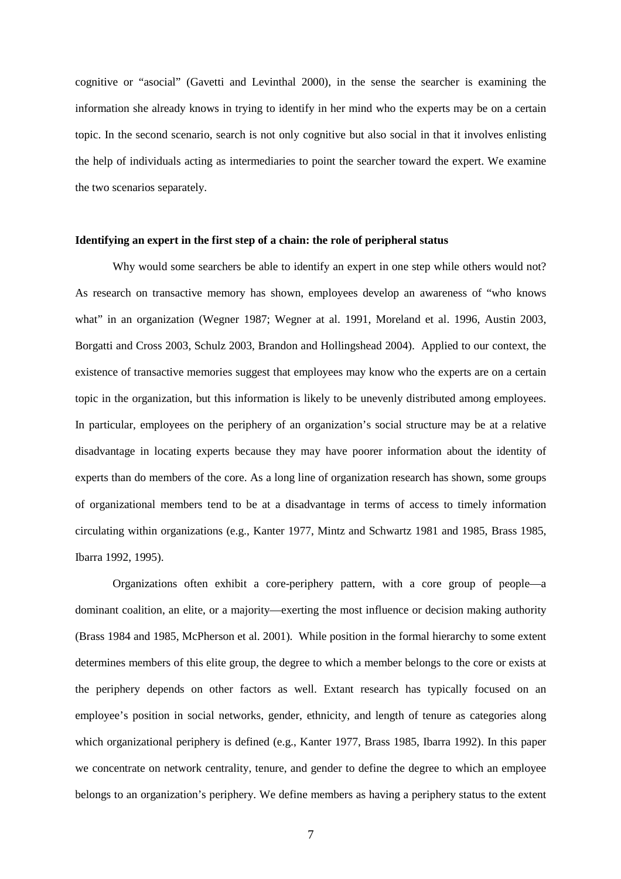cognitive or "asocial" (Gavetti and Levinthal 2000), in the sense the searcher is examining the information she already knows in trying to identify in her mind who the experts may be on a certain topic. In the second scenario, search is not only cognitive but also social in that it involves enlisting the help of individuals acting as intermediaries to point the searcher toward the expert. We examine the two scenarios separately.

**Identifying an expert in the first step of a chain: the role of peripheral status**

Why would some searchers be able to identify an expert in one step while others would not? As research on transactive memory has shown, employees develop an awareness of "who knows what" in an organization (Wegner 1987; Wegner at al. 1991, Moreland et al. 1996, Austin 2003, Borgatti and Cross 2003, Schulz 2003, Brandon and Hollingshead 2004). Applied to our context, the existence of transactive memories suggest that employees may know who the experts are on a certain topic in the organization, but this information is likely to be unevenly distributed among employees. In particular, employees on the periphery of an organization's social structure may be at a relative disadvantage in locating experts because they may have poorer information about the identity of experts than do members of the core. As a long line of organization research has shown, some groups of organizational members tend to be at a disadvantage in terms of access to timely information circulating within organizations (e.g., Kanter 1977, Mintz and Schwartz 1981 and 1985, Brass 1985, Ibarra 1992, 1995).

Organizations often exhibit a core-periphery pattern, with a core group of people—a dominant coalition, an elite, or a majority—exerting the most influence or decision making authority (Brass 1984 and 1985, McPherson et al. 2001). While position in the formal hierarchy to some extent determines members of this elite group, the degree to which a member belongs to the core or exists at the periphery depends on other factors as well. Extant research has typically focused on an employee's position in social networks, gender, ethnicity, and length of tenure as categories along which organizational periphery is defined (e.g., Kanter 1977, Brass 1985, Ibarra 1992). In this paper we concentrate on network centrality, tenure, and gender to define the degree to which an employee belongs to an organization's periphery. We define members as having a periphery status to the extent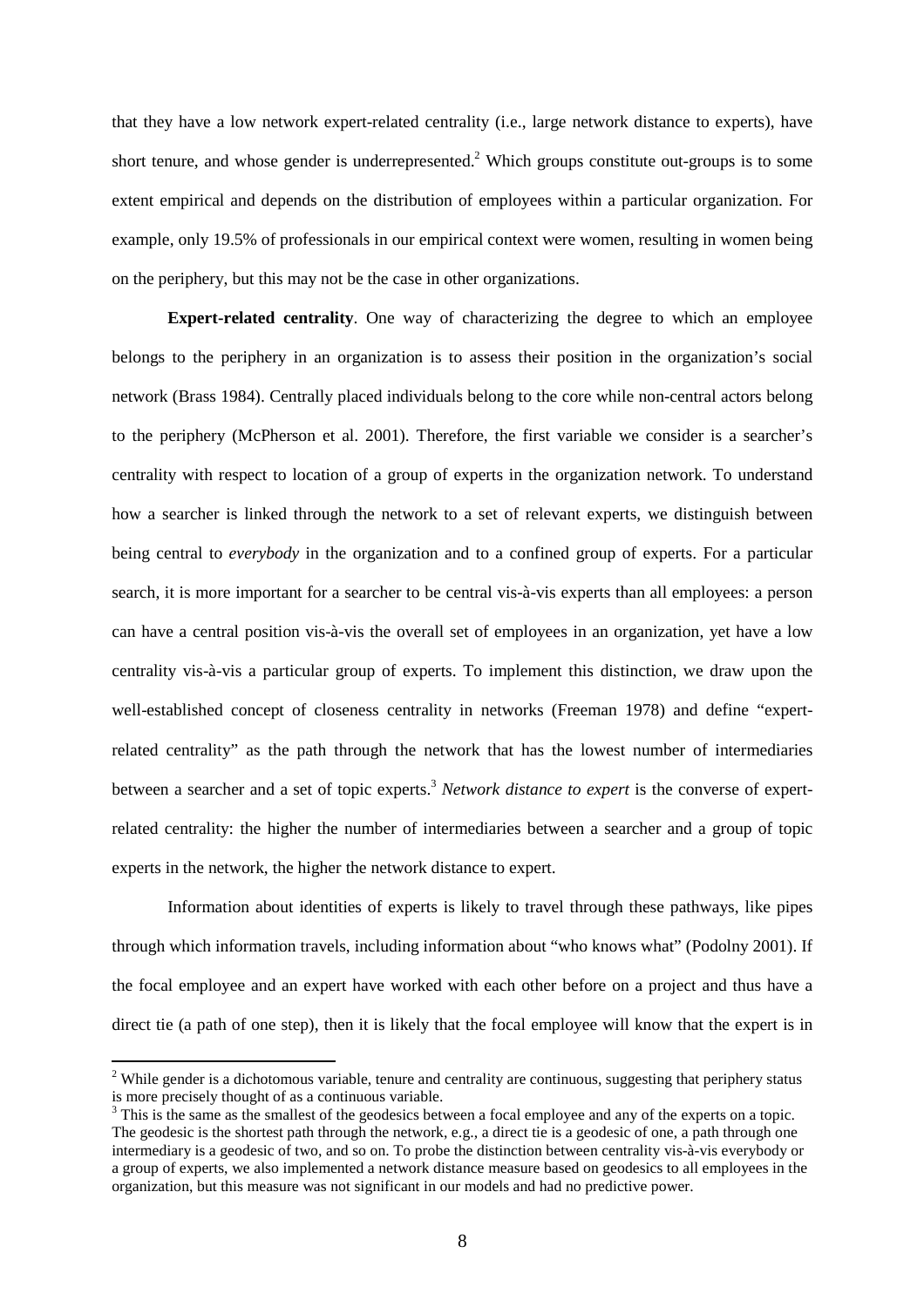that they have a low network expert-related centrality (i.e., large network distance to experts), have short tenure, and whose gender is underrepresented.[2] Which groups constitute out-groups is to some extent empirical and depends on the distribution of employees within a particular organization. For example, only 19.5% of professionals in our empirical context were women, resulting in women being on the periphery, but this may not be the case in other organizations.

**Expert-related centrality**. One way of characterizing the degree to which an employee belongs to the periphery in an organization is to assess their position in the organization's social network (Brass 1984). Centrally placed individuals belong to the core while non-central actors belong to the periphery (McPherson et al. 2001). Therefore, the first variable we consider is a searcher's centrality with respect to location of a group of experts in the organization network. To understand how a searcher is linked through the network to a set of relevant experts, we distinguish between being central to *everybody* in the organization and to a confined group of experts. For a particular search, it is more important for a searcher to be central vis-à-vis experts than all employees: a person can have a central position vis-à-vis the overall set of employees in an organization, yet have a low centrality vis-à-vis a particular group of experts. To implement this distinction, we draw upon the well-established concept of closeness centrality in networks (Freeman 1978) and define "expert-related centrality" as the path through the network that has the lowest number of intermediaries between a searcher and a set of topic experts.[3] *Network distance to expert* is the converse of expert-related centrality: the higher the number of intermediaries between a searcher and a group of topic experts in the network, the higher the network distance to expert.

Information about identities of experts is likely to travel through these pathways, like pipes through which information travels, including information about "who knows what" (Podolny 2001). If the focal employee and an expert have worked with each other before on a project and thus have a direct tie (a path of one step), then it is likely that the focal employee will know that the expert is in

[2] While gender is a dichotomous variable, tenure and centrality are continuous, suggesting that periphery status is more precisely thought of as a continuous variable.

[3] This is the same as the smallest of the geodesics between a focal employee and any of the experts on a topic. The geodesic is the shortest path through the network, e.g., a direct tie is a geodesic of one, a path through one intermediary is a geodesic of two, and so on. To probe the distinction between centrality vis-à-vis everybody or a group of experts, we also implemented a network distance measure based on geodesics to all employees in the organization, but this measure was not significant in our models and had no predictive power.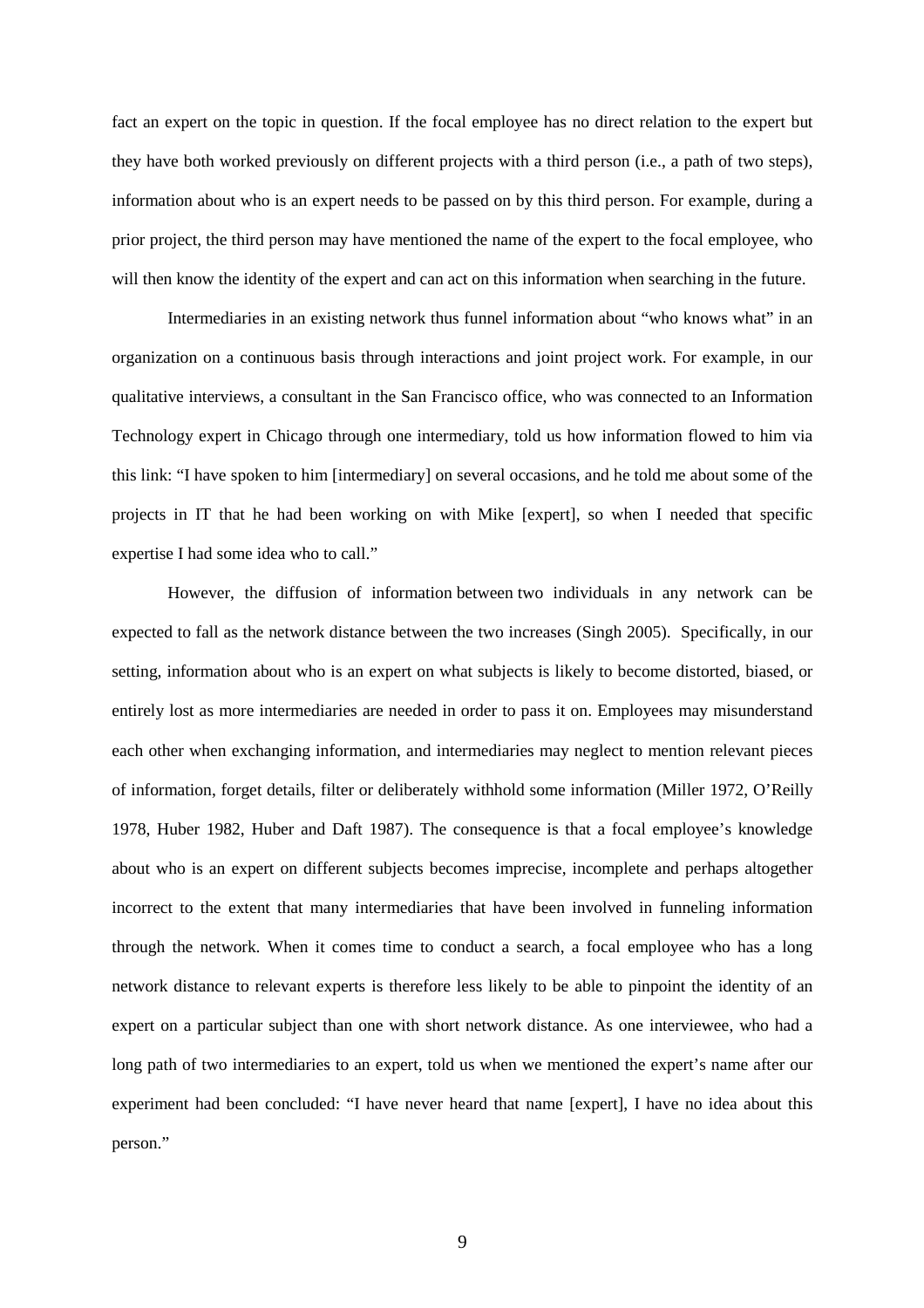fact an expert on the topic in question. If the focal employee has no direct relation to the expert but they have both worked previously on different projects with a third person (i.e., a path of two steps), information about who is an expert needs to be passed on by this third person. For example, during a prior project, the third person may have mentioned the name of the expert to the focal employee, who will then know the identity of the expert and can act on this information when searching in the future.

Intermediaries in an existing network thus funnel information about "who knows what" in an organization on a continuous basis through interactions and joint project work. For example, in our qualitative interviews, a consultant in the San Francisco office, who was connected to an Information Technology expert in Chicago through one intermediary, told us how information flowed to him via this link: "I have spoken to him [intermediary] on several occasions, and he told me about some of the projects in IT that he had been working on with Mike [expert], so when I needed that specific expertise I had some idea who to call."

However, the diffusion of information between two individuals in any network can be expected to fall as the network distance between the two increases (Singh 2005). Specifically, in our setting, information about who is an expert on what subjects is likely to become distorted, biased, or entirely lost as more intermediaries are needed in order to pass it on. Employees may misunderstand each other when exchanging information, and intermediaries may neglect to mention relevant pieces of information, forget details, filter or deliberately withhold some information (Miller 1972, O'Reilly 1978, Huber 1982, Huber and Daft 1987). The consequence is that a focal employee's knowledge about who is an expert on different subjects becomes imprecise, incomplete and perhaps altogether incorrect to the extent that many intermediaries that have been involved in funneling information through the network. When it comes time to conduct a search, a focal employee who has a long network distance to relevant experts is therefore less likely to be able to pinpoint the identity of an expert on a particular subject than one with short network distance. As one interviewee, who had a long path of two intermediaries to an expert, told us when we mentioned the expert's name after our experiment had been concluded: "I have never heard that name [expert], I have no idea about this person."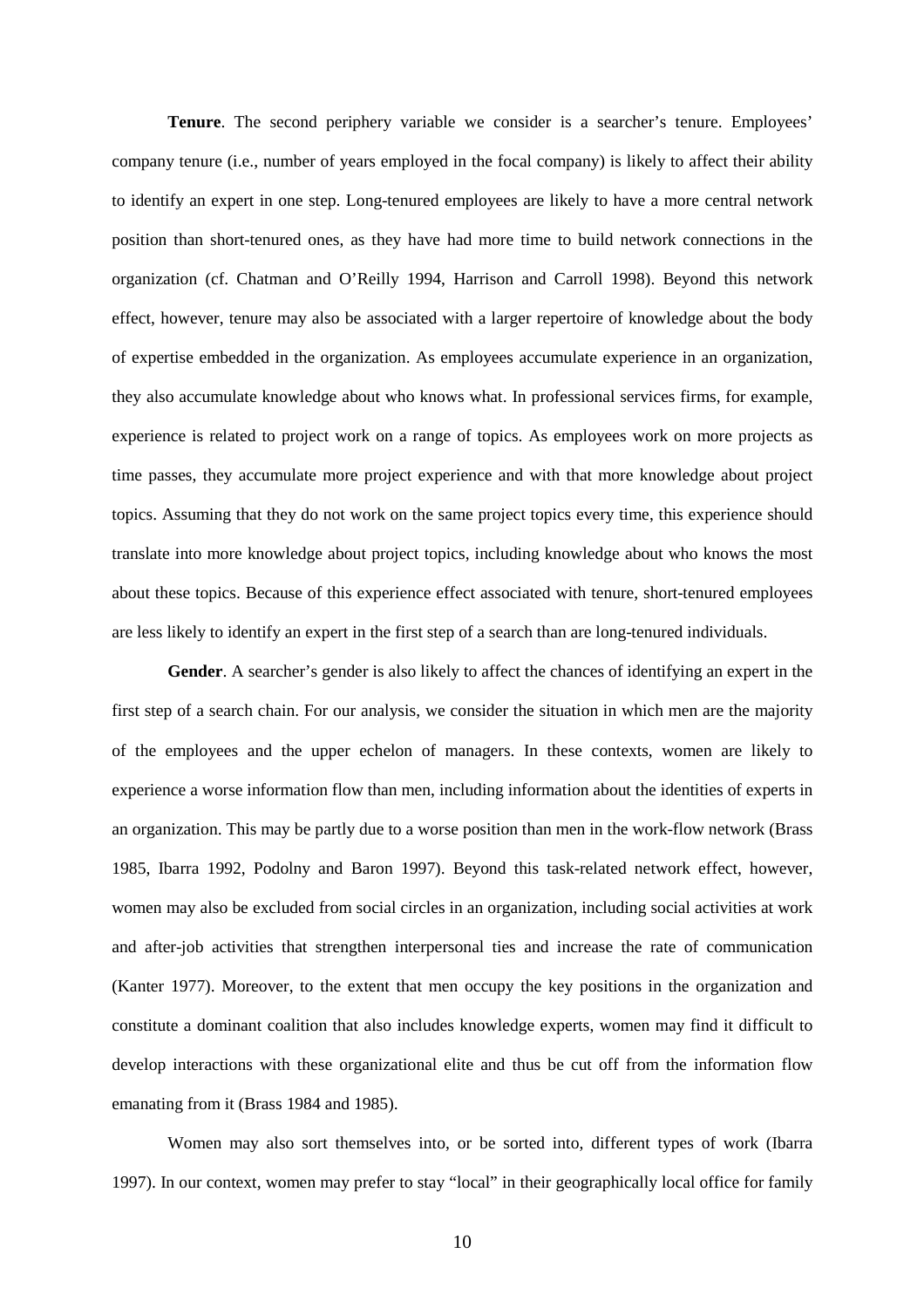**Tenure**. The second periphery variable we consider is a searcher's tenure. Employees' company tenure (i.e., number of years employed in the focal company) is likely to affect their ability to identify an expert in one step. Long-tenured employees are likely to have a more central network position than short-tenured ones, as they have had more time to build network connections in the organization (cf. Chatman and O'Reilly 1994, Harrison and Carroll 1998). Beyond this network effect, however, tenure may also be associated with a larger repertoire of knowledge about the body of expertise embedded in the organization. As employees accumulate experience in an organization, they also accumulate knowledge about who knows what. In professional services firms, for example, experience is related to project work on a range of topics. As employees work on more projects as time passes, they accumulate more project experience and with that more knowledge about project topics. Assuming that they do not work on the same project topics every time, this experience should translate into more knowledge about project topics, including knowledge about who knows the most about these topics. Because of this experience effect associated with tenure, short-tenured employees are less likely to identify an expert in the first step of a search than are long-tenured individuals.

**Gender**. A searcher's gender is also likely to affect the chances of identifying an expert in the first step of a search chain. For our analysis, we consider the situation in which men are the majority of the employees and the upper echelon of managers. In these contexts, women are likely to experience a worse information flow than men, including information about the identities of experts in an organization. This may be partly due to a worse position than men in the work-flow network (Brass 1985, Ibarra 1992, Podolny and Baron 1997). Beyond this task-related network effect, however, women may also be excluded from social circles in an organization, including social activities at work and after-job activities that strengthen interpersonal ties and increase the rate of communication (Kanter 1977). Moreover, to the extent that men occupy the key positions in the organization and constitute a dominant coalition that also includes knowledge experts, women may find it difficult to develop interactions with these organizational elite and thus be cut off from the information flow emanating from it (Brass 1984 and 1985).

Women may also sort themselves into, or be sorted into, different types of work (Ibarra 1997). In our context, women may prefer to stay "local" in their geographically local office for family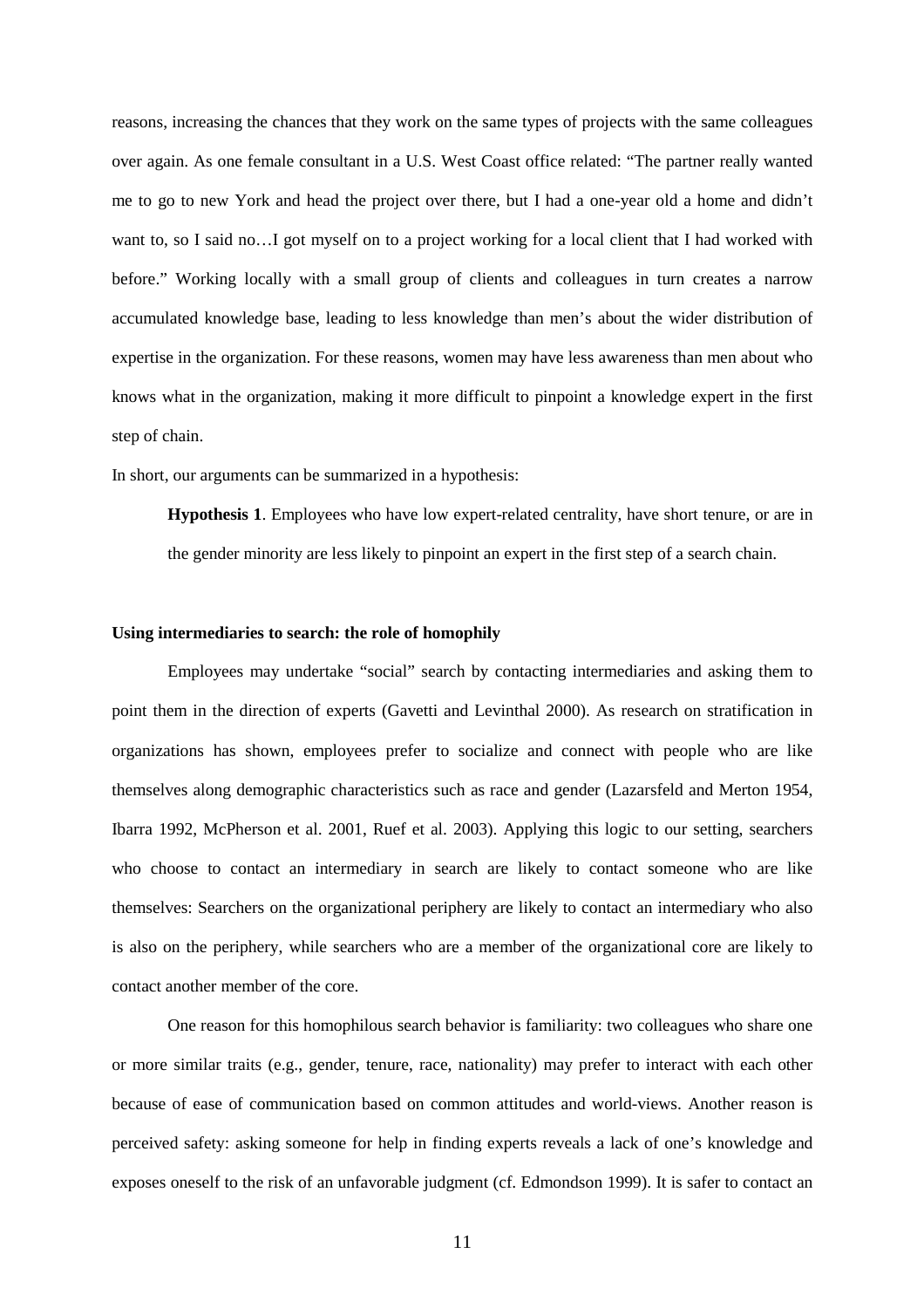reasons, increasing the chances that they work on the same types of projects with the same colleagues over again. As one female consultant in a U.S. West Coast office related: "The partner really wanted me to go to new York and head the project over there, but I had a one-year old a home and didn't want to, so I said no…I got myself on to a project working for a local client that I had worked with before." Working locally with a small group of clients and colleagues in turn creates a narrow accumulated knowledge base, leading to less knowledge than men's about the wider distribution of expertise in the organization. For these reasons, women may have less awareness than men about who knows what in the organization, making it more difficult to pinpoint a knowledge expert in the first step of chain.

In short, our arguments can be summarized in a hypothesis:

> **Hypothesis 1**. Employees who have low expert-related centrality, have short tenure, or are in the gender minority are less likely to pinpoint an expert in the first step of a search chain.

**Using intermediaries to search: the role of homophily**

Employees may undertake "social" search by contacting intermediaries and asking them to point them in the direction of experts (Gavetti and Levinthal 2000). As research on stratification in organizations has shown, employees prefer to socialize and connect with people who are like themselves along demographic characteristics such as race and gender (Lazarsfeld and Merton 1954, Ibarra 1992, McPherson et al. 2001, Ruef et al. 2003). Applying this logic to our setting, searchers who choose to contact an intermediary in search are likely to contact someone who are like themselves: Searchers on the organizational periphery are likely to contact an intermediary who also is also on the periphery, while searchers who are a member of the organizational core are likely to contact another member of the core.

One reason for this homophilous search behavior is familiarity: two colleagues who share one or more similar traits (e.g., gender, tenure, race, nationality) may prefer to interact with each other because of ease of communication based on common attitudes and world-views. Another reason is perceived safety: asking someone for help in finding experts reveals a lack of one's knowledge and exposes oneself to the risk of an unfavorable judgment (cf. Edmondson 1999). It is safer to contact an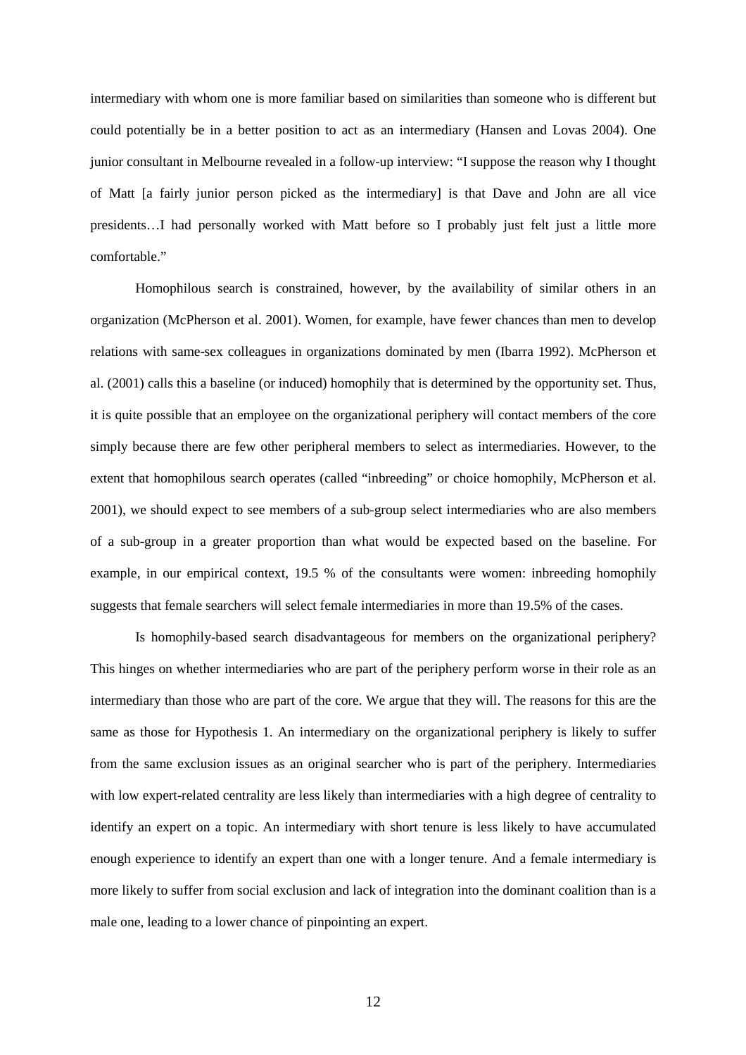intermediary with whom one is more familiar based on similarities than someone who is different but could potentially be in a better position to act as an intermediary (Hansen and Lovas 2004). One junior consultant in Melbourne revealed in a follow-up interview: "I suppose the reason why I thought of Matt [a fairly junior person picked as the intermediary] is that Dave and John are all vice presidents…I had personally worked with Matt before so I probably just felt just a little more comfortable."

Homophilous search is constrained, however, by the availability of similar others in an organization (McPherson et al. 2001). Women, for example, have fewer chances than men to develop relations with same-sex colleagues in organizations dominated by men (Ibarra 1992). McPherson et al. (2001) calls this a baseline (or induced) homophily that is determined by the opportunity set. Thus, it is quite possible that an employee on the organizational periphery will contact members of the core simply because there are few other peripheral members to select as intermediaries. However, to the extent that homophilous search operates (called "inbreeding" or choice homophily, McPherson et al. 2001), we should expect to see members of a sub-group select intermediaries who are also members of a sub-group in a greater proportion than what would be expected based on the baseline. For example, in our empirical context, 19.5 % of the consultants were women: inbreeding homophily suggests that female searchers will select female intermediaries in more than 19.5% of the cases.

Is homophily-based search disadvantageous for members on the organizational periphery? This hinges on whether intermediaries who are part of the periphery perform worse in their role as an intermediary than those who are part of the core. We argue that they will. The reasons for this are the same as those for Hypothesis 1. An intermediary on the organizational periphery is likely to suffer from the same exclusion issues as an original searcher who is part of the periphery. Intermediaries with low expert-related centrality are less likely than intermediaries with a high degree of centrality to identify an expert on a topic. An intermediary with short tenure is less likely to have accumulated enough experience to identify an expert than one with a longer tenure. And a female intermediary is more likely to suffer from social exclusion and lack of integration into the dominant coalition than is a male one, leading to a lower chance of pinpointing an expert.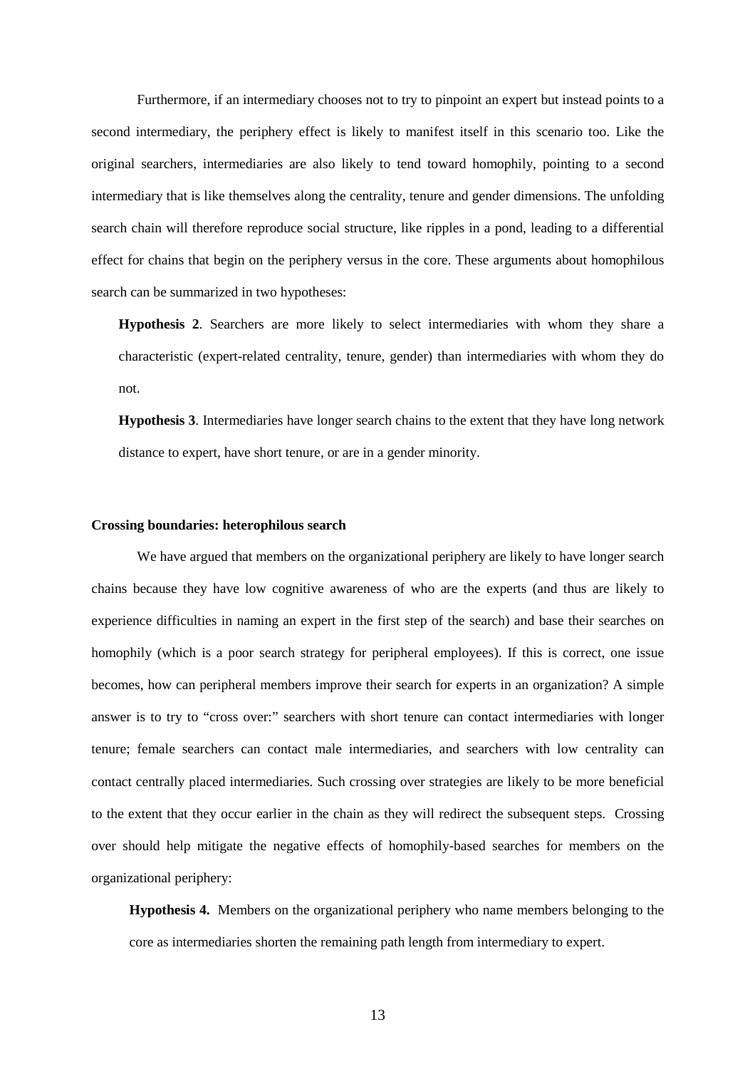Furthermore, if an intermediary chooses not to try to pinpoint an expert but instead points to a second intermediary, the periphery effect is likely to manifest itself in this scenario too. Like the original searchers, intermediaries are also likely to tend toward homophily, pointing to a second intermediary that is like themselves along the centrality, tenure and gender dimensions. The unfolding search chain will therefore reproduce social structure, like ripples in a pond, leading to a differential effect for chains that begin on the periphery versus in the core. These arguments about homophilous search can be summarized in two hypotheses:

**Hypothesis 2**. Searchers are more likely to select intermediaries with whom they share a characteristic (expert-related centrality, tenure, gender) than intermediaries with whom they do not.

**Hypothesis 3**. Intermediaries have longer search chains to the extent that they have long network distance to expert, have short tenure, or are in a gender minority.

**Crossing boundaries: heterophilous search**

We have argued that members on the organizational periphery are likely to have longer search chains because they have low cognitive awareness of who are the experts (and thus are likely to experience difficulties in naming an expert in the first step of the search) and base their searches on homophily (which is a poor search strategy for peripheral employees). If this is correct, one issue becomes, how can peripheral members improve their search for experts in an organization? A simple answer is to try to "cross over:" searchers with short tenure can contact intermediaries with longer tenure; female searchers can contact male intermediaries, and searchers with low centrality can contact centrally placed intermediaries. Such crossing over strategies are likely to be more beneficial to the extent that they occur earlier in the chain as they will redirect the subsequent steps. Crossing over should help mitigate the negative effects of homophily-based searches for members on the organizational periphery:

**Hypothesis 4.** Members on the organizational periphery who name members belonging to the core as intermediaries shorten the remaining path length from intermediary to expert.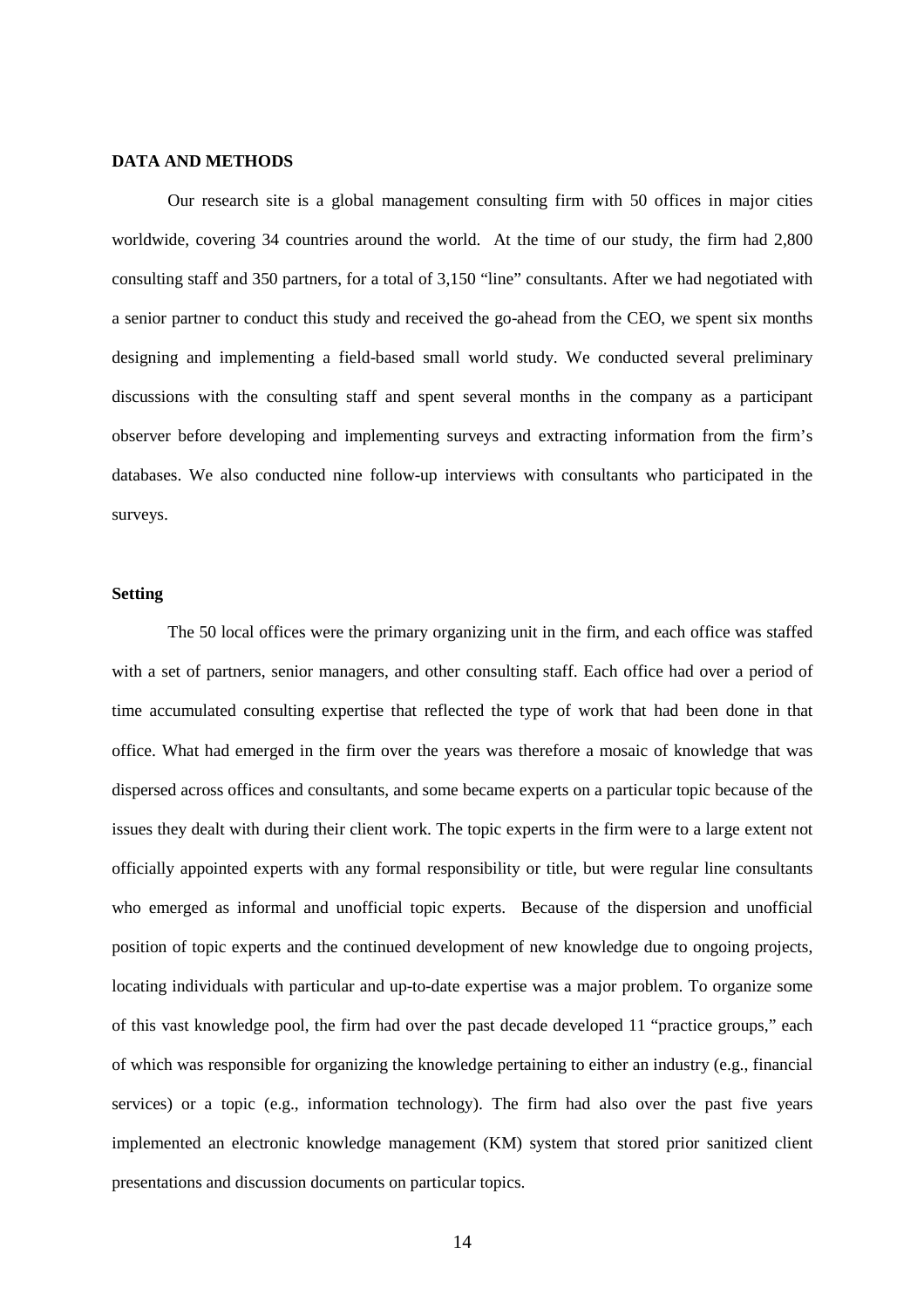## DATA AND METHODS

Our research site is a global management consulting firm with 50 offices in major cities worldwide, covering 34 countries around the world. At the time of our study, the firm had 2,800 consulting staff and 350 partners, for a total of 3,150 "line" consultants. After we had negotiated with a senior partner to conduct this study and received the go-ahead from the CEO, we spent six months designing and implementing a field-based small world study. We conducted several preliminary discussions with the consulting staff and spent several months in the company as a participant observer before developing and implementing surveys and extracting information from the firm's databases. We also conducted nine follow-up interviews with consultants who participated in the surveys.

### Setting

The 50 local offices were the primary organizing unit in the firm, and each office was staffed with a set of partners, senior managers, and other consulting staff. Each office had over a period of time accumulated consulting expertise that reflected the type of work that had been done in that office. What had emerged in the firm over the years was therefore a mosaic of knowledge that was dispersed across offices and consultants, and some became experts on a particular topic because of the issues they dealt with during their client work. The topic experts in the firm were to a large extent not officially appointed experts with any formal responsibility or title, but were regular line consultants who emerged as informal and unofficial topic experts. Because of the dispersion and unofficial position of topic experts and the continued development of new knowledge due to ongoing projects, locating individuals with particular and up-to-date expertise was a major problem. To organize some of this vast knowledge pool, the firm had over the past decade developed 11 "practice groups," each of which was responsible for organizing the knowledge pertaining to either an industry (e.g., financial services) or a topic (e.g., information technology). The firm had also over the past five years implemented an electronic knowledge management (KM) system that stored prior sanitized client presentations and discussion documents on particular topics.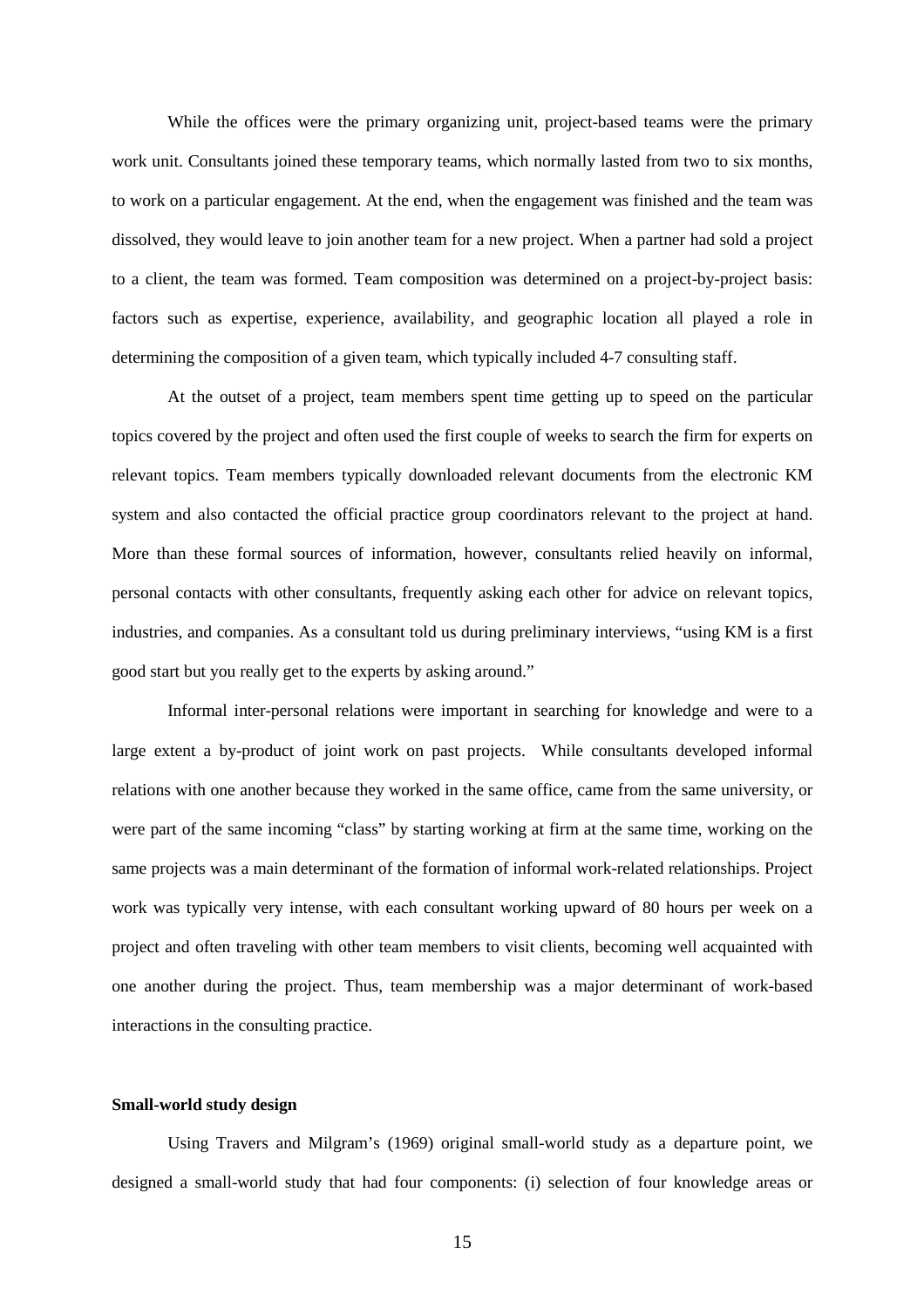While the offices were the primary organizing unit, project-based teams were the primary work unit. Consultants joined these temporary teams, which normally lasted from two to six months, to work on a particular engagement. At the end, when the engagement was finished and the team was dissolved, they would leave to join another team for a new project. When a partner had sold a project to a client, the team was formed. Team composition was determined on a project-by-project basis: factors such as expertise, experience, availability, and geographic location all played a role in determining the composition of a given team, which typically included 4-7 consulting staff.

At the outset of a project, team members spent time getting up to speed on the particular topics covered by the project and often used the first couple of weeks to search the firm for experts on relevant topics. Team members typically downloaded relevant documents from the electronic KM system and also contacted the official practice group coordinators relevant to the project at hand. More than these formal sources of information, however, consultants relied heavily on informal, personal contacts with other consultants, frequently asking each other for advice on relevant topics, industries, and companies. As a consultant told us during preliminary interviews, "using KM is a first good start but you really get to the experts by asking around."

Informal inter-personal relations were important in searching for knowledge and were to a large extent a by-product of joint work on past projects. While consultants developed informal relations with one another because they worked in the same office, came from the same university, or were part of the same incoming "class" by starting working at firm at the same time, working on the same projects was a main determinant of the formation of informal work-related relationships. Project work was typically very intense, with each consultant working upward of 80 hours per week on a project and often traveling with other team members to visit clients, becoming well acquainted with one another during the project. Thus, team membership was a major determinant of work-based interactions in the consulting practice.

**Small-world study design**

Using Travers and Milgram's (1969) original small-world study as a departure point, we designed a small-world study that had four components: (i) selection of four knowledge areas or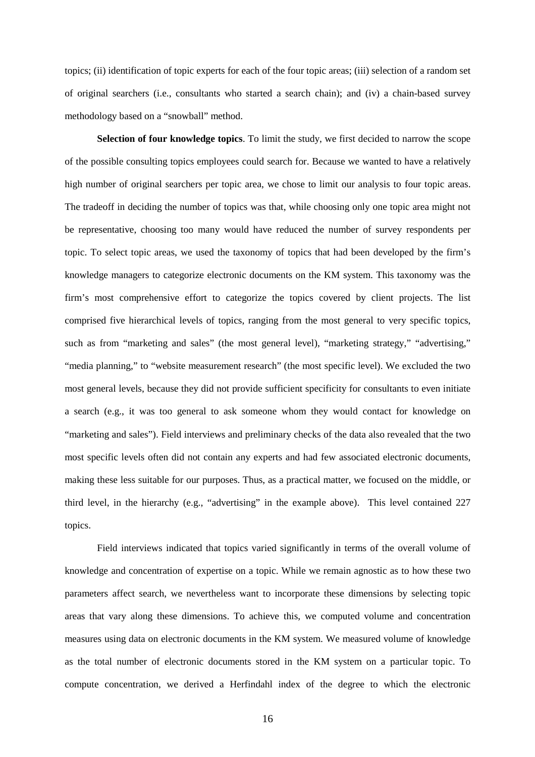topics; (ii) identification of topic experts for each of the four topic areas; (iii) selection of a random set of original searchers (i.e., consultants who started a search chain); and (iv) a chain-based survey methodology based on a "snowball" method.

**Selection of four knowledge topics**. To limit the study, we first decided to narrow the scope of the possible consulting topics employees could search for. Because we wanted to have a relatively high number of original searchers per topic area, we chose to limit our analysis to four topic areas. The tradeoff in deciding the number of topics was that, while choosing only one topic area might not be representative, choosing too many would have reduced the number of survey respondents per topic. To select topic areas, we used the taxonomy of topics that had been developed by the firm's knowledge managers to categorize electronic documents on the KM system. This taxonomy was the firm's most comprehensive effort to categorize the topics covered by client projects. The list comprised five hierarchical levels of topics, ranging from the most general to very specific topics, such as from "marketing and sales" (the most general level), "marketing strategy," "advertising," "media planning," to "website measurement research" (the most specific level). We excluded the two most general levels, because they did not provide sufficient specificity for consultants to even initiate a search (e.g., it was too general to ask someone whom they would contact for knowledge on "marketing and sales"). Field interviews and preliminary checks of the data also revealed that the two most specific levels often did not contain any experts and had few associated electronic documents, making these less suitable for our purposes. Thus, as a practical matter, we focused on the middle, or third level, in the hierarchy (e.g., "advertising" in the example above). This level contained 227 topics.

Field interviews indicated that topics varied significantly in terms of the overall volume of knowledge and concentration of expertise on a topic. While we remain agnostic as to how these two parameters affect search, we nevertheless want to incorporate these dimensions by selecting topic areas that vary along these dimensions. To achieve this, we computed volume and concentration measures using data on electronic documents in the KM system. We measured volume of knowledge as the total number of electronic documents stored in the KM system on a particular topic. To compute concentration, we derived a Herfindahl index of the degree to which the electronic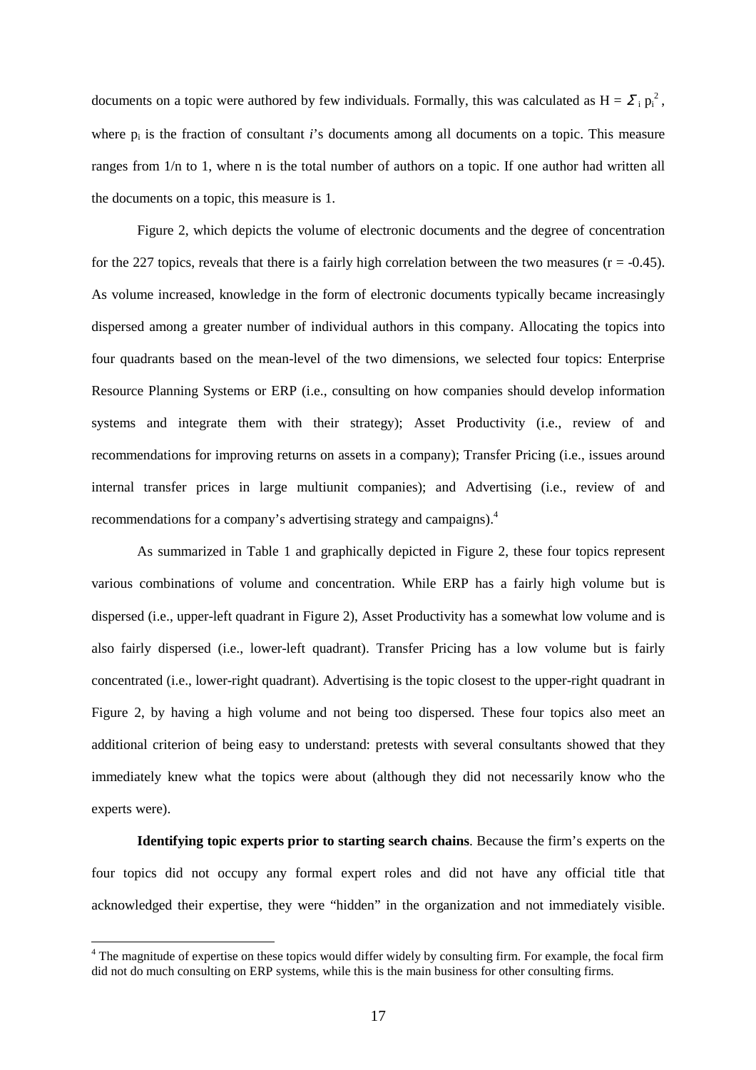documents on a topic were authored by few individuals. Formally, this was calculated as $H = \Sigma_i p_i^2$, where $p_i$ is the fraction of consultant *i*'s documents among all documents on a topic. This measure ranges from 1/n to 1, where n is the total number of authors on a topic. If one author had written all the documents on a topic, this measure is 1.

Figure 2, which depicts the volume of electronic documents and the degree of concentration for the 227 topics, reveals that there is a fairly high correlation between the two measures ($r = -0.45$). As volume increased, knowledge in the form of electronic documents typically became increasingly dispersed among a greater number of individual authors in this company. Allocating the topics into four quadrants based on the mean-level of the two dimensions, we selected four topics: Enterprise Resource Planning Systems or ERP (i.e., consulting on how companies should develop information systems and integrate them with their strategy); Asset Productivity (i.e., review of and recommendations for improving returns on assets in a company); Transfer Pricing (i.e., issues around internal transfer prices in large multiunit companies); and Advertising (i.e., review of and recommendations for a company's advertising strategy and campaigns).[4]

As summarized in Table 1 and graphically depicted in Figure 2, these four topics represent various combinations of volume and concentration. While ERP has a fairly high volume but is dispersed (i.e., upper-left quadrant in Figure 2), Asset Productivity has a somewhat low volume and is also fairly dispersed (i.e., lower-left quadrant). Transfer Pricing has a low volume but is fairly concentrated (i.e., lower-right quadrant). Advertising is the topic closest to the upper-right quadrant in Figure 2, by having a high volume and not being too dispersed. These four topics also meet an additional criterion of being easy to understand: pretests with several consultants showed that they immediately knew what the topics were about (although they did not necessarily know who the experts were).

**Identifying topic experts prior to starting search chains**. Because the firm's experts on the four topics did not occupy any formal expert roles and did not have any official title that acknowledged their expertise, they were "hidden" in the organization and not immediately visible.

[4] The magnitude of expertise on these topics would differ widely by consulting firm. For example, the focal firm did not do much consulting on ERP systems, while this is the main business for other consulting firms.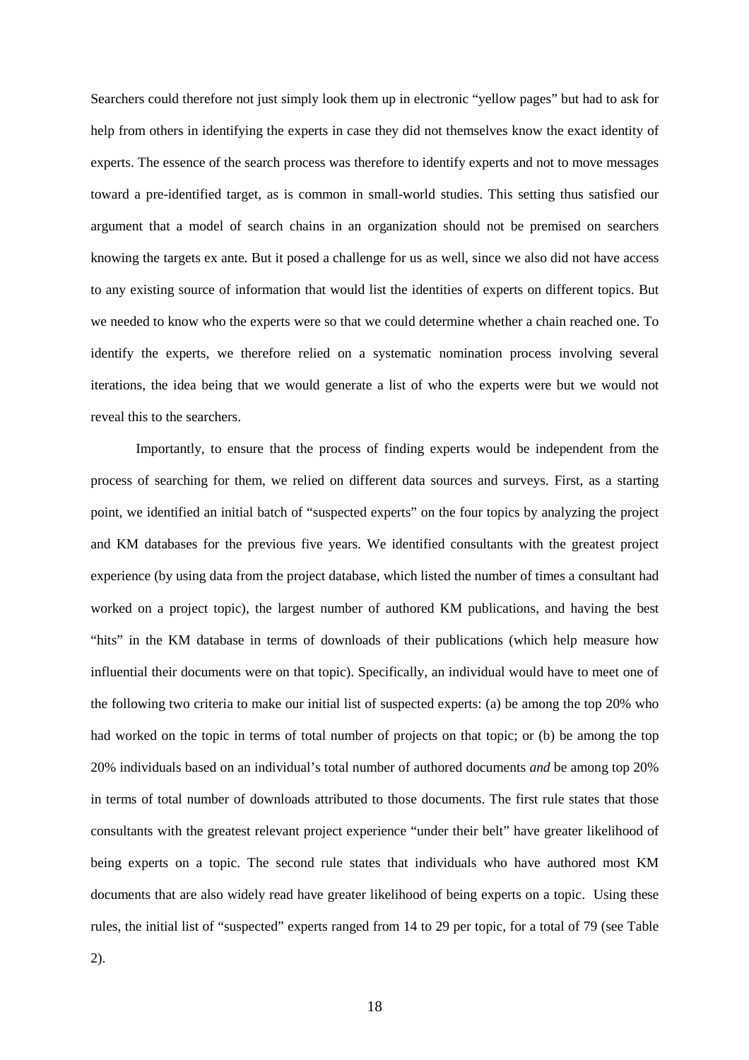Searchers could therefore not just simply look them up in electronic "yellow pages" but had to ask for help from others in identifying the experts in case they did not themselves know the exact identity of experts. The essence of the search process was therefore to identify experts and not to move messages toward a pre-identified target, as is common in small-world studies. This setting thus satisfied our argument that a model of search chains in an organization should not be premised on searchers knowing the targets ex ante. But it posed a challenge for us as well, since we also did not have access to any existing source of information that would list the identities of experts on different topics. But we needed to know who the experts were so that we could determine whether a chain reached one. To identify the experts, we therefore relied on a systematic nomination process involving several iterations, the idea being that we would generate a list of who the experts were but we would not reveal this to the searchers.

Importantly, to ensure that the process of finding experts would be independent from the process of searching for them, we relied on different data sources and surveys. First, as a starting point, we identified an initial batch of "suspected experts" on the four topics by analyzing the project and KM databases for the previous five years. We identified consultants with the greatest project experience (by using data from the project database, which listed the number of times a consultant had worked on a project topic), the largest number of authored KM publications, and having the best "hits" in the KM database in terms of downloads of their publications (which help measure how influential their documents were on that topic). Specifically, an individual would have to meet one of the following two criteria to make our initial list of suspected experts: (a) be among the top 20% who had worked on the topic in terms of total number of projects on that topic; or (b) be among the top 20% individuals based on an individual's total number of authored documents *and* be among top 20% in terms of total number of downloads attributed to those documents. The first rule states that those consultants with the greatest relevant project experience "under their belt" have greater likelihood of being experts on a topic. The second rule states that individuals who have authored most KM documents that are also widely read have greater likelihood of being experts on a topic. Using these rules, the initial list of "suspected" experts ranged from 14 to 29 per topic, for a total of 79 (see Table 2).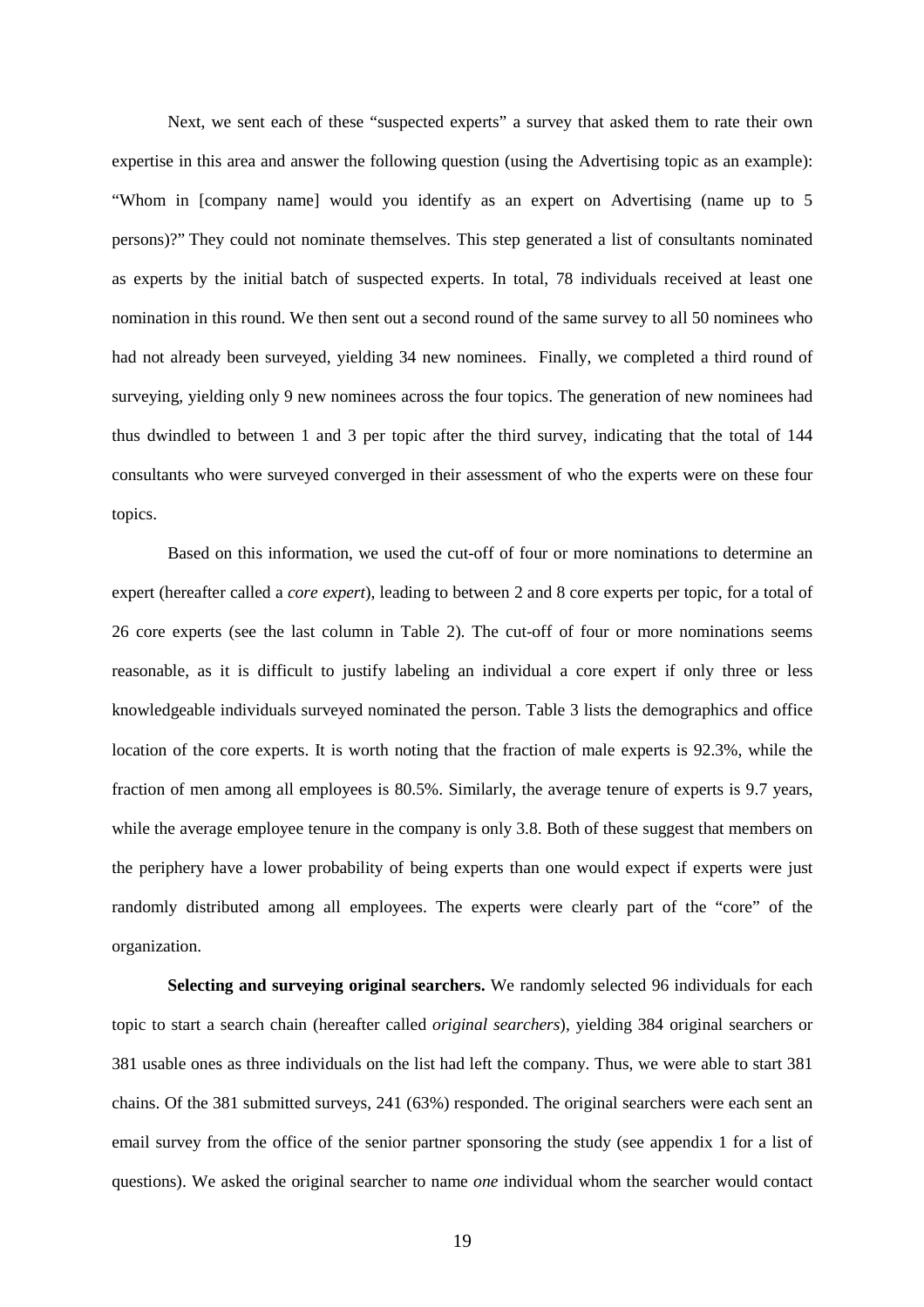Next, we sent each of these "suspected experts" a survey that asked them to rate their own expertise in this area and answer the following question (using the Advertising topic as an example): "Whom in [company name] would you identify as an expert on Advertising (name up to 5 persons)?" They could not nominate themselves. This step generated a list of consultants nominated as experts by the initial batch of suspected experts. In total, 78 individuals received at least one nomination in this round. We then sent out a second round of the same survey to all 50 nominees who had not already been surveyed, yielding 34 new nominees. Finally, we completed a third round of surveying, yielding only 9 new nominees across the four topics. The generation of new nominees had thus dwindled to between 1 and 3 per topic after the third survey, indicating that the total of 144 consultants who were surveyed converged in their assessment of who the experts were on these four topics.

Based on this information, we used the cut-off of four or more nominations to determine an expert (hereafter called a *core expert*), leading to between 2 and 8 core experts per topic, for a total of 26 core experts (see the last column in Table 2). The cut-off of four or more nominations seems reasonable, as it is difficult to justify labeling an individual a core expert if only three or less knowledgeable individuals surveyed nominated the person. Table 3 lists the demographics and office location of the core experts. It is worth noting that the fraction of male experts is 92.3%, while the fraction of men among all employees is 80.5%. Similarly, the average tenure of experts is 9.7 years, while the average employee tenure in the company is only 3.8. Both of these suggest that members on the periphery have a lower probability of being experts than one would expect if experts were just randomly distributed among all employees. The experts were clearly part of the "core" of the organization.

**Selecting and surveying original searchers.** We randomly selected 96 individuals for each topic to start a search chain (hereafter called *original searchers*), yielding 384 original searchers or 381 usable ones as three individuals on the list had left the company. Thus, we were able to start 381 chains. Of the 381 submitted surveys, 241 (63%) responded. The original searchers were each sent an email survey from the office of the senior partner sponsoring the study (see appendix 1 for a list of questions). We asked the original searcher to name *one* individual whom the searcher would contact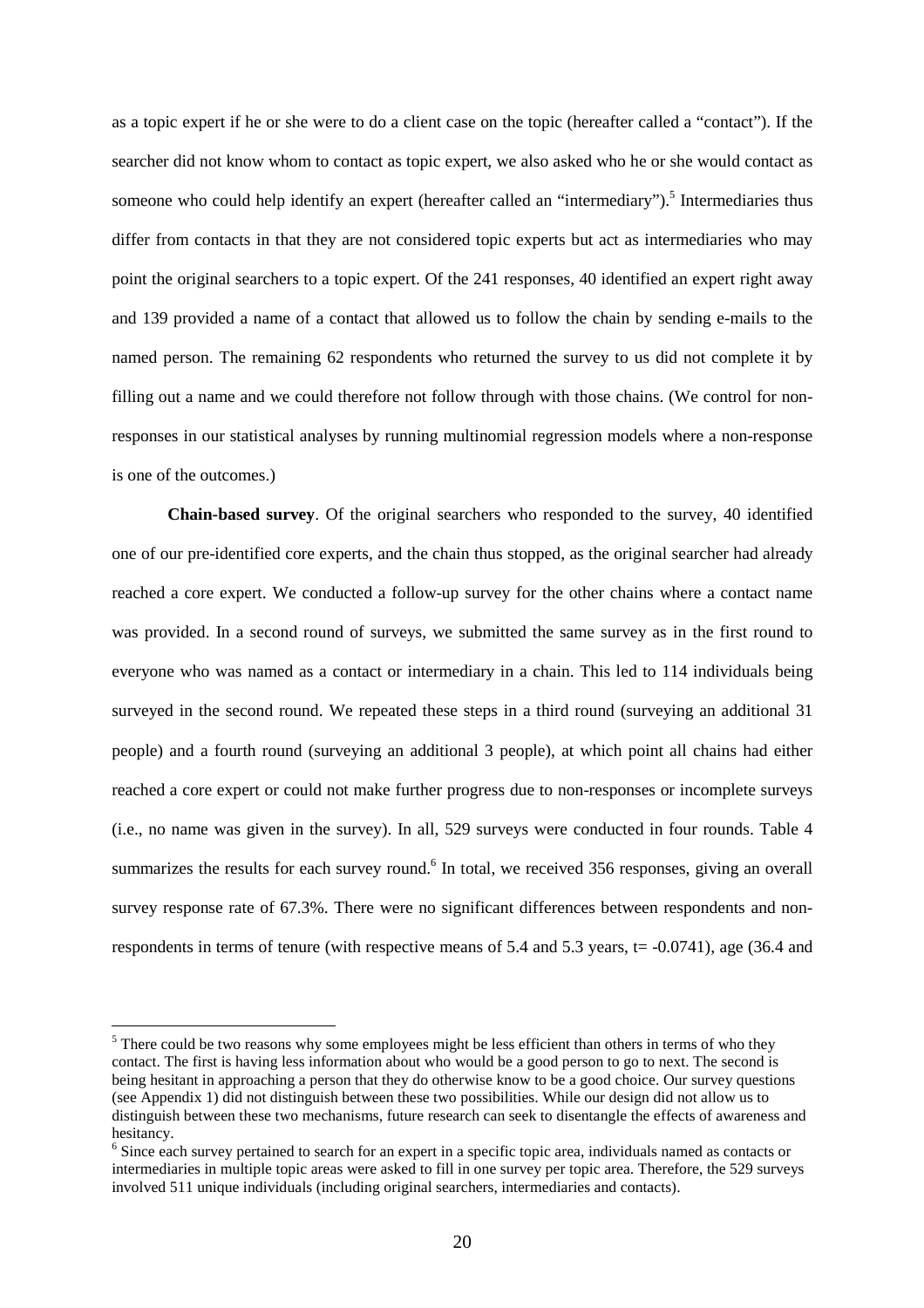as a topic expert if he or she were to do a client case on the topic (hereafter called a "contact"). If the searcher did not know whom to contact as topic expert, we also asked who he or she would contact as someone who could help identify an expert (hereafter called an "intermediary").[5] Intermediaries thus differ from contacts in that they are not considered topic experts but act as intermediaries who may point the original searchers to a topic expert. Of the 241 responses, 40 identified an expert right away and 139 provided a name of a contact that allowed us to follow the chain by sending e-mails to the named person. The remaining 62 respondents who returned the survey to us did not complete it by filling out a name and we could therefore not follow through with those chains. (We control for non-responses in our statistical analyses by running multinomial regression models where a non-response is one of the outcomes.)

**Chain-based survey**. Of the original searchers who responded to the survey, 40 identified one of our pre-identified core experts, and the chain thus stopped, as the original searcher had already reached a core expert. We conducted a follow-up survey for the other chains where a contact name was provided. In a second round of surveys, we submitted the same survey as in the first round to everyone who was named as a contact or intermediary in a chain. This led to 114 individuals being surveyed in the second round. We repeated these steps in a third round (surveying an additional 31 people) and a fourth round (surveying an additional 3 people), at which point all chains had either reached a core expert or could not make further progress due to non-responses or incomplete surveys (i.e., no name was given in the survey). In all, 529 surveys were conducted in four rounds. Table 4 summarizes the results for each survey round.[6] In total, we received 356 responses, giving an overall survey response rate of 67.3%. There were no significant differences between respondents and non-respondents in terms of tenure (with respective means of 5.4 and 5.3 years, t= -0.0741), age (36.4 and

---

[5] There could be two reasons why some employees might be less efficient than others in terms of who they contact. The first is having less information about who would be a good person to go to next. The second is being hesitant in approaching a person that they do otherwise know to be a good choice. Our survey questions (see Appendix 1) did not distinguish between these two possibilities. While our design did not allow us to distinguish between these two mechanisms, future research can seek to disentangle the effects of awareness and hesitancy.

[6] Since each survey pertained to search for an expert in a specific topic area, individuals named as contacts or intermediaries in multiple topic areas were asked to fill in one survey per topic area. Therefore, the 529 surveys involved 511 unique individuals (including original searchers, intermediaries and contacts).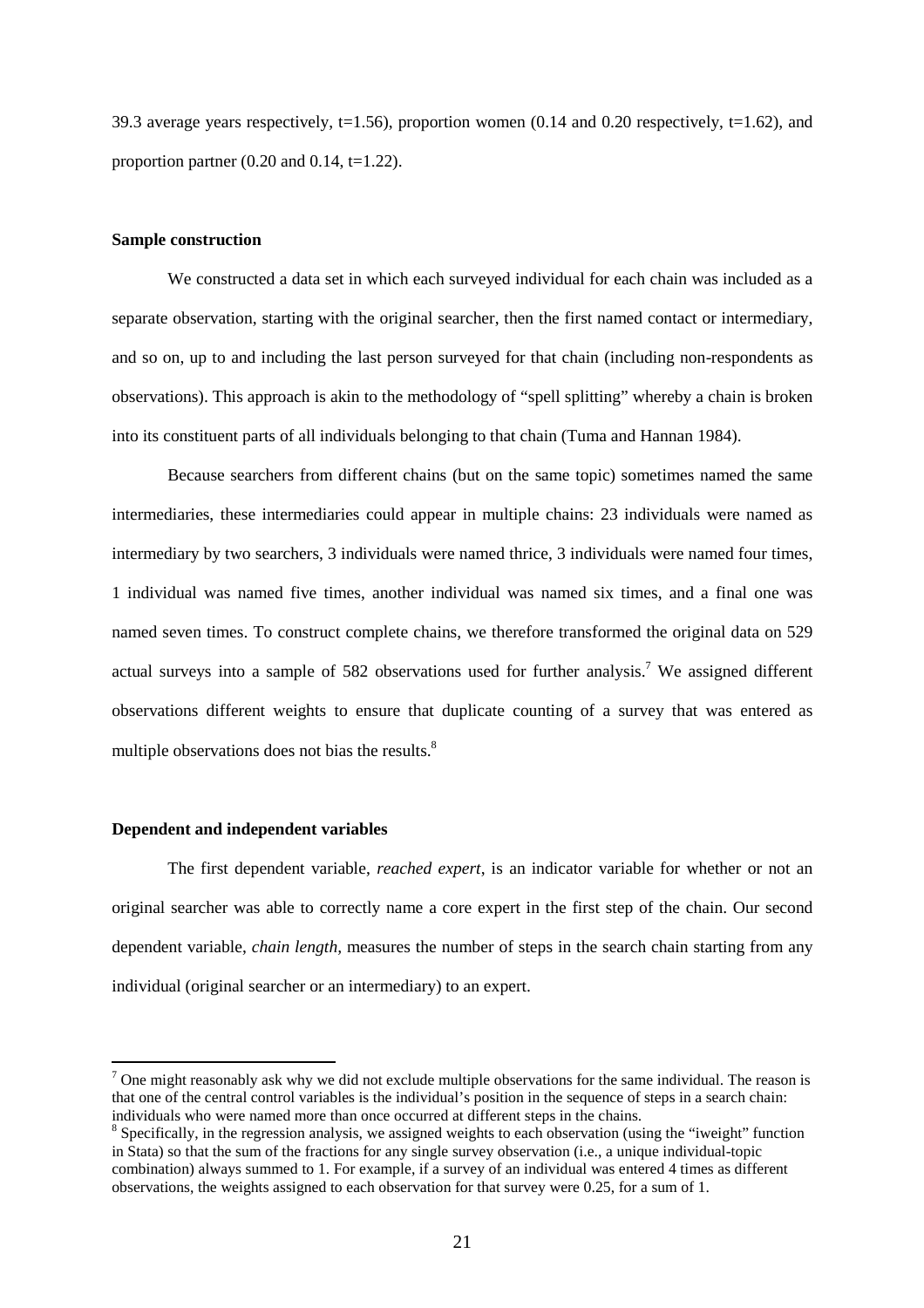39.3 average years respectively, t=1.56), proportion women (0.14 and 0.20 respectively, t=1.62), and proportion partner (0.20 and 0.14, t=1.22).

**Sample construction**

We constructed a data set in which each surveyed individual for each chain was included as a separate observation, starting with the original searcher, then the first named contact or intermediary, and so on, up to and including the last person surveyed for that chain (including non-respondents as observations). This approach is akin to the methodology of "spell splitting" whereby a chain is broken into its constituent parts of all individuals belonging to that chain (Tuma and Hannan 1984).

Because searchers from different chains (but on the same topic) sometimes named the same intermediaries, these intermediaries could appear in multiple chains: 23 individuals were named as intermediary by two searchers, 3 individuals were named thrice, 3 individuals were named four times, 1 individual was named five times, another individual was named six times, and a final one was named seven times. To construct complete chains, we therefore transformed the original data on 529 actual surveys into a sample of 582 observations used for further analysis.[7] We assigned different observations different weights to ensure that duplicate counting of a survey that was entered as multiple observations does not bias the results.[8]

**Dependent and independent variables**

The first dependent variable, *reached expert*, is an indicator variable for whether or not an original searcher was able to correctly name a core expert in the first step of the chain. Our second dependent variable, *chain length*, measures the number of steps in the search chain starting from any individual (original searcher or an intermediary) to an expert.

[7] One might reasonably ask why we did not exclude multiple observations for the same individual. The reason is that one of the central control variables is the individual's position in the sequence of steps in a search chain: individuals who were named more than once occurred at different steps in the chains.

[8] Specifically, in the regression analysis, we assigned weights to each observation (using the "iweight" function in Stata) so that the sum of the fractions for any single survey observation (i.e., a unique individual-topic combination) always summed to 1. For example, if a survey of an individual was entered 4 times as different observations, the weights assigned to each observation for that survey were 0.25, for a sum of 1.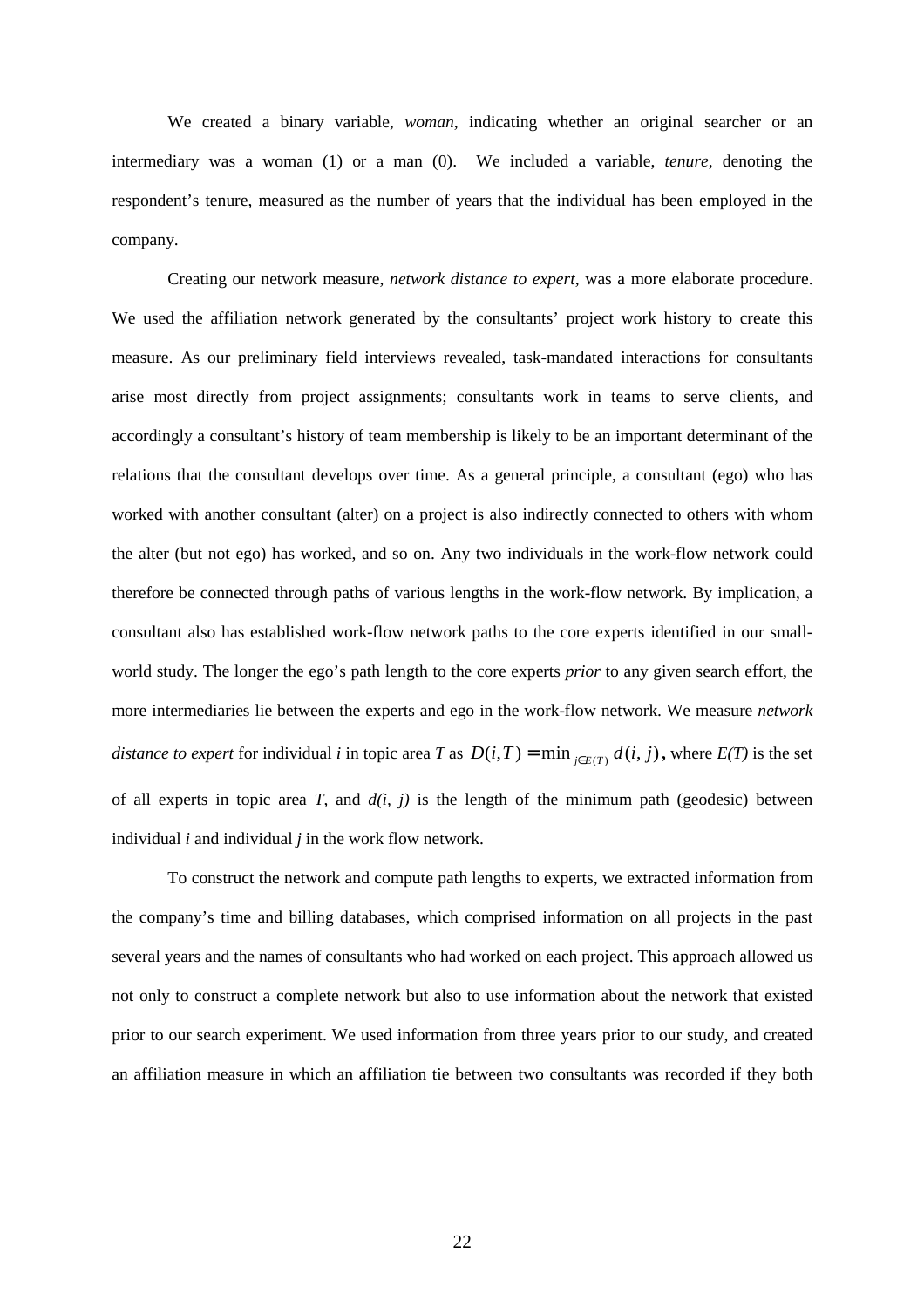We created a binary variable, *woman*, indicating whether an original searcher or an intermediary was a woman (1) or a man (0). We included a variable, *tenure*, denoting the respondent's tenure, measured as the number of years that the individual has been employed in the company.

Creating our network measure, *network distance to expert*, was a more elaborate procedure. We used the affiliation network generated by the consultants' project work history to create this measure. As our preliminary field interviews revealed, task-mandated interactions for consultants arise most directly from project assignments; consultants work in teams to serve clients, and accordingly a consultant's history of team membership is likely to be an important determinant of the relations that the consultant develops over time. As a general principle, a consultant (ego) who has worked with another consultant (alter) on a project is also indirectly connected to others with whom the alter (but not ego) has worked, and so on. Any two individuals in the work-flow network could therefore be connected through paths of various lengths in the work-flow network. By implication, a consultant also has established work-flow network paths to the core experts identified in our small-world study. The longer the ego's path length to the core experts *prior* to any given search effort, the more intermediaries lie between the experts and ego in the work-flow network. We measure *network distance to expert* for individual $i$ in topic area $T$ as $D(i,T) = \min_{j \in E(T)} d(i, j)$, where $E(T)$ is the set of all experts in topic area $T$, and $d(i, j)$ is the length of the minimum path (geodesic) between individual $i$ and individual $j$ in the work flow network.

To construct the network and compute path lengths to experts, we extracted information from the company's time and billing databases, which comprised information on all projects in the past several years and the names of consultants who had worked on each project. This approach allowed us not only to construct a complete network but also to use information about the network that existed prior to our search experiment. We used information from three years prior to our study, and created an affiliation measure in which an affiliation tie between two consultants was recorded if they both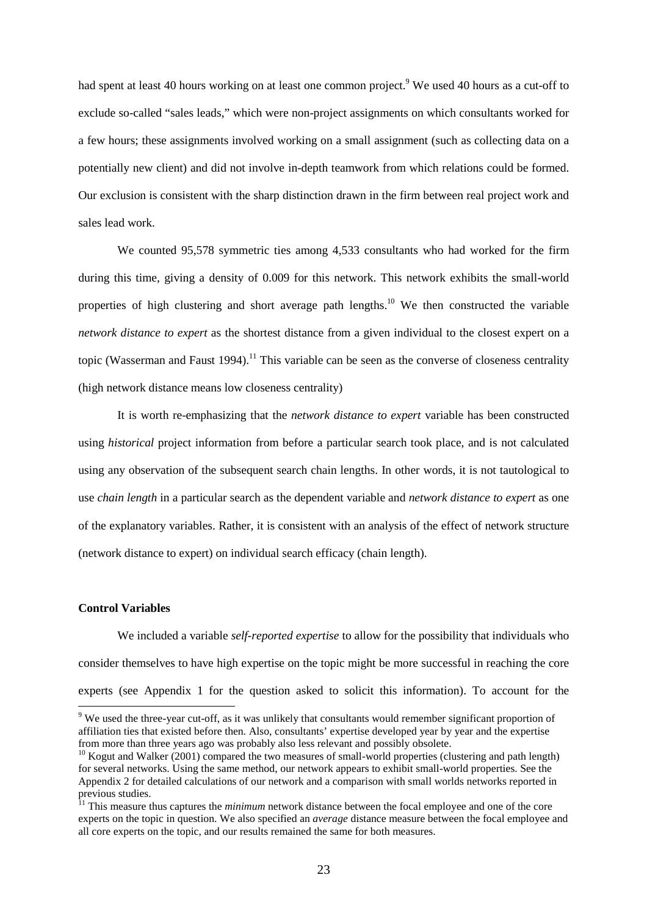had spent at least 40 hours working on at least one common project.[9] We used 40 hours as a cut-off to exclude so-called "sales leads," which were non-project assignments on which consultants worked for a few hours; these assignments involved working on a small assignment (such as collecting data on a potentially new client) and did not involve in-depth teamwork from which relations could be formed. Our exclusion is consistent with the sharp distinction drawn in the firm between real project work and sales lead work.

We counted 95,578 symmetric ties among 4,533 consultants who had worked for the firm during this time, giving a density of 0.009 for this network. This network exhibits the small-world properties of high clustering and short average path lengths.[10] We then constructed the variable *network distance to expert* as the shortest distance from a given individual to the closest expert on a topic (Wasserman and Faust 1994).[11] This variable can be seen as the converse of closeness centrality (high network distance means low closeness centrality)

It is worth re-emphasizing that the *network distance to expert* variable has been constructed using *historical* project information from before a particular search took place, and is not calculated using any observation of the subsequent search chain lengths. In other words, it is not tautological to use *chain length* in a particular search as the dependent variable and *network distance to expert* as one of the explanatory variables. Rather, it is consistent with an analysis of the effect of network structure (network distance to expert) on individual search efficacy (chain length).

**Control Variables**

We included a variable *self-reported expertise* to allow for the possibility that individuals who consider themselves to have high expertise on the topic might be more successful in reaching the core experts (see Appendix 1 for the question asked to solicit this information). To account for the

---

[9] We used the three-year cut-off, as it was unlikely that consultants would remember significant proportion of affiliation ties that existed before then. Also, consultants' expertise developed year by year and the expertise from more than three years ago was probably also less relevant and possibly obsolete.

[10] Kogut and Walker (2001) compared the two measures of small-world properties (clustering and path length) for several networks. Using the same method, our network appears to exhibit small-world properties. See the Appendix 2 for detailed calculations of our network and a comparison with small worlds networks reported in previous studies.

[11] This measure thus captures the *minimum* network distance between the focal employee and one of the core experts on the topic in question. We also specified an *average* distance measure between the focal employee and all core experts on the topic, and our results remained the same for both measures.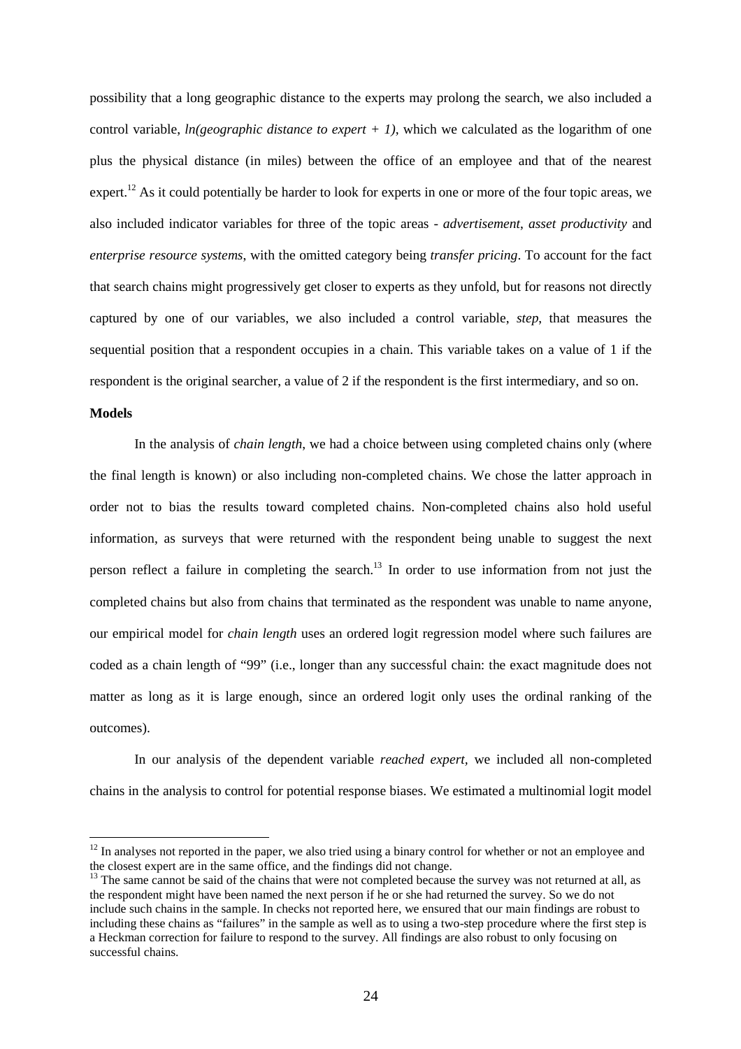possibility that a long geographic distance to the experts may prolong the search, we also included a control variable, *ln(geographic distance to expert + 1)*, which we calculated as the logarithm of one plus the physical distance (in miles) between the office of an employee and that of the nearest expert.[12] As it could potentially be harder to look for experts in one or more of the four topic areas, we also included indicator variables for three of the topic areas - *advertisement*, *asset productivity* and *enterprise resource systems*, with the omitted category being *transfer pricing*. To account for the fact that search chains might progressively get closer to experts as they unfold, but for reasons not directly captured by one of our variables, we also included a control variable, *step*, that measures the sequential position that a respondent occupies in a chain. This variable takes on a value of 1 if the respondent is the original searcher, a value of 2 if the respondent is the first intermediary, and so on.

**Models**

In the analysis of *chain length*, we had a choice between using completed chains only (where the final length is known) or also including non-completed chains. We chose the latter approach in order not to bias the results toward completed chains. Non-completed chains also hold useful information, as surveys that were returned with the respondent being unable to suggest the next person reflect a failure in completing the search.[13] In order to use information from not just the completed chains but also from chains that terminated as the respondent was unable to name anyone, our empirical model for *chain length* uses an ordered logit regression model where such failures are coded as a chain length of "99" (i.e., longer than any successful chain: the exact magnitude does not matter as long as it is large enough, since an ordered logit only uses the ordinal ranking of the outcomes).

In our analysis of the dependent variable *reached expert*, we included all non-completed chains in the analysis to control for potential response biases. We estimated a multinomial logit model

---

[12] In analyses not reported in the paper, we also tried using a binary control for whether or not an employee and the closest expert are in the same office, and the findings did not change.

[13] The same cannot be said of the chains that were not completed because the survey was not returned at all, as the respondent might have been named the next person if he or she had returned the survey. So we do not include such chains in the sample. In checks not reported here, we ensured that our main findings are robust to including these chains as "failures" in the sample as well as to using a two-step procedure where the first step is a Heckman correction for failure to respond to the survey. All findings are also robust to only focusing on successful chains.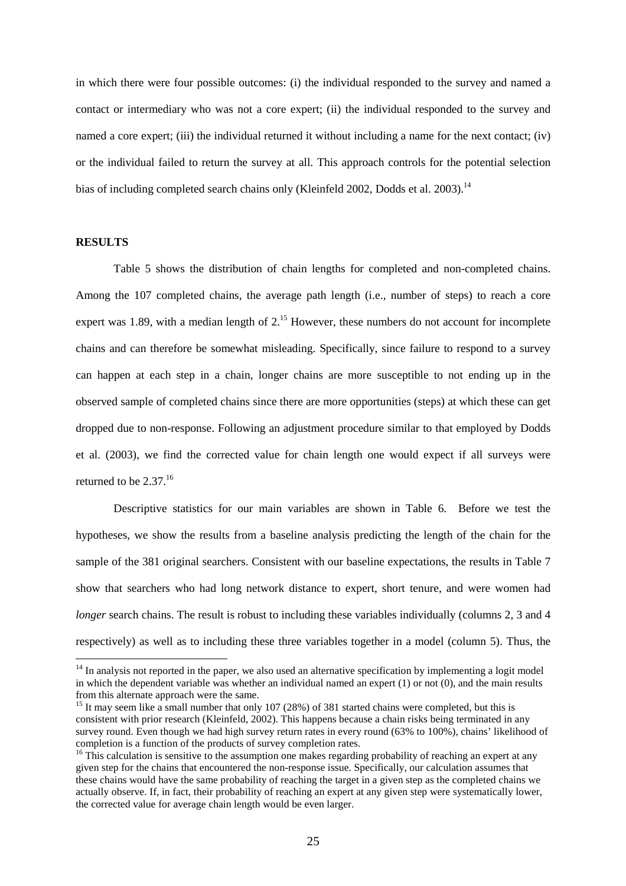in which there were four possible outcomes: (i) the individual responded to the survey and named a contact or intermediary who was not a core expert; (ii) the individual responded to the survey and named a core expert; (iii) the individual returned it without including a name for the next contact; (iv) or the individual failed to return the survey at all. This approach controls for the potential selection bias of including completed search chains only (Kleinfeld 2002, Dodds et al. 2003).[14]

## RESULTS

Table 5 shows the distribution of chain lengths for completed and non-completed chains. Among the 107 completed chains, the average path length (i.e., number of steps) to reach a core expert was 1.89, with a median length of 2.[15] However, these numbers do not account for incomplete chains and can therefore be somewhat misleading. Specifically, since failure to respond to a survey can happen at each step in a chain, longer chains are more susceptible to not ending up in the observed sample of completed chains since there are more opportunities (steps) at which these can get dropped due to non-response. Following an adjustment procedure similar to that employed by Dodds et al. (2003), we find the corrected value for chain length one would expect if all surveys were returned to be 2.37.[16]

Descriptive statistics for our main variables are shown in Table 6. Before we test the hypotheses, we show the results from a baseline analysis predicting the length of the chain for the sample of the 381 original searchers. Consistent with our baseline expectations, the results in Table 7 show that searchers who had long network distance to expert, short tenure, and were women had *longer* search chains. The result is robust to including these variables individually (columns 2, 3 and 4 respectively) as well as to including these three variables together in a model (column 5). Thus, the

---

[14] In analysis not reported in the paper, we also used an alternative specification by implementing a logit model in which the dependent variable was whether an individual named an expert (1) or not (0), and the main results from this alternate approach were the same.

[15] It may seem like a small number that only 107 (28%) of 381 started chains were completed, but this is consistent with prior research (Kleinfeld, 2002). This happens because a chain risks being terminated in any survey round. Even though we had high survey return rates in every round (63% to 100%), chains' likelihood of completion is a function of the products of survey completion rates.

[16] This calculation is sensitive to the assumption one makes regarding probability of reaching an expert at any given step for the chains that encountered the non-response issue. Specifically, our calculation assumes that these chains would have the same probability of reaching the target in a given step as the completed chains we actually observe. If, in fact, their probability of reaching an expert at any given step were systematically lower, the corrected value for average chain length would be even larger.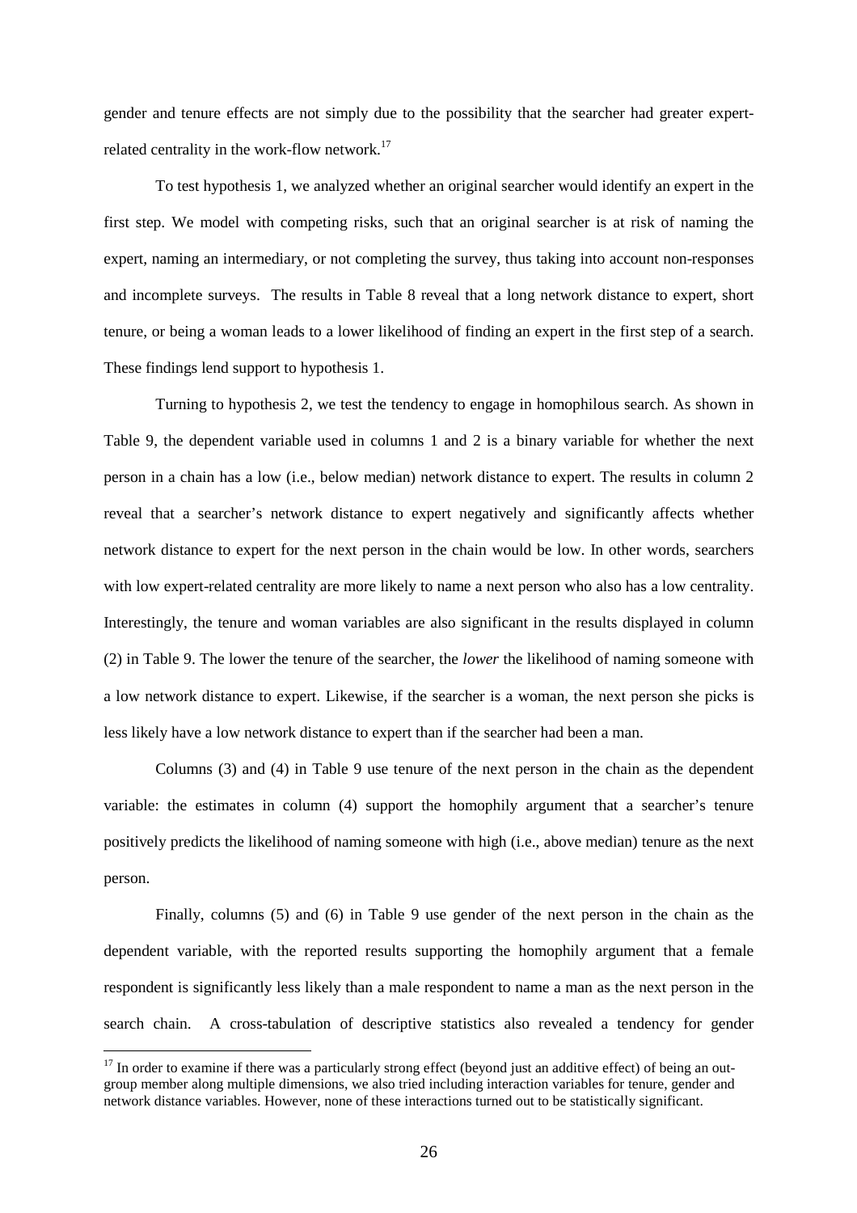gender and tenure effects are not simply due to the possibility that the searcher had greater expert-related centrality in the work-flow network.[17]

To test hypothesis 1, we analyzed whether an original searcher would identify an expert in the first step. We model with competing risks, such that an original searcher is at risk of naming the expert, naming an intermediary, or not completing the survey, thus taking into account non-responses and incomplete surveys. The results in Table 8 reveal that a long network distance to expert, short tenure, or being a woman leads to a lower likelihood of finding an expert in the first step of a search. These findings lend support to hypothesis 1.

Turning to hypothesis 2, we test the tendency to engage in homophilous search. As shown in Table 9, the dependent variable used in columns 1 and 2 is a binary variable for whether the next person in a chain has a low (i.e., below median) network distance to expert. The results in column 2 reveal that a searcher's network distance to expert negatively and significantly affects whether network distance to expert for the next person in the chain would be low. In other words, searchers with low expert-related centrality are more likely to name a next person who also has a low centrality. Interestingly, the tenure and woman variables are also significant in the results displayed in column (2) in Table 9. The lower the tenure of the searcher, the *lower* the likelihood of naming someone with a low network distance to expert. Likewise, if the searcher is a woman, the next person she picks is less likely have a low network distance to expert than if the searcher had been a man.

Columns (3) and (4) in Table 9 use tenure of the next person in the chain as the dependent variable: the estimates in column (4) support the homophily argument that a searcher's tenure positively predicts the likelihood of naming someone with high (i.e., above median) tenure as the next person.

Finally, columns (5) and (6) in Table 9 use gender of the next person in the chain as the dependent variable, with the reported results supporting the homophily argument that a female respondent is significantly less likely than a male respondent to name a man as the next person in the search chain. A cross-tabulation of descriptive statistics also revealed a tendency for gender

[17] In order to examine if there was a particularly strong effect (beyond just an additive effect) of being an out-group member along multiple dimensions, we also tried including interaction variables for tenure, gender and network distance variables. However, none of these interactions turned out to be statistically significant.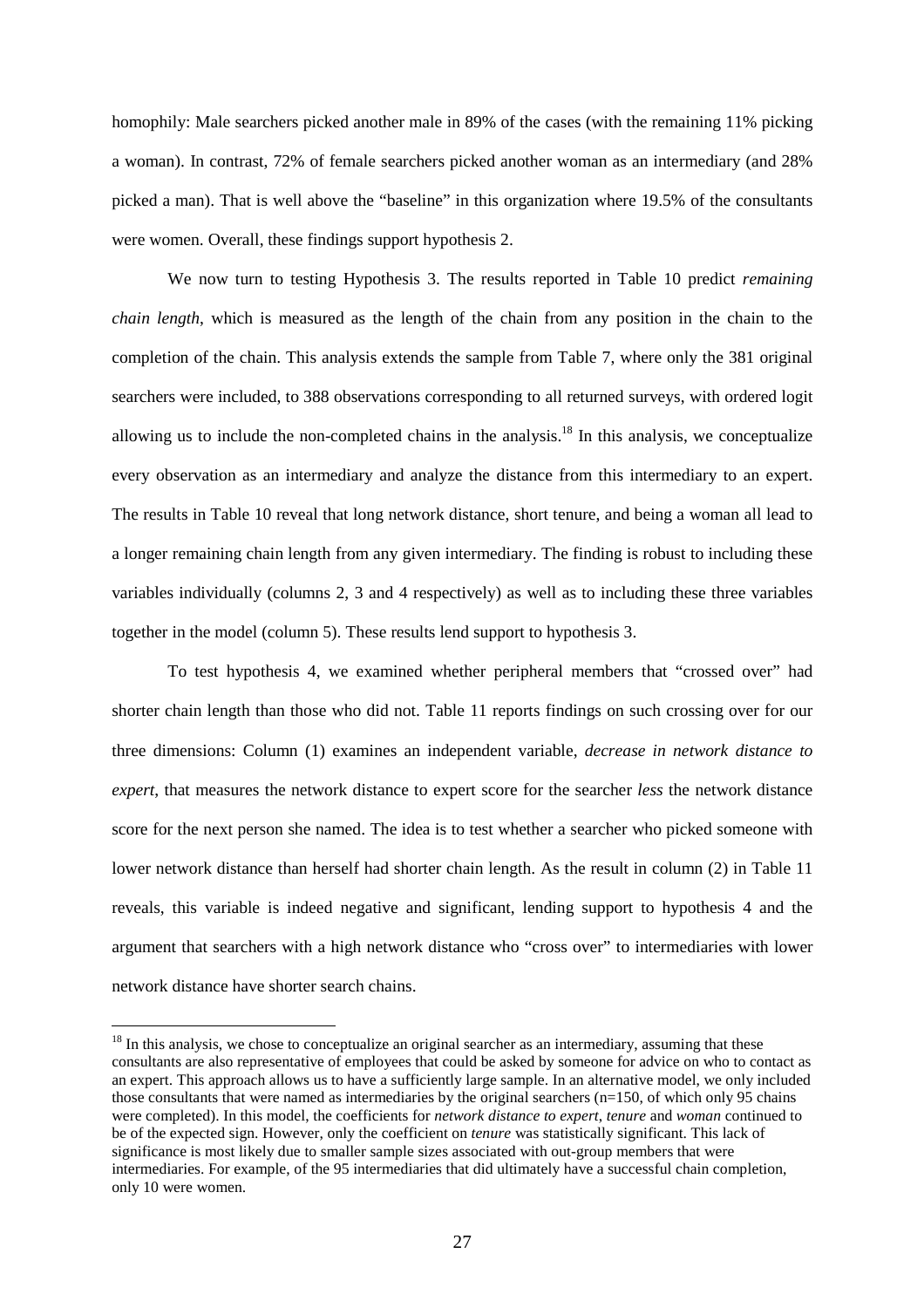homophily: Male searchers picked another male in 89% of the cases (with the remaining 11% picking a woman). In contrast, 72% of female searchers picked another woman as an intermediary (and 28% picked a man). That is well above the "baseline" in this organization where 19.5% of the consultants were women. Overall, these findings support hypothesis 2.

We now turn to testing Hypothesis 3. The results reported in Table 10 predict *remaining chain length*, which is measured as the length of the chain from any position in the chain to the completion of the chain. This analysis extends the sample from Table 7, where only the 381 original searchers were included, to 388 observations corresponding to all returned surveys, with ordered logit allowing us to include the non-completed chains in the analysis.[18] In this analysis, we conceptualize every observation as an intermediary and analyze the distance from this intermediary to an expert. The results in Table 10 reveal that long network distance, short tenure, and being a woman all lead to a longer remaining chain length from any given intermediary. The finding is robust to including these variables individually (columns 2, 3 and 4 respectively) as well as to including these three variables together in the model (column 5). These results lend support to hypothesis 3.

To test hypothesis 4, we examined whether peripheral members that "crossed over" had shorter chain length than those who did not. Table 11 reports findings on such crossing over for our three dimensions: Column (1) examines an independent variable, *decrease in network distance to expert*, that measures the network distance to expert score for the searcher *less* the network distance score for the next person she named. The idea is to test whether a searcher who picked someone with lower network distance than herself had shorter chain length. As the result in column (2) in Table 11 reveals, this variable is indeed negative and significant, lending support to hypothesis 4 and the argument that searchers with a high network distance who "cross over" to intermediaries with lower network distance have shorter search chains.

---

[18] In this analysis, we chose to conceptualize an original searcher as an intermediary, assuming that these consultants are also representative of employees that could be asked by someone for advice on who to contact as an expert. This approach allows us to have a sufficiently large sample. In an alternative model, we only included those consultants that were named as intermediaries by the original searchers (n=150, of which only 95 chains were completed). In this model, the coefficients for *network distance to expert*, *tenure* and *woman* continued to be of the expected sign. However, only the coefficient on *tenure* was statistically significant. This lack of significance is most likely due to smaller sample sizes associated with out-group members that were intermediaries. For example, of the 95 intermediaries that did ultimately have a successful chain completion, only 10 were women.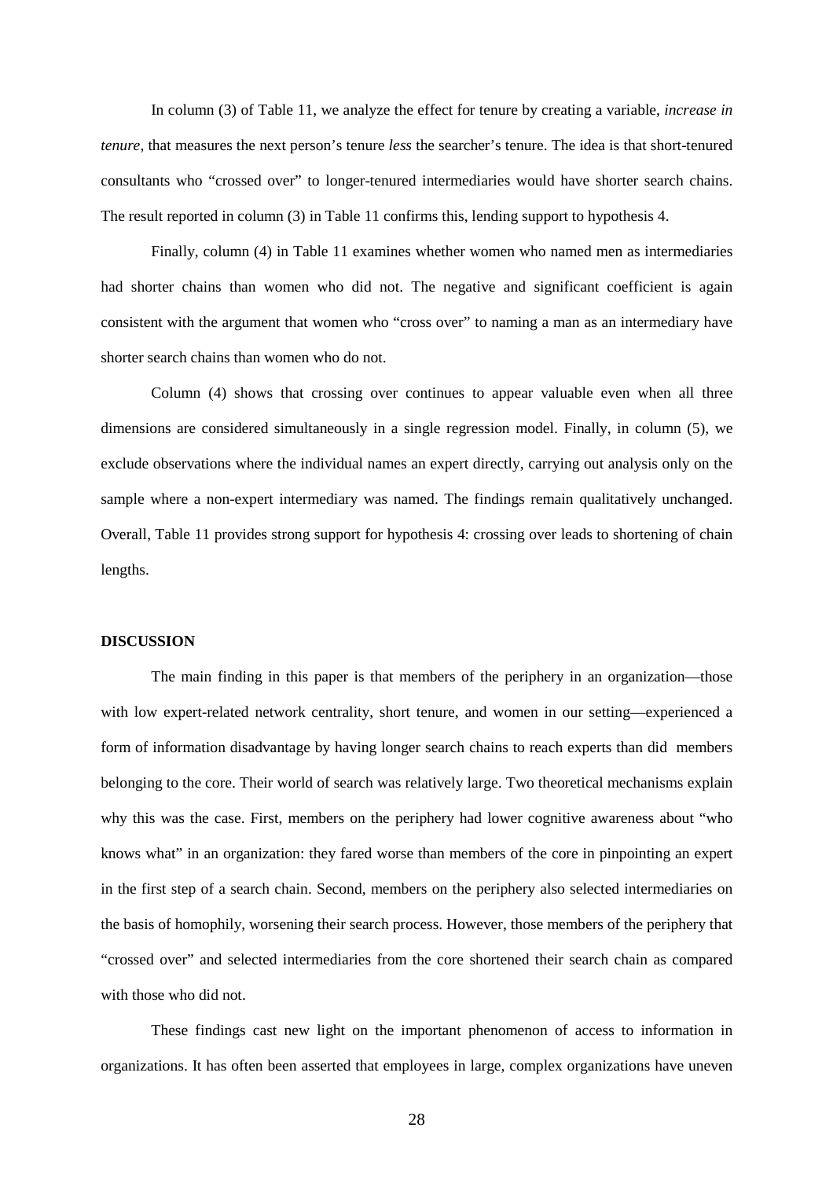In column (3) of Table 11, we analyze the effect for tenure by creating a variable, *increase in tenure*, that measures the next person's tenure *less* the searcher's tenure. The idea is that short-tenured consultants who "crossed over" to longer-tenured intermediaries would have shorter search chains. The result reported in column (3) in Table 11 confirms this, lending support to hypothesis 4.

Finally, column (4) in Table 11 examines whether women who named men as intermediaries had shorter chains than women who did not. The negative and significant coefficient is again consistent with the argument that women who "cross over" to naming a man as an intermediary have shorter search chains than women who do not.

Column (4) shows that crossing over continues to appear valuable even when all three dimensions are considered simultaneously in a single regression model. Finally, in column (5), we exclude observations where the individual names an expert directly, carrying out analysis only on the sample where a non-expert intermediary was named. The findings remain qualitatively unchanged. Overall, Table 11 provides strong support for hypothesis 4: crossing over leads to shortening of chain lengths.

## DISCUSSION

The main finding in this paper is that members of the periphery in an organization—those with low expert-related network centrality, short tenure, and women in our setting—experienced a form of information disadvantage by having longer search chains to reach experts than did members belonging to the core. Their world of search was relatively large. Two theoretical mechanisms explain why this was the case. First, members on the periphery had lower cognitive awareness about "who knows what" in an organization: they fared worse than members of the core in pinpointing an expert in the first step of a search chain. Second, members on the periphery also selected intermediaries on the basis of homophily, worsening their search process. However, those members of the periphery that "crossed over" and selected intermediaries from the core shortened their search chain as compared with those who did not.

These findings cast new light on the important phenomenon of access to information in organizations. It has often been asserted that employees in large, complex organizations have uneven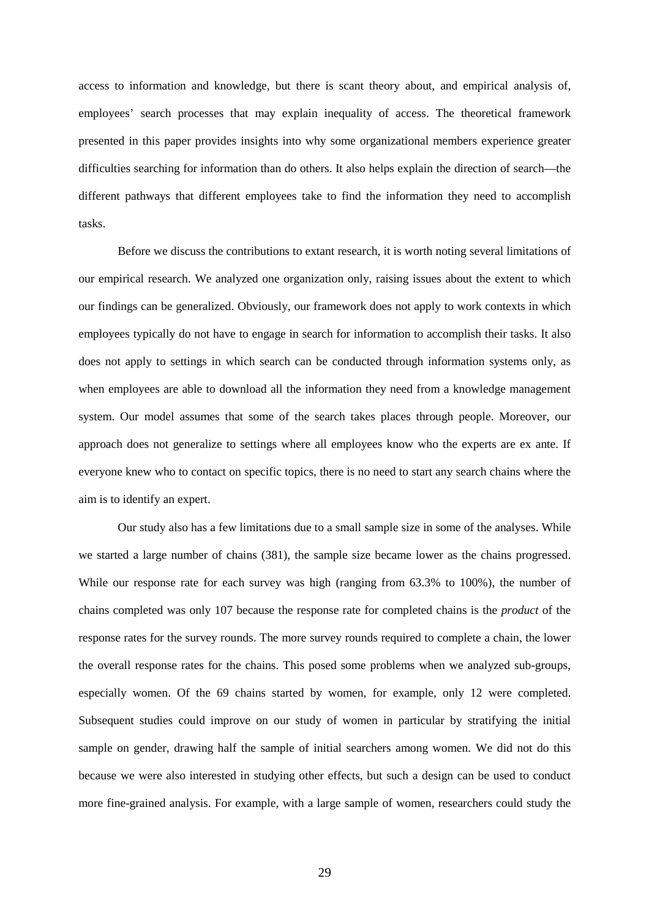access to information and knowledge, but there is scant theory about, and empirical analysis of, employees' search processes that may explain inequality of access. The theoretical framework presented in this paper provides insights into why some organizational members experience greater difficulties searching for information than do others. It also helps explain the direction of search—the different pathways that different employees take to find the information they need to accomplish tasks.

Before we discuss the contributions to extant research, it is worth noting several limitations of our empirical research. We analyzed one organization only, raising issues about the extent to which our findings can be generalized. Obviously, our framework does not apply to work contexts in which employees typically do not have to engage in search for information to accomplish their tasks. It also does not apply to settings in which search can be conducted through information systems only, as when employees are able to download all the information they need from a knowledge management system. Our model assumes that some of the search takes places through people. Moreover, our approach does not generalize to settings where all employees know who the experts are ex ante. If everyone knew who to contact on specific topics, there is no need to start any search chains where the aim is to identify an expert.

Our study also has a few limitations due to a small sample size in some of the analyses. While we started a large number of chains (381), the sample size became lower as the chains progressed. While our response rate for each survey was high (ranging from 63.3% to 100%), the number of chains completed was only 107 because the response rate for completed chains is the *product* of the response rates for the survey rounds. The more survey rounds required to complete a chain, the lower the overall response rates for the chains. This posed some problems when we analyzed sub-groups, especially women. Of the 69 chains started by women, for example, only 12 were completed. Subsequent studies could improve on our study of women in particular by stratifying the initial sample on gender, drawing half the sample of initial searchers among women. We did not do this because we were also interested in studying other effects, but such a design can be used to conduct more fine-grained analysis. For example, with a large sample of women, researchers could study the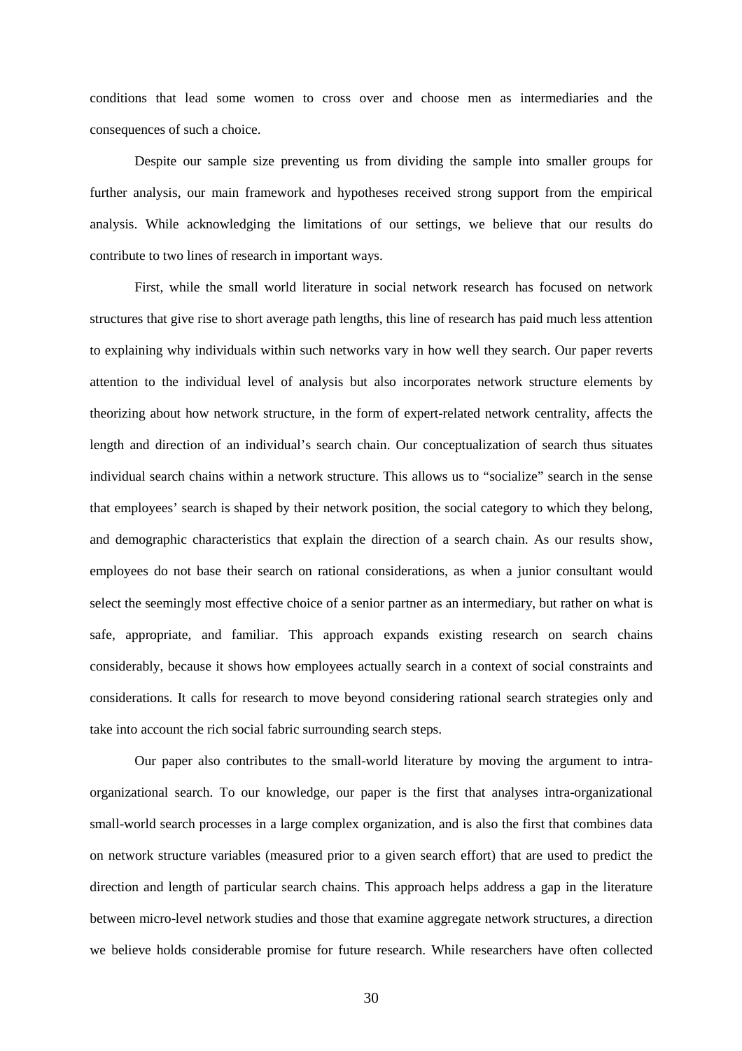conditions that lead some women to cross over and choose men as intermediaries and the consequences of such a choice.

Despite our sample size preventing us from dividing the sample into smaller groups for further analysis, our main framework and hypotheses received strong support from the empirical analysis. While acknowledging the limitations of our settings, we believe that our results do contribute to two lines of research in important ways.

First, while the small world literature in social network research has focused on network structures that give rise to short average path lengths, this line of research has paid much less attention to explaining why individuals within such networks vary in how well they search. Our paper reverts attention to the individual level of analysis but also incorporates network structure elements by theorizing about how network structure, in the form of expert-related network centrality, affects the length and direction of an individual's search chain. Our conceptualization of search thus situates individual search chains within a network structure. This allows us to "socialize" search in the sense that employees' search is shaped by their network position, the social category to which they belong, and demographic characteristics that explain the direction of a search chain. As our results show, employees do not base their search on rational considerations, as when a junior consultant would select the seemingly most effective choice of a senior partner as an intermediary, but rather on what is safe, appropriate, and familiar. This approach expands existing research on search chains considerably, because it shows how employees actually search in a context of social constraints and considerations. It calls for research to move beyond considering rational search strategies only and take into account the rich social fabric surrounding search steps.

Our paper also contributes to the small-world literature by moving the argument to intra-organizational search. To our knowledge, our paper is the first that analyses intra-organizational small-world search processes in a large complex organization, and is also the first that combines data on network structure variables (measured prior to a given search effort) that are used to predict the direction and length of particular search chains. This approach helps address a gap in the literature between micro-level network studies and those that examine aggregate network structures, a direction we believe holds considerable promise for future research. While researchers have often collected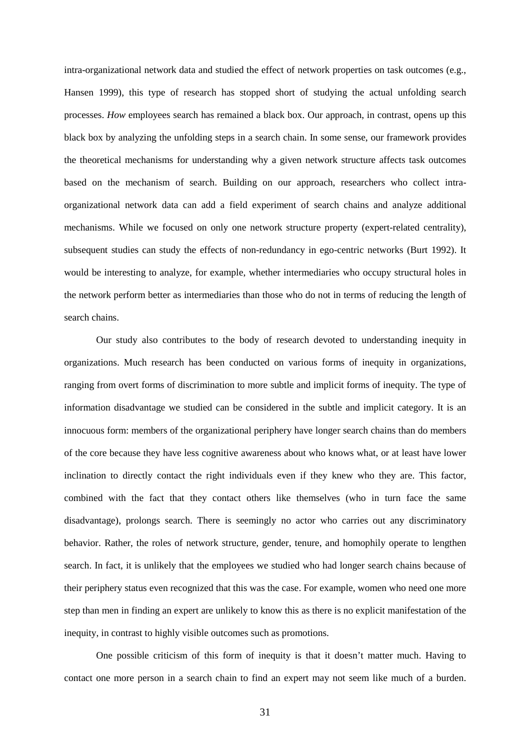intra-organizational network data and studied the effect of network properties on task outcomes (e.g., Hansen 1999), this type of research has stopped short of studying the actual unfolding search processes. *How* employees search has remained a black box. Our approach, in contrast, opens up this black box by analyzing the unfolding steps in a search chain. In some sense, our framework provides the theoretical mechanisms for understanding why a given network structure affects task outcomes based on the mechanism of search. Building on our approach, researchers who collect intra-organizational network data can add a field experiment of search chains and analyze additional mechanisms. While we focused on only one network structure property (expert-related centrality), subsequent studies can study the effects of non-redundancy in ego-centric networks (Burt 1992). It would be interesting to analyze, for example, whether intermediaries who occupy structural holes in the network perform better as intermediaries than those who do not in terms of reducing the length of search chains.

Our study also contributes to the body of research devoted to understanding inequity in organizations. Much research has been conducted on various forms of inequity in organizations, ranging from overt forms of discrimination to more subtle and implicit forms of inequity. The type of information disadvantage we studied can be considered in the subtle and implicit category. It is an innocuous form: members of the organizational periphery have longer search chains than do members of the core because they have less cognitive awareness about who knows what, or at least have lower inclination to directly contact the right individuals even if they knew who they are. This factor, combined with the fact that they contact others like themselves (who in turn face the same disadvantage), prolongs search. There is seemingly no actor who carries out any discriminatory behavior. Rather, the roles of network structure, gender, tenure, and homophily operate to lengthen search. In fact, it is unlikely that the employees we studied who had longer search chains because of their periphery status even recognized that this was the case. For example, women who need one more step than men in finding an expert are unlikely to know this as there is no explicit manifestation of the inequity, in contrast to highly visible outcomes such as promotions.

One possible criticism of this form of inequity is that it doesn't matter much. Having to contact one more person in a search chain to find an expert may not seem like much of a burden.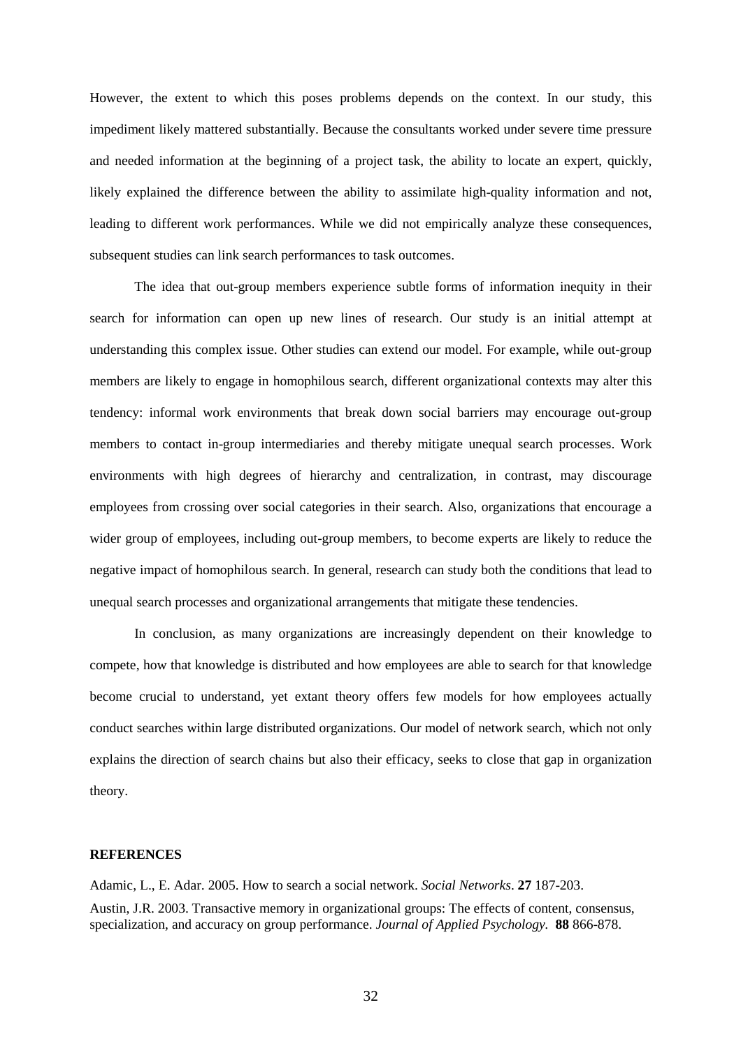However, the extent to which this poses problems depends on the context. In our study, this impediment likely mattered substantially. Because the consultants worked under severe time pressure and needed information at the beginning of a project task, the ability to locate an expert, quickly, likely explained the difference between the ability to assimilate high-quality information and not, leading to different work performances. While we did not empirically analyze these consequences, subsequent studies can link search performances to task outcomes.

The idea that out-group members experience subtle forms of information inequity in their search for information can open up new lines of research. Our study is an initial attempt at understanding this complex issue. Other studies can extend our model. For example, while out-group members are likely to engage in homophilous search, different organizational contexts may alter this tendency: informal work environments that break down social barriers may encourage out-group members to contact in-group intermediaries and thereby mitigate unequal search processes. Work environments with high degrees of hierarchy and centralization, in contrast, may discourage employees from crossing over social categories in their search. Also, organizations that encourage a wider group of employees, including out-group members, to become experts are likely to reduce the negative impact of homophilous search. In general, research can study both the conditions that lead to unequal search processes and organizational arrangements that mitigate these tendencies.

In conclusion, as many organizations are increasingly dependent on their knowledge to compete, how that knowledge is distributed and how employees are able to search for that knowledge become crucial to understand, yet extant theory offers few models for how employees actually conduct searches within large distributed organizations. Our model of network search, which not only explains the direction of search chains but also their efficacy, seeks to close that gap in organization theory.

## REFERENCES

Adamic, L., E. Adar. 2005. How to search a social network. *Social Networks*. **27** 187-203.

Austin, J.R. 2003. Transactive memory in organizational groups: The effects of content, consensus, specialization, and accuracy on group performance. *Journal of Applied Psychology.* **88** 866-878.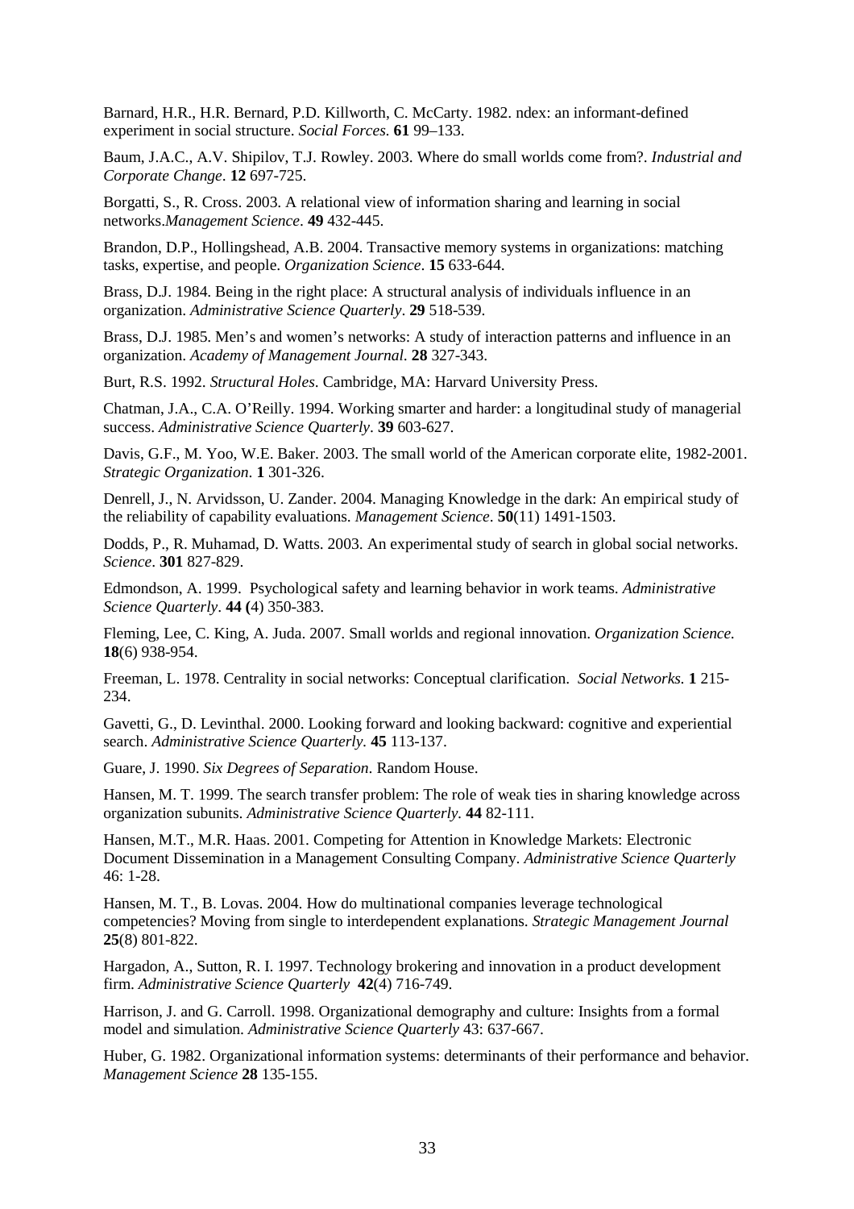Barnard, H.R., H.R. Bernard, P.D. Killworth, C. McCarty. 1982. ndex: an informant-defined experiment in social structure. *Social Forces.* **61** 99–133.

Baum, J.A.C., A.V. Shipilov, T.J. Rowley. 2003. Where do small worlds come from?. *Industrial and Corporate Change*. **12** 697-725.

Borgatti, S., R. Cross. 2003. A relational view of information sharing and learning in social networks.*Management Science*. **49** 432-445.

Brandon, D.P., Hollingshead, A.B. 2004. Transactive memory systems in organizations: matching tasks, expertise, and people. *Organization Science*. **15** 633-644.

Brass, D.J. 1984. Being in the right place: A structural analysis of individuals influence in an organization. *Administrative Science Quarterly*. **29** 518-539.

Brass, D.J. 1985. Men's and women's networks: A study of interaction patterns and influence in an organization. *Academy of Management Journal.* **28** 327-343.

Burt, R.S. 1992. *Structural Holes*. Cambridge, MA: Harvard University Press.

Chatman, J.A., C.A. O'Reilly. 1994. Working smarter and harder: a longitudinal study of managerial success. *Administrative Science Quarterly*. **39** 603-627.

Davis, G.F., M. Yoo, W.E. Baker. 2003. The small world of the American corporate elite, 1982-2001. *Strategic Organization*. **1** 301-326.

Denrell, J., N. Arvidsson, U. Zander. 2004. Managing Knowledge in the dark: An empirical study of the reliability of capability evaluations. *Management Science*. **50**(11) 1491-1503.

Dodds, P., R. Muhamad, D. Watts. 2003. An experimental study of search in global social networks. *Science*. **301** 827-829.

Edmondson, A. 1999. Psychological safety and learning behavior in work teams. *Administrative Science Quarterly*. **44 (**4) 350-383.

Fleming, Lee, C. King, A. Juda. 2007. Small worlds and regional innovation. *Organization Science.* **18**(6) 938-954.

Freeman, L. 1978. Centrality in social networks: Conceptual clarification. *Social Networks.* **1** 215-234.

Gavetti, G., D. Levinthal. 2000. Looking forward and looking backward: cognitive and experiential search. *Administrative Science Quarterly.* **45** 113-137.

Guare, J. 1990. *Six Degrees of Separation*. Random House.

Hansen, M. T. 1999. The search transfer problem: The role of weak ties in sharing knowledge across organization subunits. *Administrative Science Quarterly.* **44** 82-111.

Hansen, M.T., M.R. Haas. 2001. Competing for Attention in Knowledge Markets: Electronic Document Dissemination in a Management Consulting Company. *Administrative Science Quarterly* 46: 1-28.

Hansen, M. T., B. Lovas. 2004. How do multinational companies leverage technological competencies? Moving from single to interdependent explanations. *Strategic Management Journal* **25**(8) 801-822.

Hargadon, A., Sutton, R. I. 1997. Technology brokering and innovation in a product development firm. *Administrative Science Quarterly* **42**(4) 716-749.

Harrison, J. and G. Carroll. 1998. Organizational demography and culture: Insights from a formal model and simulation. *Administrative Science Quarterly* 43: 637-667.

Huber, G. 1982. Organizational information systems: determinants of their performance and behavior. *Management Science* **28** 135-155.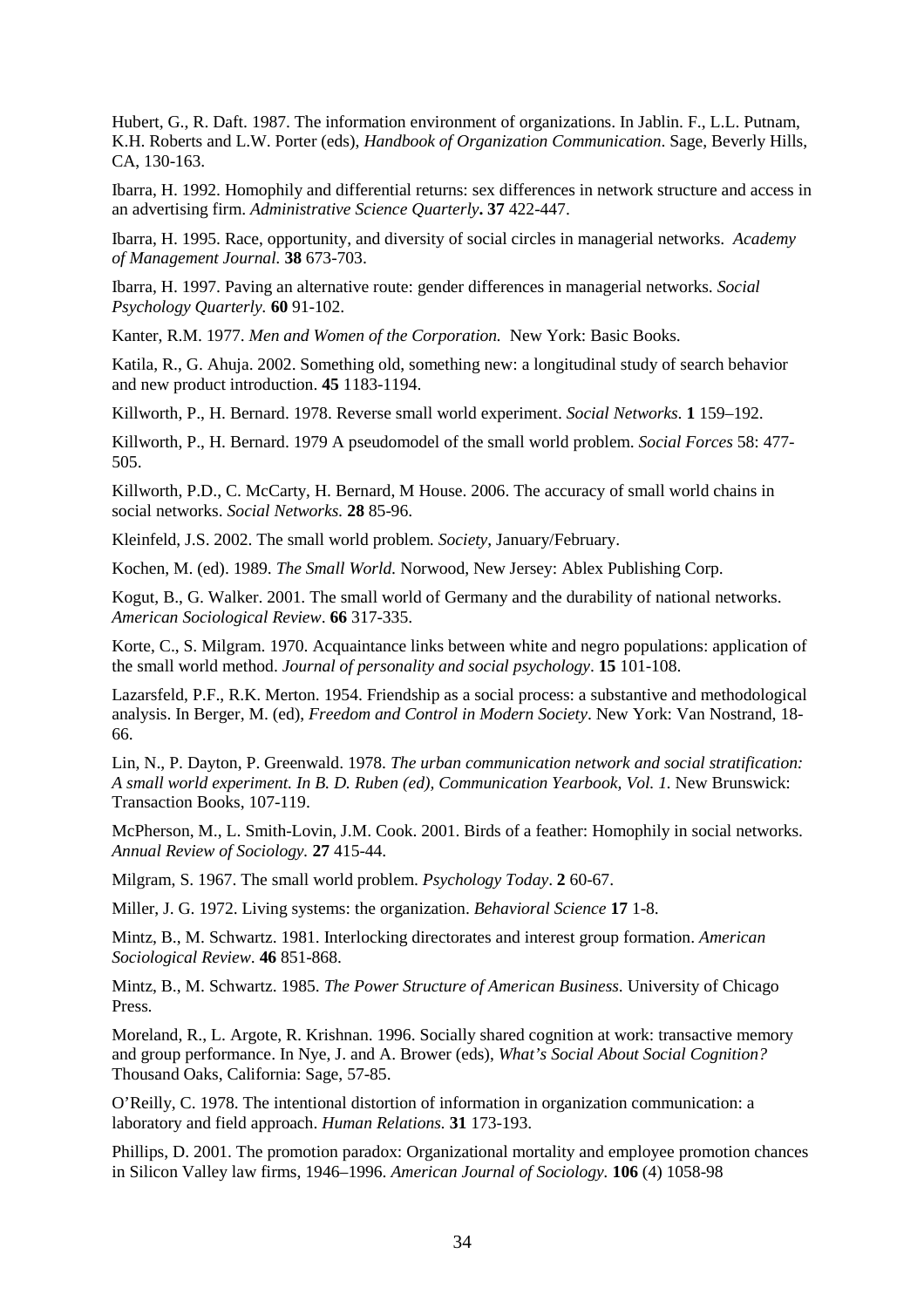Hubert, G., R. Daft. 1987. The information environment of organizations. In Jablin. F., L.L. Putnam, K.H. Roberts and L.W. Porter (eds), *Handbook of Organization Communication*. Sage, Beverly Hills, CA, 130-163.

Ibarra, H. 1992. Homophily and differential returns: sex differences in network structure and access in an advertising firm. *Administrative Science Quarterly*. **37** 422-447.

Ibarra, H. 1995. Race, opportunity, and diversity of social circles in managerial networks. *Academy of Management Journal.* **38** 673-703.

Ibarra, H. 1997. Paving an alternative route: gender differences in managerial networks. *Social Psychology Quarterly.* **60** 91-102.

Kanter, R.M. 1977. *Men and Women of the Corporation.* New York: Basic Books.

Katila, R., G. Ahuja. 2002. Something old, something new: a longitudinal study of search behavior and new product introduction. **45** 1183-1194.

Killworth, P., H. Bernard. 1978. Reverse small world experiment. *Social Networks*. **1** 159–192.

Killworth, P., H. Bernard. 1979 A pseudomodel of the small world problem. *Social Forces* 58: 477-505.

Killworth, P.D., C. McCarty, H. Bernard, M House. 2006. The accuracy of small world chains in social networks. *Social Networks.* **28** 85-96.

Kleinfeld, J.S. 2002. The small world problem. *Society*, January/February.

Kochen, M. (ed). 1989. *The Small World.* Norwood, New Jersey: Ablex Publishing Corp.

Kogut, B., G. Walker. 2001. The small world of Germany and the durability of national networks. *American Sociological Review*. **66** 317-335.

Korte, C., S. Milgram. 1970. Acquaintance links between white and negro populations: application of the small world method. *Journal of personality and social psychology*. **15** 101-108.

Lazarsfeld, P.F., R.K. Merton. 1954. Friendship as a social process: a substantive and methodological analysis. In Berger, M. (ed), *Freedom and Control in Modern Society*. New York: Van Nostrand, 18-66.

Lin, N., P. Dayton, P. Greenwald. 1978. *The urban communication network and social stratification: A small world experiment. In B. D. Ruben (ed), Communication Yearbook, Vol. 1.* New Brunswick: Transaction Books, 107-119.

McPherson, M., L. Smith-Lovin, J.M. Cook. 2001. Birds of a feather: Homophily in social networks. *Annual Review of Sociology.* **27** 415-44.

Milgram, S. 1967. The small world problem. *Psychology Today*. **2** 60-67.

Miller, J. G. 1972. Living systems: the organization. *Behavioral Science* **17** 1-8.

Mintz, B., M. Schwartz. 1981. Interlocking directorates and interest group formation. *American Sociological Review*. **46** 851-868.

Mintz, B., M. Schwartz. 1985. *The Power Structure of American Business*. University of Chicago Press.

Moreland, R., L. Argote, R. Krishnan. 1996. Socially shared cognition at work: transactive memory and group performance. In Nye, J. and A. Brower (eds), *What's Social About Social Cognition?* Thousand Oaks, California: Sage, 57-85.

O'Reilly, C. 1978. The intentional distortion of information in organization communication: a laboratory and field approach. *Human Relations.* **31** 173-193.

Phillips, D. 2001. The promotion paradox: Organizational mortality and employee promotion chances in Silicon Valley law firms, 1946–1996. *American Journal of Sociology.* **106** (4) 1058-98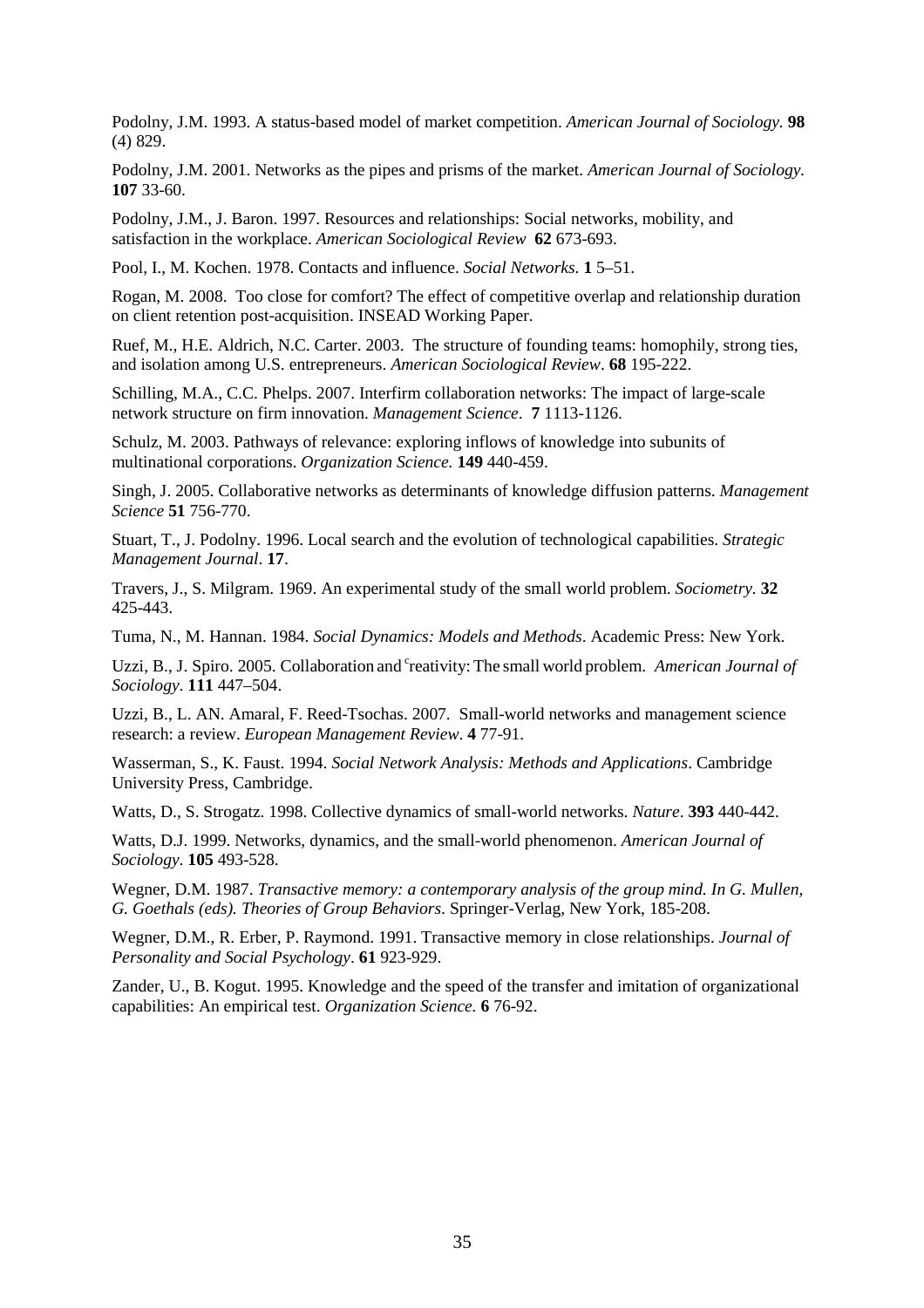Podolny, J.M. 1993. A status-based model of market competition. *American Journal of Sociology.* **98** (4) 829.

Podolny, J.M. 2001. Networks as the pipes and prisms of the market. *American Journal of Sociology.* **107** 33-60.

Podolny, J.M., J. Baron. 1997. Resources and relationships: Social networks, mobility, and satisfaction in the workplace. *American Sociological Review* **62** 673-693.

Pool, I., M. Kochen. 1978. Contacts and influence. *Social Networks.* **1** 5–51.

Rogan, M. 2008. Too close for comfort? The effect of competitive overlap and relationship duration on client retention post-acquisition. INSEAD Working Paper.

Ruef, M., H.E. Aldrich, N.C. Carter. 2003. The structure of founding teams: homophily, strong ties, and isolation among U.S. entrepreneurs. *American Sociological Review*. **68** 195-222.

Schilling, M.A., C.C. Phelps. 2007. Interfirm collaboration networks: The impact of large-scale network structure on firm innovation. *Management Science*. **7** 1113-1126.

Schulz, M. 2003. Pathways of relevance: exploring inflows of knowledge into subunits of multinational corporations. *Organization Science.* **149** 440-459.

Singh, J. 2005. Collaborative networks as determinants of knowledge diffusion patterns. *Management Science* **51** 756-770.

Stuart, T., J. Podolny. 1996. Local search and the evolution of technological capabilities. *Strategic Management Journal*. **17**.

Travers, J., S. Milgram. 1969. An experimental study of the small world problem. *Sociometry.* **32** 425-443.

Tuma, N., M. Hannan. 1984. *Social Dynamics: Models and Methods*. Academic Press: New York.

Uzzi, B., J. Spiro. 2005. Collaboration and creativity: The small world problem. *American Journal of Sociology*. **111** 447–504.

Uzzi, B., L. AN. Amaral, F. Reed-Tsochas. 2007. Small-world networks and management science research: a review. *European Management Review*. **4** 77-91.

Wasserman, S., K. Faust. 1994. *Social Network Analysis: Methods and Applications*. Cambridge University Press, Cambridge.

Watts, D., S. Strogatz. 1998. Collective dynamics of small-world networks. *Nature*. **393** 440-442.

Watts, D.J. 1999. Networks, dynamics, and the small-world phenomenon. *American Journal of Sociology*. **105** 493-528.

Wegner, D.M. 1987. *Transactive memory: a contemporary analysis of the group mind. In G. Mullen, G. Goethals (eds). Theories of Group Behaviors*. Springer-Verlag, New York, 185-208.

Wegner, D.M., R. Erber, P. Raymond. 1991. Transactive memory in close relationships. *Journal of Personality and Social Psychology*. **61** 923-929.

Zander, U., B. Kogut. 1995. Knowledge and the speed of the transfer and imitation of organizational capabilities: An empirical test. *Organization Science.* **6** 76-92.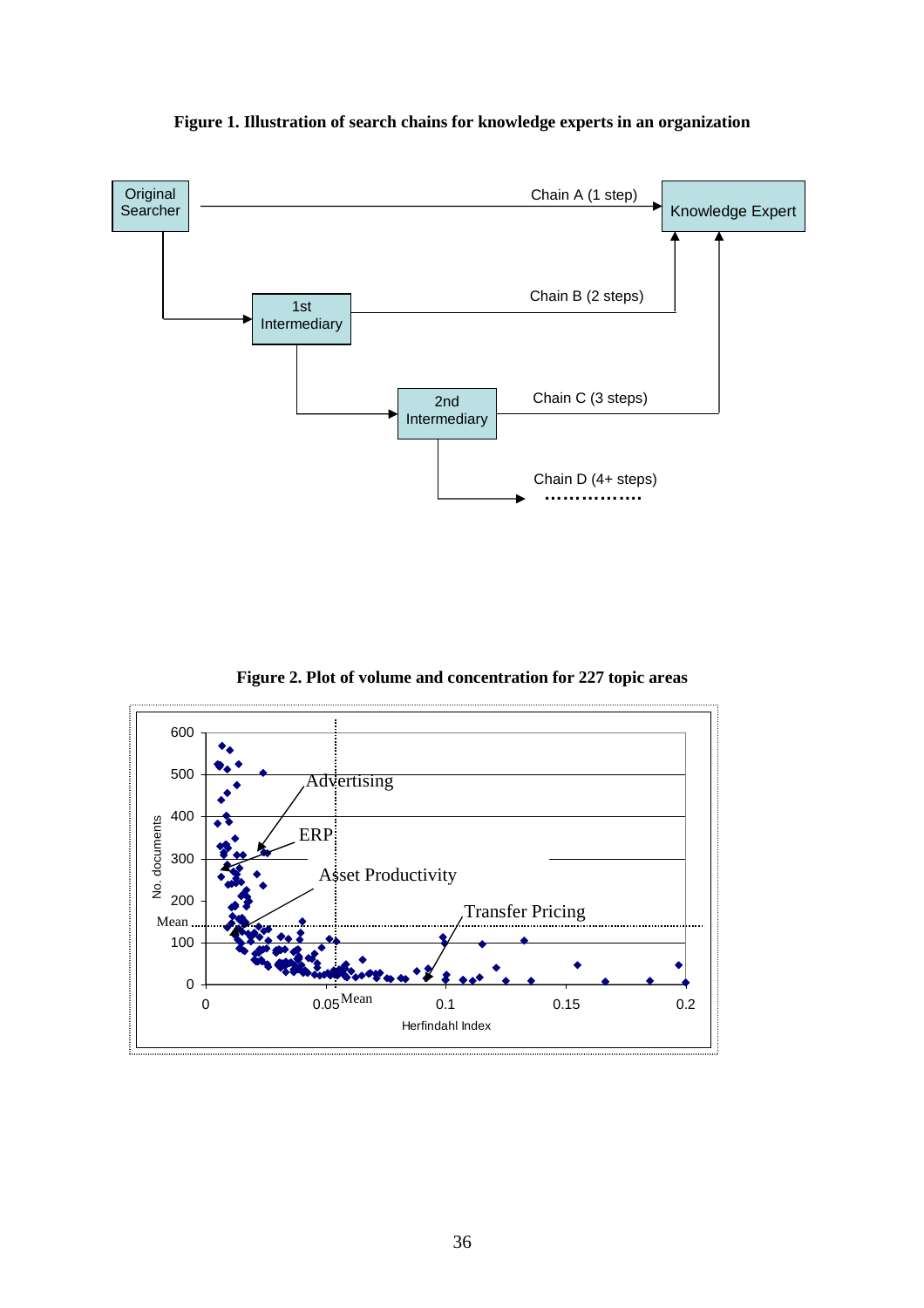**Figure 1. Illustration of search chains for knowledge experts in an organization**

Original Searcher

Chain A (1 step)

Knowledge Expert

1st Intermediary

Chain B (2 steps)

2nd Intermediary

Chain C (3 steps)

Chain D (4+ steps)

**Figure 2. Plot of volume and concentration for 227 topic areas**

Advertising

ERP

Asset Productivity

Transfer Pricing

Mean

No. documents

Herfindahl Index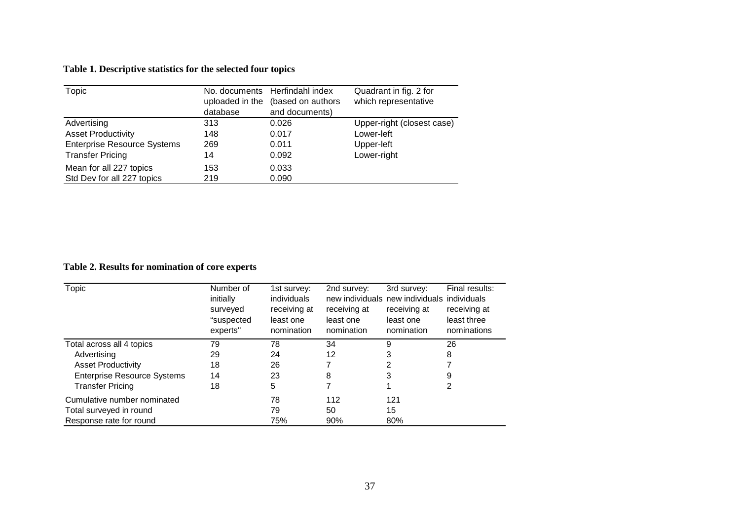**Table 1. Descriptive statistics for the selected four topics**

| Topic | No. documents uploaded in the database | Herfindahl index (based on authors and documents) | Quadrant in fig. 2 for which representative |
|---|---|---|---|
| Advertising | 313 | 0.026 | Upper-right (closest case) |
| Asset Productivity | 148 | 0.017 | Lower-left |
| Enterprise Resource Systems | 269 | 0.011 | Upper-left |
| Transfer Pricing | 14 | 0.092 | Lower-right |
| Mean for all 227 topics | 153 | 0.033 | |
| Std Dev for all 227 topics | 219 | 0.090 | |

**Table 2. Results for nomination of core experts**

| Topic | Number of initially surveyed "suspected experts" | 1st survey: individuals receiving at least one nomination | 2nd survey: new individuals receiving at least one nomination | 3rd survey: new individuals receiving at least one nomination | Final results: individuals receiving at least three nominations |
|---|---|---|---|---|---|
| Total across all 4 topics | 79 | 78 | 34 | 9 | 26 |
| Advertising | 29 | 24 | 12 | 3 | 8 |
| Asset Productivity | 18 | 26 | 7 | 2 | 7 |
| Enterprise Resource Systems | 14 | 23 | 8 | 3 | 9 |
| Transfer Pricing | 18 | 5 | 7 | 1 | 2 |
| Cumulative number nominated | | 78 | 112 | 121 | |
| Total surveyed in round | | 79 | 50 | 15 | |
| Response rate for round | | 75% | 90% | 80% | |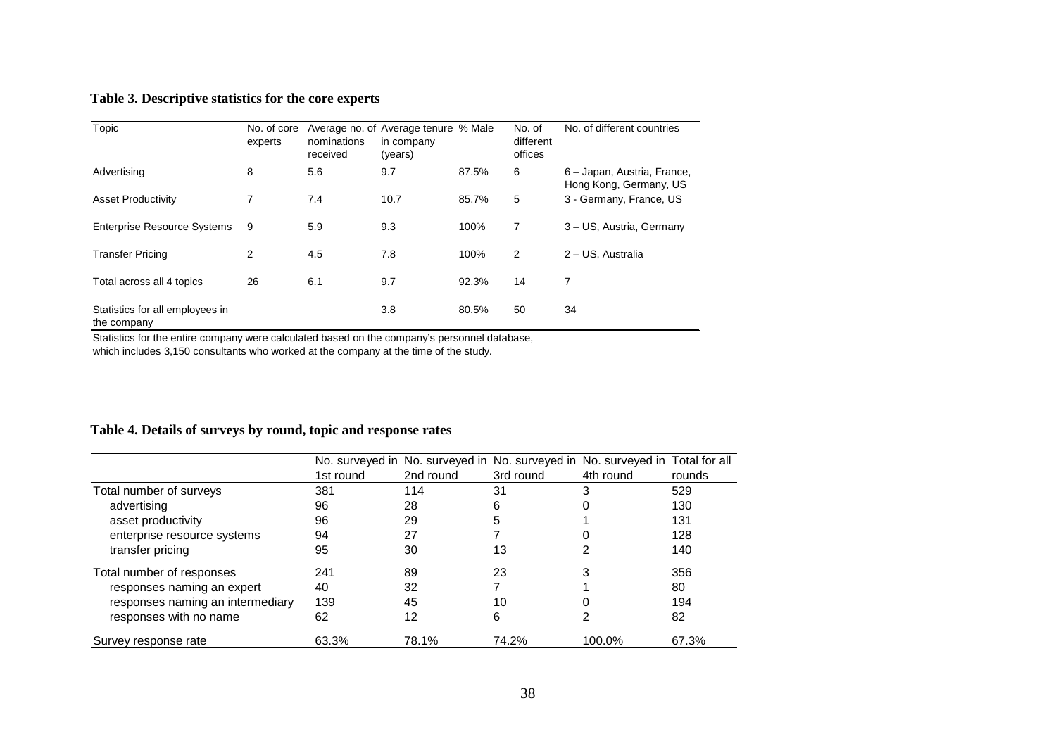**Table 3. Descriptive statistics for the core experts**

| Topic | No. of core experts | Average no. of nominations received | Average tenure in company (years) | % Male | No. of different offices | No. of different countries |
|---|---|---|---|---|---|---|
| Advertising | 8 | 5.6 | 9.7 | 87.5% | 6 | 6 – Japan, Austria, France, Hong Kong, Germany, US |
| Asset Productivity | 7 | 7.4 | 10.7 | 85.7% | 5 | 3 - Germany, France, US |
| Enterprise Resource Systems | 9 | 5.9 | 9.3 | 100% | 7 | 3 – US, Austria, Germany |
| Transfer Pricing | 2 | 4.5 | 7.8 | 100% | 2 | 2 – US, Australia |
| Total across all 4 topics | 26 | 6.1 | 9.7 | 92.3% | 14 | 7 |
| Statistics for all employees in the company | | | 3.8 | 80.5% | 50 | 34 |

Statistics for the entire company were calculated based on the company's personnel database, which includes 3,150 consultants who worked at the company at the time of the study.

**Table 4. Details of surveys by round, topic and response rates**

| | No. surveyed in 1st round | No. surveyed in 2nd round | No. surveyed in 3rd round | No. surveyed in 4th round | Total for all rounds |
|---|---|---|---|---|---|
| Total number of surveys | 381 | 114 | 31 | 3 | 529 |
| advertising | 96 | 28 | 6 | 0 | 130 |
| asset productivity | 96 | 29 | 5 | 1 | 131 |
| enterprise resource systems | 94 | 27 | 7 | 0 | 128 |
| transfer pricing | 95 | 30 | 13 | 2 | 140 |
| Total number of responses | 241 | 89 | 23 | 3 | 356 |
| responses naming an expert | 40 | 32 | 7 | 1 | 80 |
| responses naming an intermediary | 139 | 45 | 10 | 0 | 194 |
| responses with no name | 62 | 12 | 6 | 2 | 82 |
| Survey response rate | 63.3% | 78.1% | 74.2% | 100.0% | 67.3% |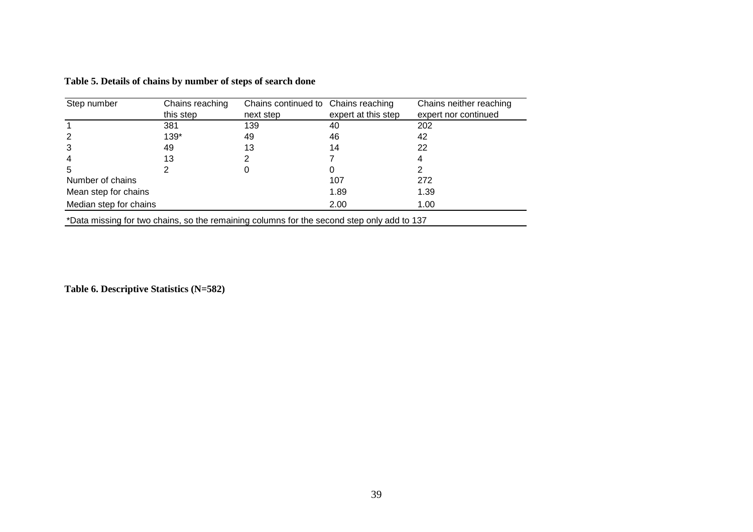**Table 5. Details of chains by number of steps of search done**

| Step number | Chains reaching this step | Chains continued to next step | Chains reaching expert at this step | Chains neither reaching expert nor continued |
|---|---|---|---|---|
| 1 | 381 | 139 | 40 | 202 |
| 2 | 139* | 49 | 46 | 42 |
| 3 | 49 | 13 | 14 | 22 |
| 4 | 13 | 2 | 7 | 4 |
| 5 | 2 | 0 | 0 | 2 |
| Number of chains | | | 107 | 272 |
| Mean step for chains | | | 1.89 | 1.39 |
| Median step for chains | | | 2.00 | 1.00 |

*Data missing for two chains, so the remaining columns for the second step only add to 137

**Table 6. Descriptive Statistics (N=582)**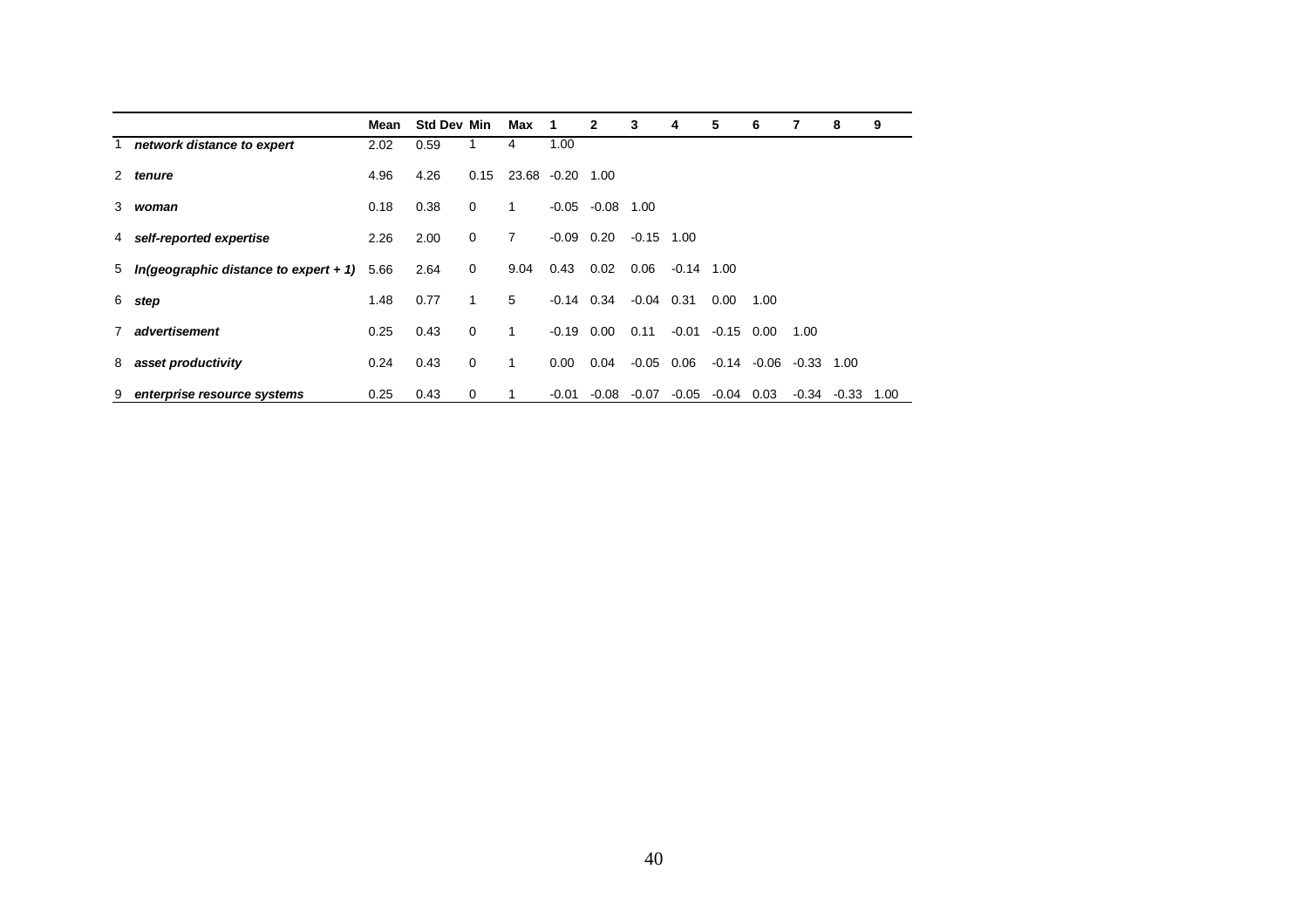| | | Mean | Std Dev | Min | Max | 1 | 2 | 3 | 4 | 5 | 6 | 7 | 8 | 9 |
|---|---|---|---|---|---|---|---|---|---|---|---|---|---|---|
| 1 | ***network distance to expert*** | 2.02 | 0.59 | 1 | 4 | 1.00 | | | | | | | | |
| 2 | ***tenure*** | 4.96 | 4.26 | 0.15 | 23.68 | -0.20 | 1.00 | | | | | | | |
| 3 | ***woman*** | 0.18 | 0.38 | 0 | 1 | -0.05 | -0.08 | 1.00 | | | | | | |
| 4 | ***self-reported expertise*** | 2.26 | 2.00 | 0 | 7 | -0.09 | 0.20 | -0.15 | 1.00 | | | | | |
| 5 | ***ln(geographic distance to expert + 1)*** | 5.66 | 2.64 | 0 | 9.04 | 0.43 | 0.02 | 0.06 | -0.14 | 1.00 | | | | |
| 6 | ***step*** | 1.48 | 0.77 | 1 | 5 | -0.14 | 0.34 | -0.04 | 0.31 | 0.00 | 1.00 | | | |
| 7 | ***advertisement*** | 0.25 | 0.43 | 0 | 1 | -0.19 | 0.00 | 0.11 | -0.01 | -0.15 | 0.00 | 1.00 | | |
| 8 | ***asset productivity*** | 0.24 | 0.43 | 0 | 1 | 0.00 | 0.04 | -0.05 | 0.06 | -0.14 | -0.06 | -0.33 | 1.00 | |
| 9 | ***enterprise resource systems*** | 0.25 | 0.43 | 0 | 1 | -0.01 | -0.08 | -0.07 | -0.05 | -0.04 | 0.03 | -0.34 | -0.33 | 1.00 |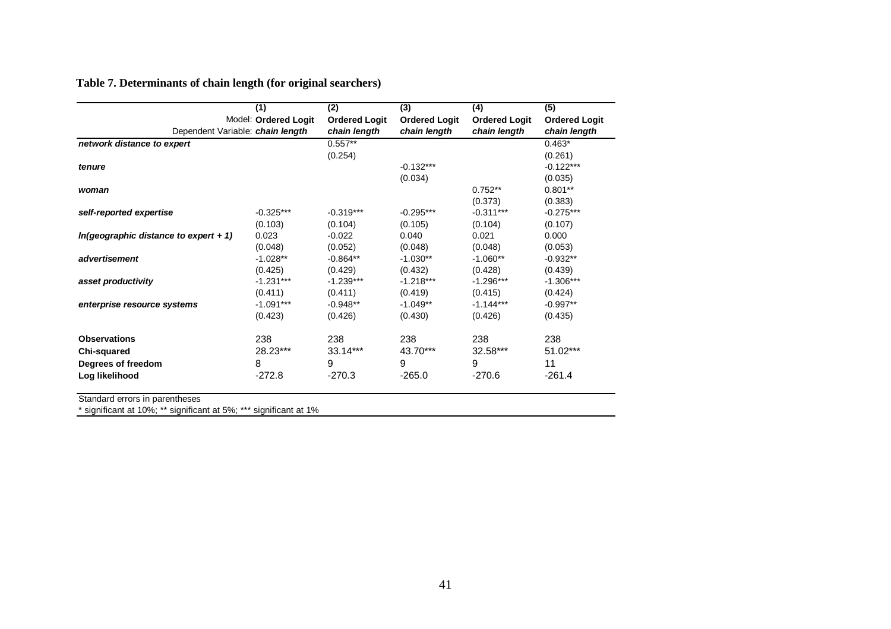**Table 7. Determinants of chain length (for original searchers)**

| | (1) | (2) | (3) | (4) | (5) |
|---|---|---|---|---|---|
| Model: | **Ordered Logit** | **Ordered Logit** | **Ordered Logit** | **Ordered Logit** | **Ordered Logit** |
| Dependent Variable: | ***chain length*** | ***chain length*** | ***chain length*** | ***chain length*** | ***chain length*** |
| ***network distance to expert*** | | 0.557** | | | 0.463* |
| | | (0.254) | | | (0.261) |
| ***tenure*** | | | -0.132*** | | -0.122*** |
| | | | (0.034) | | (0.035) |
| ***woman*** | | | | 0.752** | 0.801** |
| | | | | (0.373) | (0.383) |
| ***self-reported expertise*** | -0.325*** | -0.319*** | -0.295*** | -0.311*** | -0.275*** |
| | (0.103) | (0.104) | (0.105) | (0.104) | (0.107) |
| ***ln(geographic distance to expert + 1)*** | 0.023 | -0.022 | 0.040 | 0.021 | 0.000 |
| | (0.048) | (0.052) | (0.048) | (0.048) | (0.053) |
| ***advertisement*** | -1.028** | -0.864** | -1.030** | -1.060** | -0.932** |
| | (0.425) | (0.429) | (0.432) | (0.428) | (0.439) |
| ***asset productivity*** | -1.231*** | -1.239*** | -1.218*** | -1.296*** | -1.306*** |
| | (0.411) | (0.411) | (0.419) | (0.415) | (0.424) |
| ***enterprise resource systems*** | -1.091*** | -0.948** | -1.049** | -1.144*** | -0.997** |
| | (0.423) | (0.426) | (0.430) | (0.426) | (0.435) |
| **Observations** | 238 | 238 | 238 | 238 | 238 |
| **Chi-squared** | 28.23*** | 33.14*** | 43.70*** | 32.58*** | 51.02*** |
| **Degrees of freedom** | 8 | 9 | 9 | 9 | 11 |
| **Log likelihood** | -272.8 | -270.3 | -265.0 | -270.6 | -261.4 |

Standard errors in parentheses
* significant at 10%; ** significant at 5%; *** significant at 1%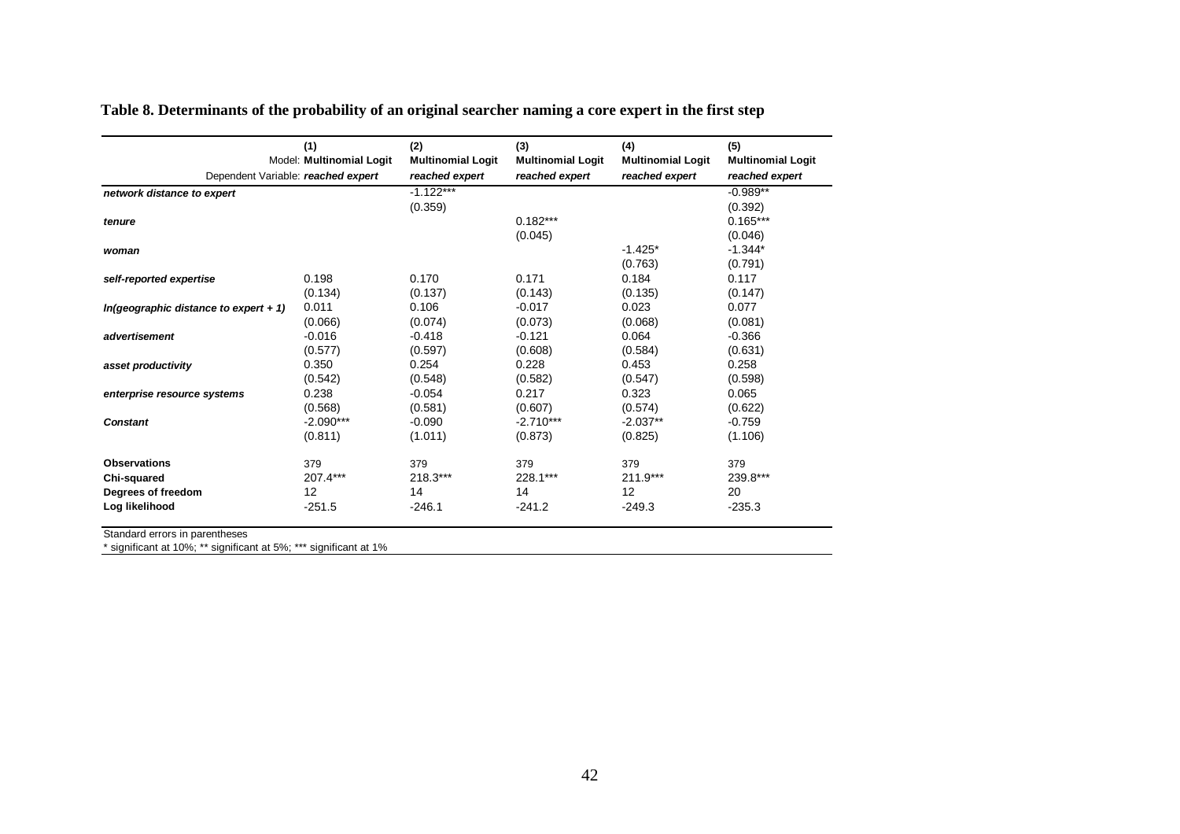**Table 8. Determinants of the probability of an original searcher naming a core expert in the first step**

| | (1) | (2) | (3) | (4) | (5) |
|---|---|---|---|---|---|
| Model: | **Multinomial Logit** | **Multinomial Logit** | **Multinomial Logit** | **Multinomial Logit** | **Multinomial Logit** |
| Dependent Variable: | ***reached expert*** | *reached expert* | *reached expert* | *reached expert* | *reached expert* |
| ***network distance to expert*** | | -1.122*** | | | -0.989** |
| | | (0.359) | | | (0.392) |
| ***tenure*** | | | 0.182*** | | 0.165*** |
| | | | (0.045) | | (0.046) |
| ***woman*** | | | | -1.425* | -1.344* |
| | | | | (0.763) | (0.791) |
| ***self-reported expertise*** | 0.198 | 0.170 | 0.171 | 0.184 | 0.117 |
| | (0.134) | (0.137) | (0.143) | (0.135) | (0.147) |
| ***ln(geographic distance to expert + 1)*** | 0.011 | 0.106 | -0.017 | 0.023 | 0.077 |
| | (0.066) | (0.074) | (0.073) | (0.068) | (0.081) |
| ***advertisement*** | -0.016 | -0.418 | -0.121 | 0.064 | -0.366 |
| | (0.577) | (0.597) | (0.608) | (0.584) | (0.631) |
| ***asset productivity*** | 0.350 | 0.254 | 0.228 | 0.453 | 0.258 |
| | (0.542) | (0.548) | (0.582) | (0.547) | (0.598) |
| ***enterprise resource systems*** | 0.238 | -0.054 | 0.217 | 0.323 | 0.065 |
| | (0.568) | (0.581) | (0.607) | (0.574) | (0.622) |
| ***Constant*** | -2.090*** | -0.090 | -2.710*** | -2.037** | -0.759 |
| | (0.811) | (1.011) | (0.873) | (0.825) | (1.106) |
| **Observations** | 379 | 379 | 379 | 379 | 379 |
| **Chi-squared** | 207.4*** | 218.3*** | 228.1*** | 211.9*** | 239.8*** |
| **Degrees of freedom** | 12 | 14 | 14 | 12 | 20 |
| **Log likelihood** | -251.5 | -246.1 | -241.2 | -249.3 | -235.3 |

Standard errors in parentheses

\* significant at 10%; ** significant at 5%; *** significant at 1%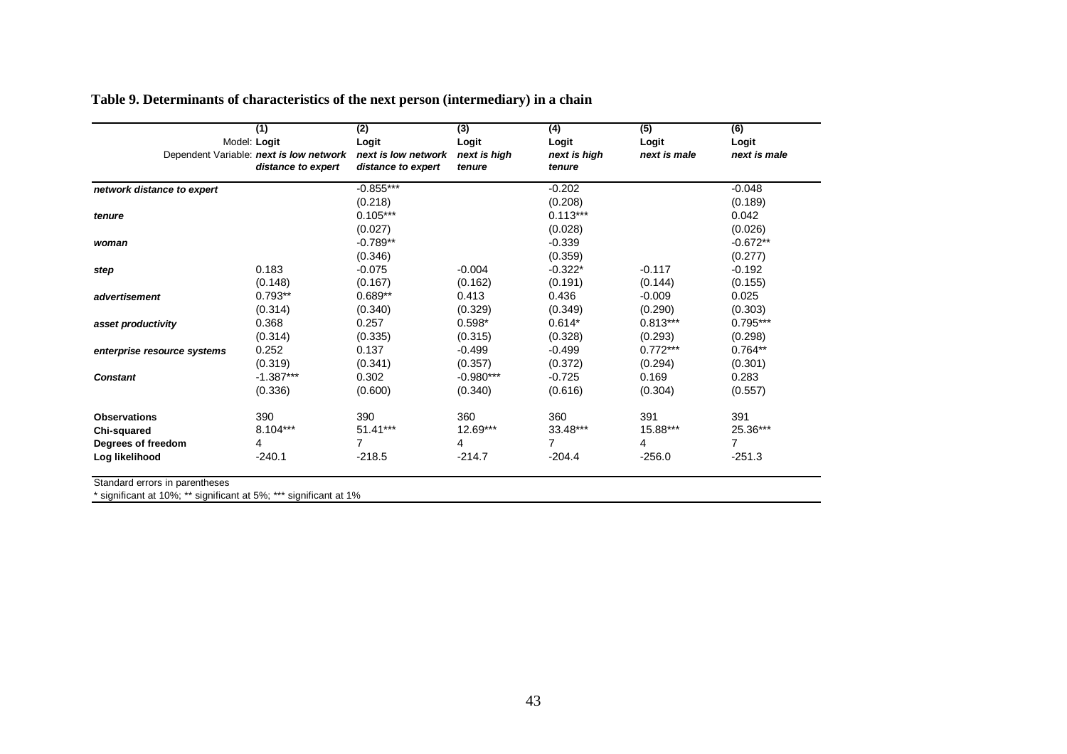**Table 9. Determinants of characteristics of the next person (intermediary) in a chain**

| | (1) | (2) | (3) | (4) | (5) | (6) |
|---|---|---|---|---|---|---|
| Model: | Logit | Logit | Logit | Logit | Logit | Logit |
| Dependent Variable: | *next is low network distance to expert* | *next is low network distance to expert* | *next is high tenure* | *next is high tenure* | *next is male* | *next is male* |
| ***network distance to expert*** | | -0.855*** | | -0.202 | | -0.048 |
| | | (0.218) | | (0.208) | | (0.189) |
| ***tenure*** | | 0.105*** | | 0.113*** | | 0.042 |
| | | (0.027) | | (0.028) | | (0.026) |
| ***woman*** | | -0.789** | | -0.339 | | -0.672** |
| | | (0.346) | | (0.359) | | (0.277) |
| ***step*** | 0.183 | -0.075 | -0.004 | -0.322* | -0.117 | -0.192 |
| | (0.148) | (0.167) | (0.162) | (0.191) | (0.144) | (0.155) |
| ***advertisement*** | 0.793** | 0.689** | 0.413 | 0.436 | -0.009 | 0.025 |
| | (0.314) | (0.340) | (0.329) | (0.349) | (0.290) | (0.303) |
| ***asset productivity*** | 0.368 | 0.257 | 0.598* | 0.614* | 0.813*** | 0.795*** |
| | (0.314) | (0.335) | (0.315) | (0.328) | (0.293) | (0.298) |
| ***enterprise resource systems*** | 0.252 | 0.137 | -0.499 | -0.499 | 0.772*** | 0.764** |
| | (0.319) | (0.341) | (0.357) | (0.372) | (0.294) | (0.301) |
| ***Constant*** | -1.387*** | 0.302 | -0.980*** | -0.725 | 0.169 | 0.283 |
| | (0.336) | (0.600) | (0.340) | (0.616) | (0.304) | (0.557) |
| **Observations** | 390 | 390 | 360 | 360 | 391 | 391 |
| **Chi-squared** | 8.104*** | 51.41*** | 12.69*** | 33.48*** | 15.88*** | 25.36*** |
| **Degrees of freedom** | 4 | 7 | 4 | 7 | 4 | 7 |
| **Log likelihood** | -240.1 | -218.5 | -214.7 | -204.4 | -256.0 | -251.3 |

Standard errors in parentheses

* significant at 10%; ** significant at 5%; *** significant at 1%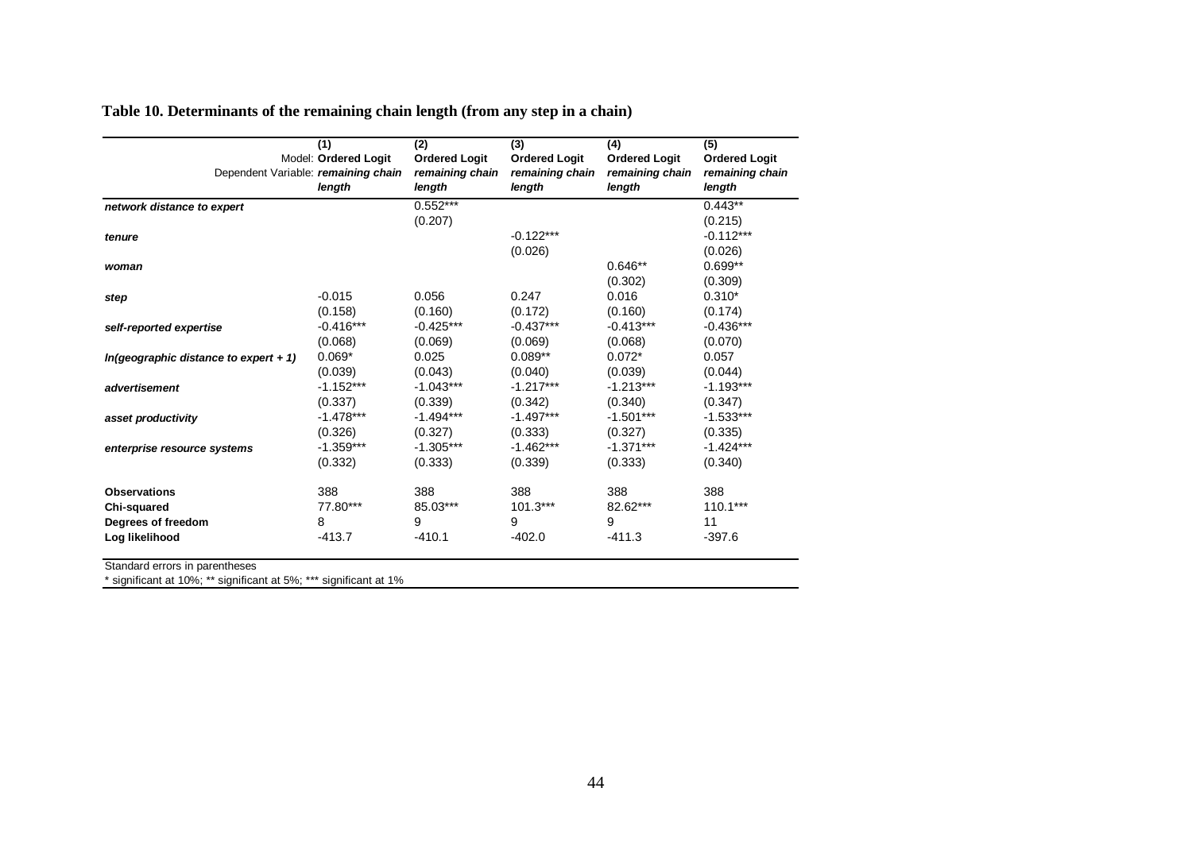**Table 10. Determinants of the remaining chain length (from any step in a chain)**

| | (1) | (2) | (3) | (4) | (5) |
|---|---|---|---|---|---|
| Model: | **Ordered Logit** | **Ordered Logit** | **Ordered Logit** | **Ordered Logit** | **Ordered Logit** |
| Dependent Variable: | ***remaining chain length*** | ***remaining chain length*** | ***remaining chain length*** | ***remaining chain length*** | ***remaining chain length*** |
| ***network distance to expert*** | | 0.552*** | | | 0.443** |
| | | (0.207) | | | (0.215) |
| ***tenure*** | | | -0.122*** | | -0.112*** |
| | | | (0.026) | | (0.026) |
| ***woman*** | | | | 0.646** | 0.699** |
| | | | | (0.302) | (0.309) |
| ***step*** | -0.015 | 0.056 | 0.247 | 0.016 | 0.310* |
| | (0.158) | (0.160) | (0.172) | (0.160) | (0.174) |
| ***self-reported expertise*** | -0.416*** | -0.425*** | -0.437*** | -0.413*** | -0.436*** |
| | (0.068) | (0.069) | (0.069) | (0.068) | (0.070) |
| ***ln(geographic distance to expert + 1)*** | 0.069* | 0.025 | 0.089** | 0.072* | 0.057 |
| | (0.039) | (0.043) | (0.040) | (0.039) | (0.044) |
| ***advertisement*** | -1.152*** | -1.043*** | -1.217*** | -1.213*** | -1.193*** |
| | (0.337) | (0.339) | (0.342) | (0.340) | (0.347) |
| ***asset productivity*** | -1.478*** | -1.494*** | -1.497*** | -1.501*** | -1.533*** |
| | (0.326) | (0.327) | (0.333) | (0.327) | (0.335) |
| ***enterprise resource systems*** | -1.359*** | -1.305*** | -1.462*** | -1.371*** | -1.424*** |
| | (0.332) | (0.333) | (0.339) | (0.333) | (0.340) |
| **Observations** | 388 | 388 | 388 | 388 | 388 |
| **Chi-squared** | 77.80*** | 85.03*** | 101.3*** | 82.62*** | 110.1*** |
| **Degrees of freedom** | 8 | 9 | 9 | 9 | 11 |
| **Log likelihood** | -413.7 | -410.1 | -402.0 | -411.3 | -397.6 |

Standard errors in parentheses

* significant at 10%; ** significant at 5%; *** significant at 1%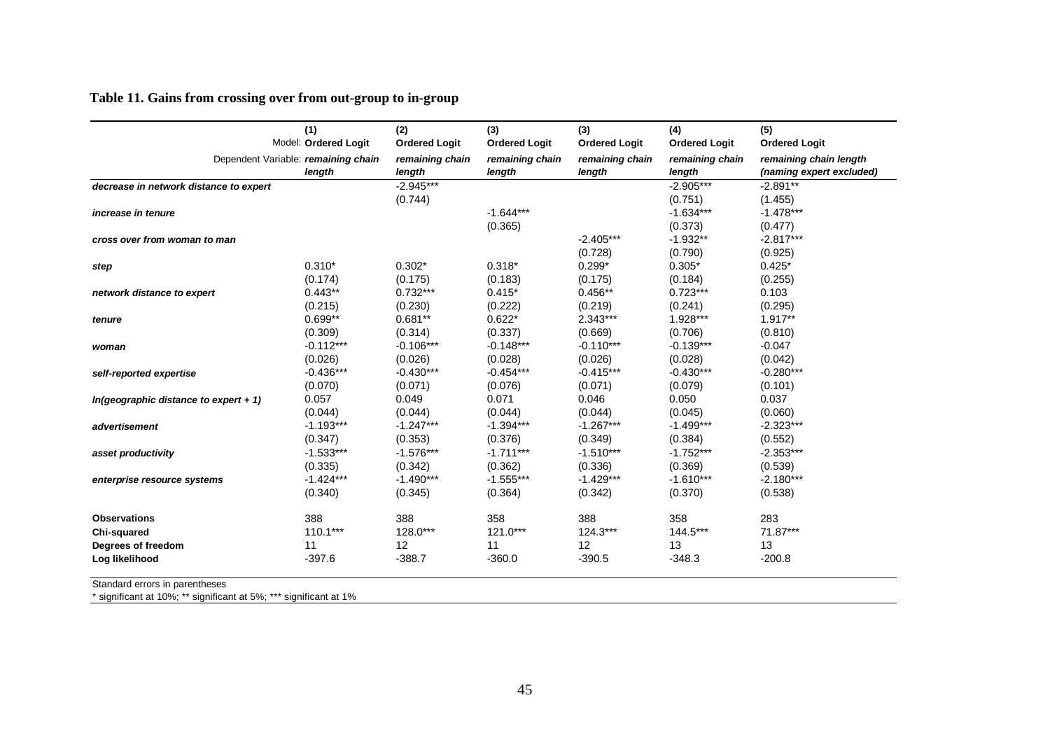## Table 11. Gains from crossing over from out-group to in-group

| | (1) | (2) | (3) | (3) | (4) | (5) |
|---|---|---|---|---|---|---|
| Model: | **Ordered Logit** | **Ordered Logit** | **Ordered Logit** | **Ordered Logit** | **Ordered Logit** | **Ordered Logit** |
| Dependent Variable: | ***remaining chain length*** | *remaining chain length* | *remaining chain length* | *remaining chain length* | *remaining chain length* | *remaining chain length (naming expert excluded)* |
| ***decrease in network distance to expert*** | | -2.945*** | | | -2.905*** | -2.891** |
| | | (0.744) | | | (0.751) | (1.455) |
| ***increase in tenure*** | | | -1.644*** | | -1.634*** | -1.478*** |
| | | | (0.365) | | (0.373) | (0.477) |
| ***cross over from woman to man*** | | | | -2.405*** | -1.932** | -2.817*** |
| | | | | (0.728) | (0.790) | (0.925) |
| ***step*** | 0.310* | 0.302* | 0.318* | 0.299* | 0.305* | 0.425* |
| | (0.174) | (0.175) | (0.183) | (0.175) | (0.184) | (0.255) |
| ***network distance to expert*** | 0.443** | 0.732*** | 0.415* | 0.456** | 0.723*** | 0.103 |
| | (0.215) | (0.230) | (0.222) | (0.219) | (0.241) | (0.295) |
| ***tenure*** | 0.699** | 0.681** | 0.622* | 2.343*** | 1.928*** | 1.917** |
| | (0.309) | (0.314) | (0.337) | (0.669) | (0.706) | (0.810) |
| ***woman*** | -0.112*** | -0.106*** | -0.148*** | -0.110*** | -0.139*** | -0.047 |
| | (0.026) | (0.026) | (0.028) | (0.026) | (0.028) | (0.042) |
| ***self-reported expertise*** | -0.436*** | -0.430*** | -0.454*** | -0.415*** | -0.430*** | -0.280*** |
| | (0.070) | (0.071) | (0.076) | (0.071) | (0.079) | (0.101) |
| ***ln(geographic distance to expert + 1)*** | 0.057 | 0.049 | 0.071 | 0.046 | 0.050 | 0.037 |
| | (0.044) | (0.044) | (0.044) | (0.044) | (0.045) | (0.060) |
| ***advertisement*** | -1.193*** | -1.247*** | -1.394*** | -1.267*** | -1.499*** | -2.323*** |
| | (0.347) | (0.353) | (0.376) | (0.349) | (0.384) | (0.552) |
| ***asset productivity*** | -1.533*** | -1.576*** | -1.711*** | -1.510*** | -1.752*** | -2.353*** |
| | (0.335) | (0.342) | (0.362) | (0.336) | (0.369) | (0.539) |
| ***enterprise resource systems*** | -1.424*** | -1.490*** | -1.555*** | -1.429*** | -1.610*** | -2.180*** |
| | (0.340) | (0.345) | (0.364) | (0.342) | (0.370) | (0.538) |
| **Observations** | 388 | 388 | 358 | 388 | 358 | 283 |
| **Chi-squared** | 110.1*** | 128.0*** | 121.0*** | 124.3*** | 144.5*** | 71.87*** |
| **Degrees of freedom** | 11 | 12 | 11 | 12 | 13 | 13 |
| **Log likelihood** | -397.6 | -388.7 | -360.0 | -390.5 | -348.3 | -200.8 |

Standard errors in parentheses

* significant at 10%; ** significant at 5%; *** significant at 1%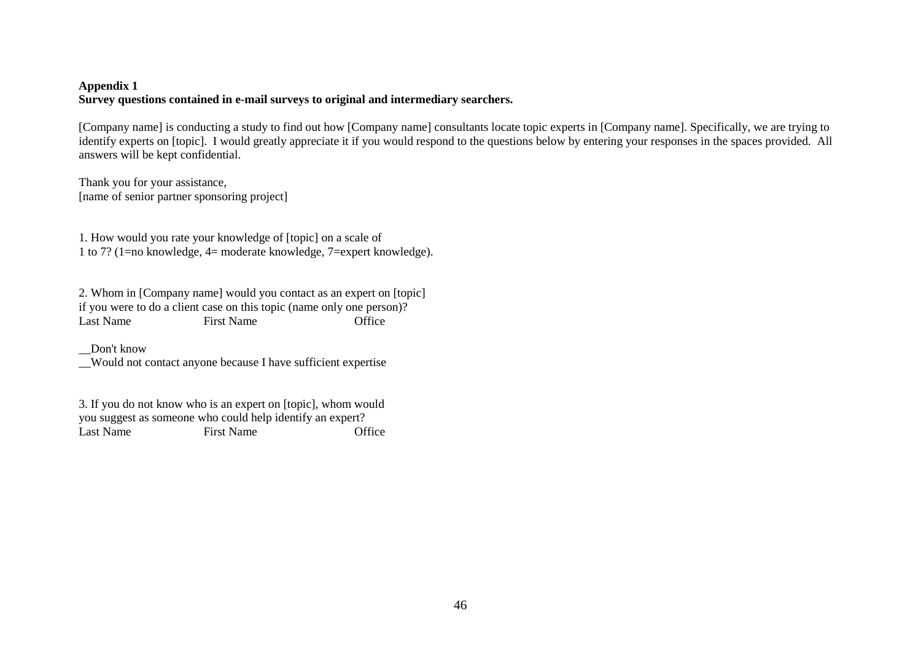**Appendix 1**
**Survey questions contained in e-mail surveys to original and intermediary searchers.**

[Company name] is conducting a study to find out how [Company name] consultants locate topic experts in [Company name]. Specifically, we are trying to identify experts on [topic]. I would greatly appreciate it if you would respond to the questions below by entering your responses in the spaces provided. All answers will be kept confidential.

Thank you for your assistance,
[name of senior partner sponsoring project]

1. How would you rate your knowledge of [topic] on a scale of 1 to 7? (1=no knowledge, 4= moderate knowledge, 7=expert knowledge).

2. Whom in [Company name] would you contact as an expert on [topic] if you were to do a client case on this topic (name only one person)?
Last Name First Name Office

__Don't know
__Would not contact anyone because I have sufficient expertise

3. If you do not know who is an expert on [topic], whom would you suggest as someone who could help identify an expert?
Last Name First Name Office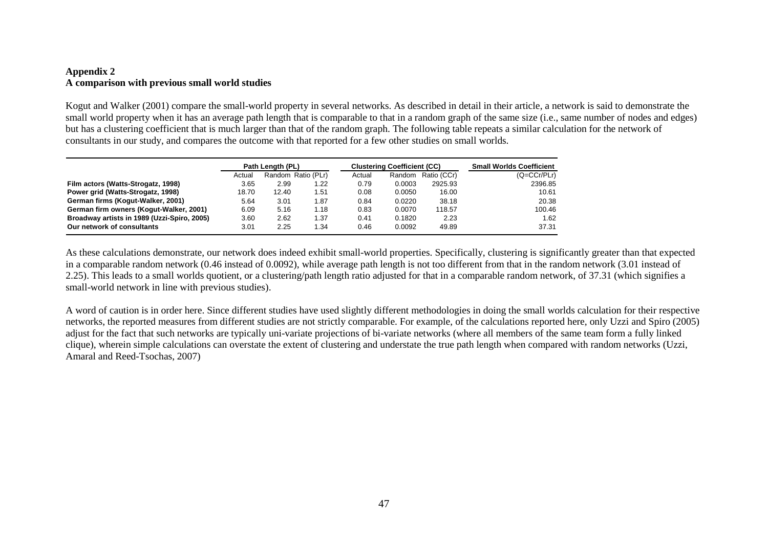**Appendix 2**
**A comparison with previous small world studies**

Kogut and Walker (2001) compare the small-world property in several networks. As described in detail in their article, a network is said to demonstrate the small world property when it has an average path length that is comparable to that in a random graph of the same size (i.e., same number of nodes and edges) but has a clustering coefficient that is much larger than that of the random graph. The following table repeats a similar calculation for the network of consultants in our study, and compares the outcome with that reported for a few other studies on small worlds.

| | Path Length (PL) | | | Clustering Coefficient (CC) | | | Small Worlds Coefficient |
|---|---|---|---|---|---|---|---|
| | Actual | Random | Ratio (PLr) | Actual | Random | Ratio (CCr) | (Q=CCr/PLr) |
| **Film actors (Watts-Strogatz, 1998)** | 3.65 | 2.99 | 1.22 | 0.79 | 0.0003 | 2925.93 | 2396.85 |
| **Power grid (Watts-Strogatz, 1998)** | 18.70 | 12.40 | 1.51 | 0.08 | 0.0050 | 16.00 | 10.61 |
| **German firms (Kogut-Walker, 2001)** | 5.64 | 3.01 | 1.87 | 0.84 | 0.0220 | 38.18 | 20.38 |
| **German firm owners (Kogut-Walker, 2001)** | 6.09 | 5.16 | 1.18 | 0.83 | 0.0070 | 118.57 | 100.46 |
| **Broadway artists in 1989 (Uzzi-Spiro, 2005)** | 3.60 | 2.62 | 1.37 | 0.41 | 0.1820 | 2.23 | 1.62 |
| **Our network of consultants** | 3.01 | 2.25 | 1.34 | 0.46 | 0.0092 | 49.89 | 37.31 |

As these calculations demonstrate, our network does indeed exhibit small-world properties. Specifically, clustering is significantly greater than that expected in a comparable random network (0.46 instead of 0.0092), while average path length is not too different from that in the random network (3.01 instead of 2.25). This leads to a small worlds quotient, or a clustering/path length ratio adjusted for that in a comparable random network, of 37.31 (which signifies a small-world network in line with previous studies).

A word of caution is in order here. Since different studies have used slightly different methodologies in doing the small worlds calculation for their respective networks, the reported measures from different studies are not strictly comparable. For example, of the calculations reported here, only Uzzi and Spiro (2005) adjust for the fact that such networks are typically uni-variate projections of bi-variate networks (where all members of the same team form a fully linked clique), wherein simple calculations can overstate the extent of clustering and understate the true path length when compared with random networks (Uzzi, Amaral and Reed-Tsochas, 2007)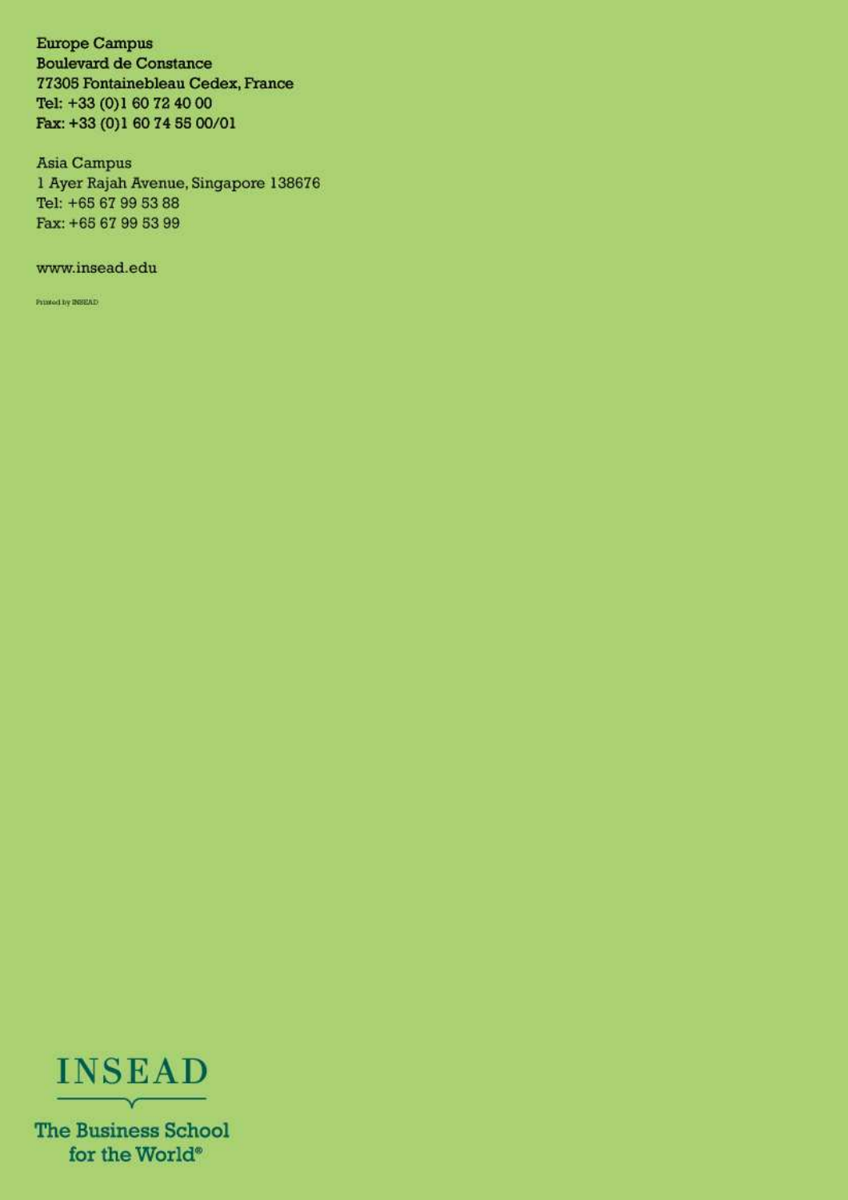**Europe Campus**
**Boulevard de Constance**
**77305 Fontainebleau Cedex, France**
**Tel: +33 (0)1 60 72 40 00**
**Fax: +33 (0)1 60 74 55 00/01**

Asia Campus
1 Ayer Rajah Avenue, Singapore 138676
Tel: +65 67 99 53 88
Fax: +65 67 99 53 99

www.insead.edu

Printed by INSEAD

INSEAD

The Business School
for the World®